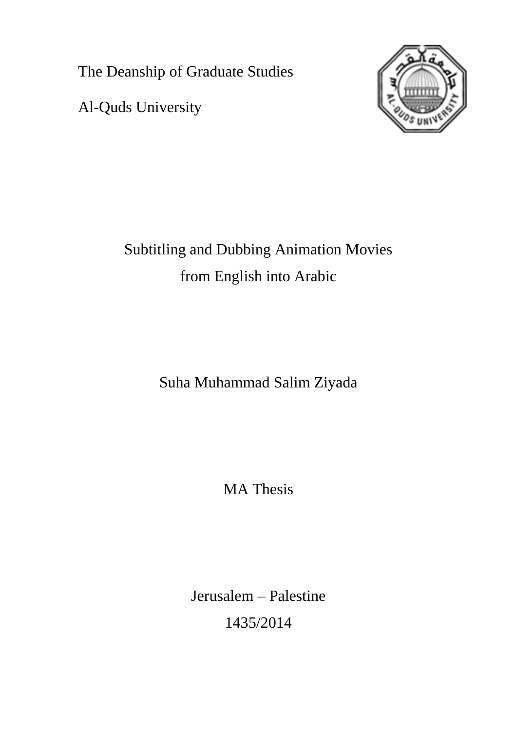The Deanship of Graduate Studies

Al-Quds University

# Subtitling and Dubbing Animation Movies from English into Arabic

Suha Muhammad Salim Ziyada

MA Thesis

Jerusalem – Palestine

1435/2014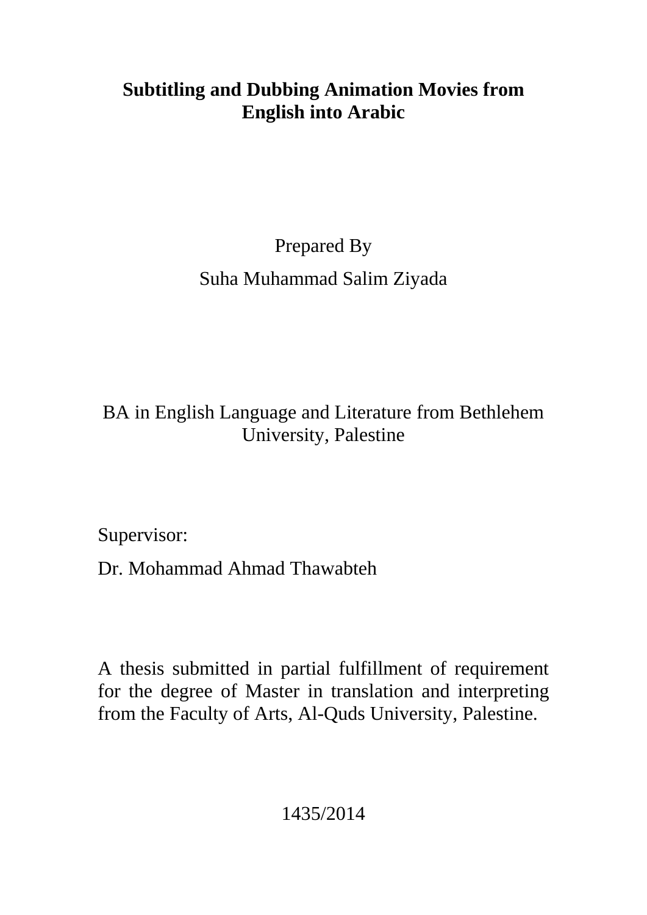# Subtitling and Dubbing Animation Movies from English into Arabic

Prepared By

Suha Muhammad Salim Ziyada

BA in English Language and Literature from Bethlehem University, Palestine

Supervisor:

Dr. Mohammad Ahmad Thawabteh

A thesis submitted in partial fulfillment of requirement for the degree of Master in translation and interpreting from the Faculty of Arts, Al-Quds University, Palestine.

1435/2014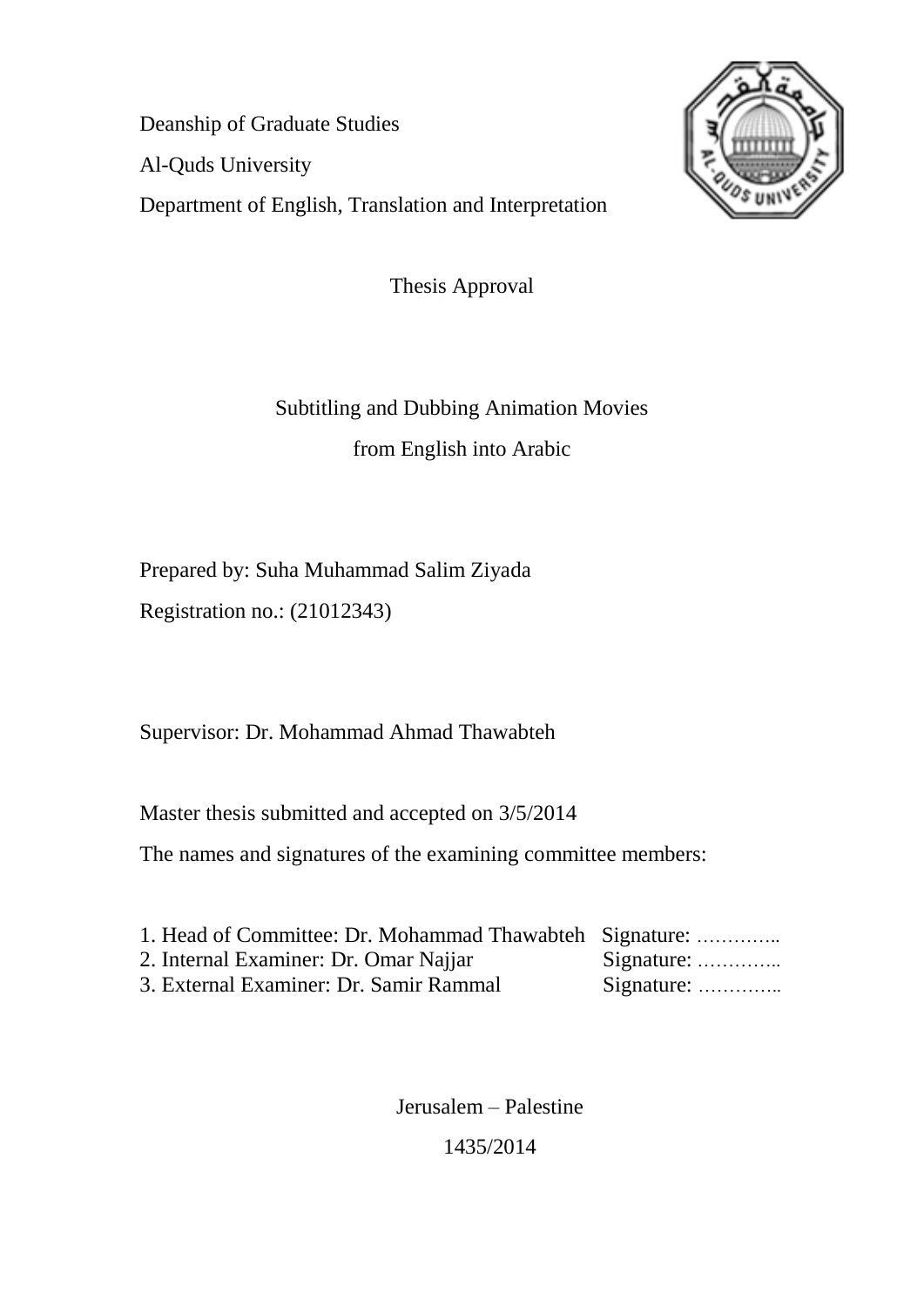Deanship of Graduate Studies

Al-Quds University

Department of English, Translation and Interpretation

Thesis Approval

Subtitling and Dubbing Animation Movies

from English into Arabic

Prepared by: Suha Muhammad Salim Ziyada

Registration no.: (21012343)

Supervisor: Dr. Mohammad Ahmad Thawabteh

Master thesis submitted and accepted on 3/5/2014

The names and signatures of the examining committee members:

1. Head of Committee: Dr. Mohammad Thawabteh Signature: …………..
2. Internal Examiner: Dr. Omar Najjar Signature: …………..
3. External Examiner: Dr. Samir Rammal Signature: …………..

Jerusalem – Palestine

1435/2014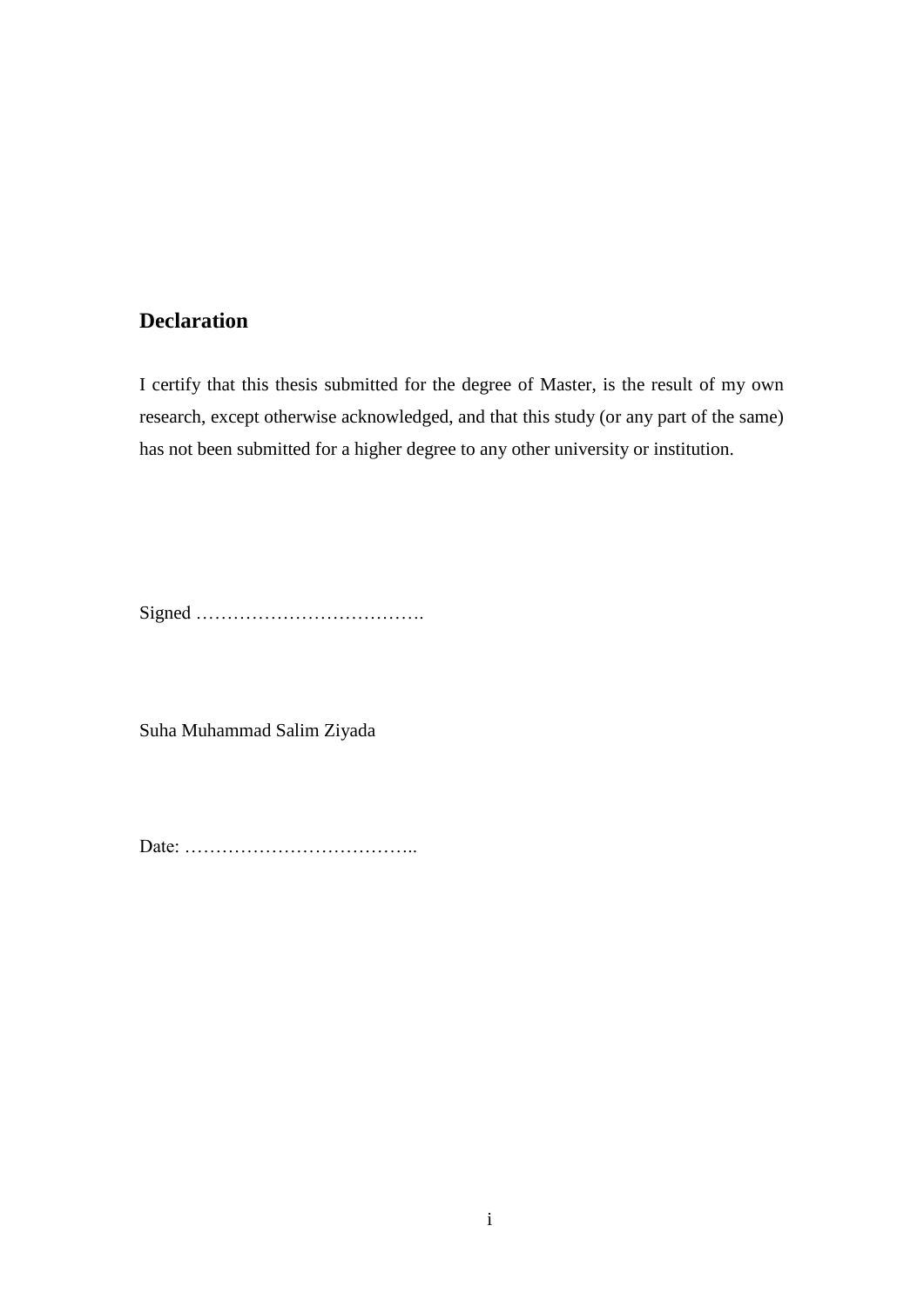## Declaration

I certify that this thesis submitted for the degree of Master, is the result of my own research, except otherwise acknowledged, and that this study (or any part of the same) has not been submitted for a higher degree to any other university or institution.

Signed ……………………………….

Suha Muhammad Salim Ziyada

Date: ………………………………..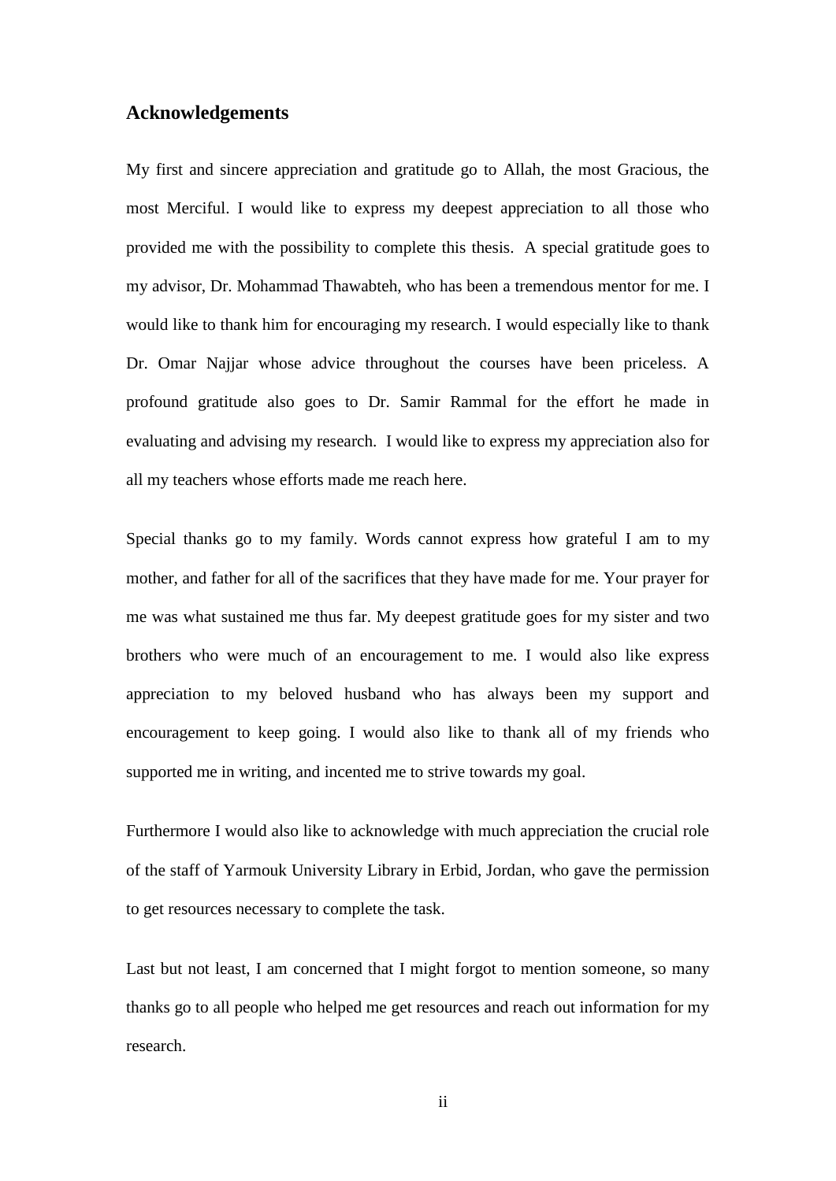## Acknowledgements

My first and sincere appreciation and gratitude go to Allah, the most Gracious, the most Merciful. I would like to express my deepest appreciation to all those who provided me with the possibility to complete this thesis. A special gratitude goes to my advisor, Dr. Mohammad Thawabteh, who has been a tremendous mentor for me. I would like to thank him for encouraging my research. I would especially like to thank Dr. Omar Najjar whose advice throughout the courses have been priceless. A profound gratitude also goes to Dr. Samir Rammal for the effort he made in evaluating and advising my research. I would like to express my appreciation also for all my teachers whose efforts made me reach here.

Special thanks go to my family. Words cannot express how grateful I am to my mother, and father for all of the sacrifices that they have made for me. Your prayer for me was what sustained me thus far. My deepest gratitude goes for my sister and two brothers who were much of an encouragement to me. I would also like express appreciation to my beloved husband who has always been my support and encouragement to keep going. I would also like to thank all of my friends who supported me in writing, and incented me to strive towards my goal.

Furthermore I would also like to acknowledge with much appreciation the crucial role of the staff of Yarmouk University Library in Erbid, Jordan, who gave the permission to get resources necessary to complete the task.

Last but not least, I am concerned that I might forgot to mention someone, so many thanks go to all people who helped me get resources and reach out information for my research.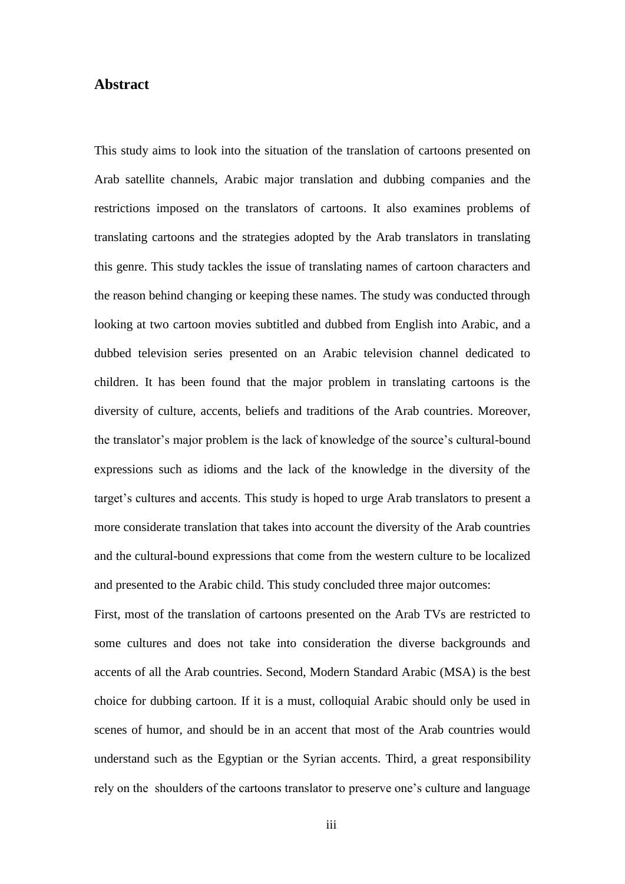## Abstract

This study aims to look into the situation of the translation of cartoons presented on Arab satellite channels, Arabic major translation and dubbing companies and the restrictions imposed on the translators of cartoons. It also examines problems of translating cartoons and the strategies adopted by the Arab translators in translating this genre. This study tackles the issue of translating names of cartoon characters and the reason behind changing or keeping these names. The study was conducted through looking at two cartoon movies subtitled and dubbed from English into Arabic, and a dubbed television series presented on an Arabic television channel dedicated to children. It has been found that the major problem in translating cartoons is the diversity of culture, accents, beliefs and traditions of the Arab countries. Moreover, the translator's major problem is the lack of knowledge of the source's cultural-bound expressions such as idioms and the lack of the knowledge in the diversity of the target's cultures and accents. This study is hoped to urge Arab translators to present a more considerate translation that takes into account the diversity of the Arab countries and the cultural-bound expressions that come from the western culture to be localized and presented to the Arabic child. This study concluded three major outcomes:

First, most of the translation of cartoons presented on the Arab TVs are restricted to some cultures and does not take into consideration the diverse backgrounds and accents of all the Arab countries. Second, Modern Standard Arabic (MSA) is the best choice for dubbing cartoon. If it is a must, colloquial Arabic should only be used in scenes of humor, and should be in an accent that most of the Arab countries would understand such as the Egyptian or the Syrian accents. Third, a great responsibility rely on the shoulders of the cartoons translator to preserve one's culture and language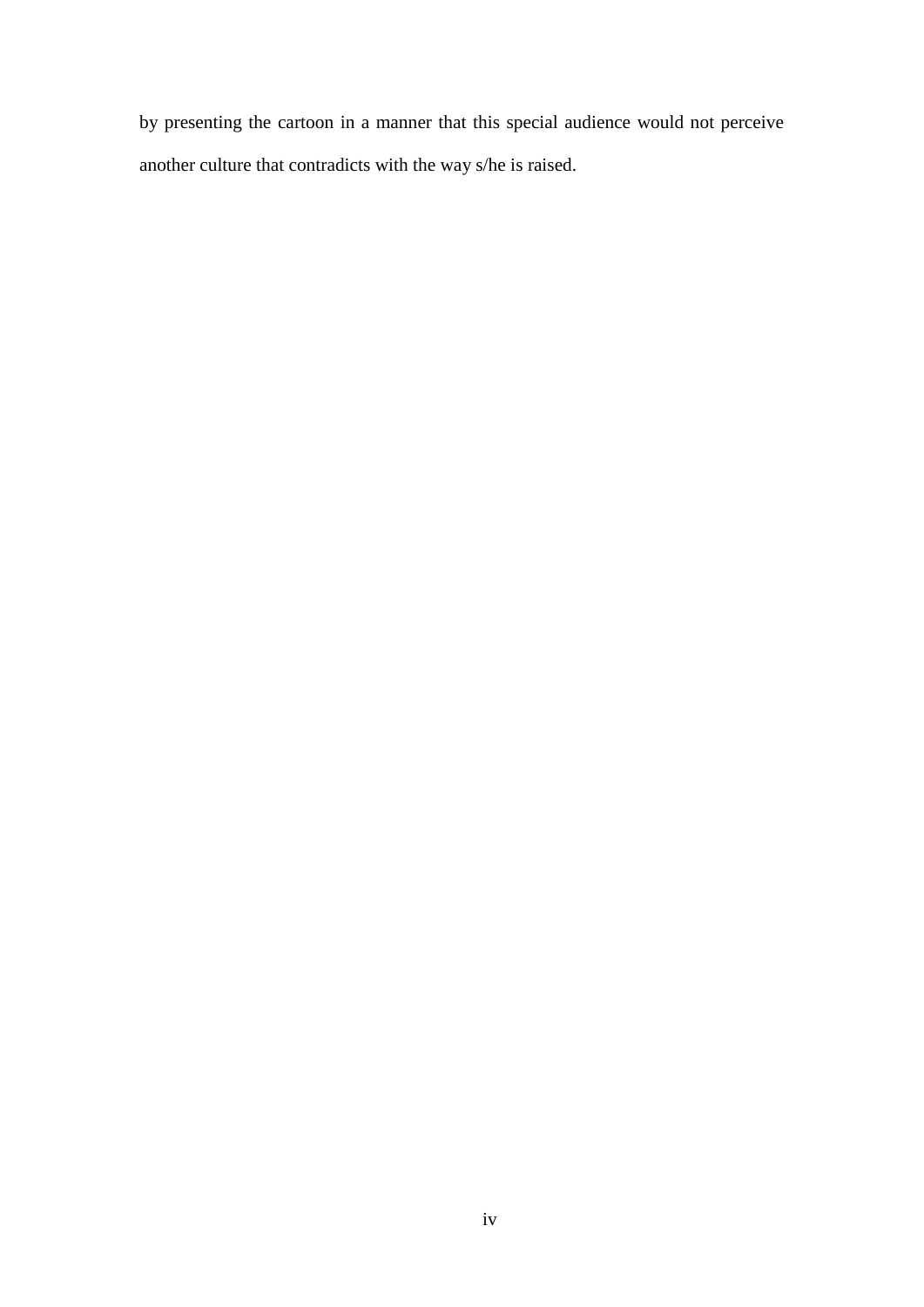by presenting the cartoon in a manner that this special audience would not perceive another culture that contradicts with the way s/he is raised.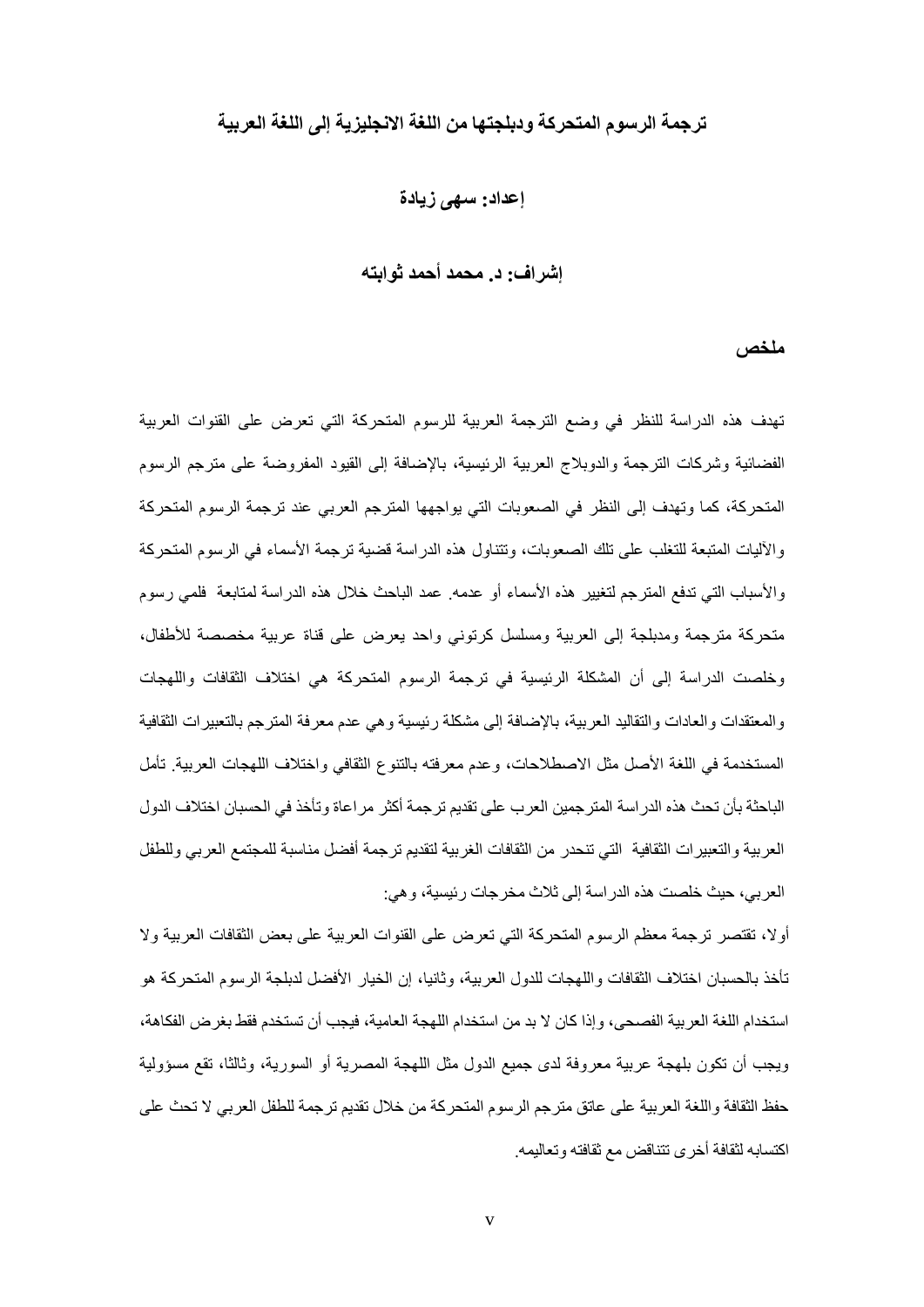# ترجمة الرسوم المتحركة ودبلجتها من اللغة الانجليزية إلى اللغة العربية

**إعداد: سهى زيادة**

**إشراف: د. محمد أحمد ثوابته**

## ملخص

تهدف هذه الدراسة للنظر في وضع الترجمة العربية للرسوم المتحركة التي تعرض على القنوات العربية الفضائية وشركات الترجمة والدوبلاج العربية الرئيسية، بالإضافة إلى القيود المفروضة على مترجم الرسوم المتحركة، كما وتهدف إلى النظر في الصعوبات التي يواجهها المترجم العربي عند ترجمة الرسوم المتحركة والآليات المتبعة للتغلب على تلك الصعوبات، وتتناول هذه الدراسة قضية ترجمة الأسماء في الرسوم المتحركة والأسباب التي تدفع المترجم لتغيير هذه الأسماء أو عدمه. عمد الباحث خلال هذه الدراسة لمتابعة فلمي رسوم متحركة مترجمة ومدبلجة إلى العربية ومسلسل كرتوني واحد يعرض على قناة عربية مخصصة للأطفال، وخلصت الدراسة إلى أن المشكلة الرئيسية في ترجمة الرسوم المتحركة هي اختلاف الثقافات واللهجات والمعتقدات والعادات والتقاليد العربية، بالإضافة إلى مشكلة رئيسية وهي عدم معرفة المترجم بالتعبيرات الثقافية المستخدمة في اللغة الأصل مثل الاصطلاحات، وعدم معرفته بالتنوع الثقافي واختلاف اللهجات العربية. تأمل الباحثة بأن تحث هذه الدراسة المترجمين العرب على تقديم ترجمة أكثر مراعاة وتأخذ في الحسبان اختلاف الدول العربية والتعبيرات الثقافية التي تنحدر من الثقافات الغربية لتقديم ترجمة أفضل مناسبة للمجتمع العربي وللطفل العربي، حيث خلصت هذه الدراسة إلى ثلاث مخرجات رئيسية، وهي:

أولا، تقتصر ترجمة معظم الرسوم المتحركة التي تعرض على القنوات العربية على بعض الثقافات العربية ولا تأخذ بالحسبان اختلاف الثقافات واللهجات للدول العربية، وثانيا، إن الخيار الأفضل لدبلجة الرسوم المتحركة هو استخدام اللغة العربية الفصحى، وإذا كان لا بد من استخدام اللهجة العامية، فيجب أن تستخدم فقط بغرض الفكاهة، ويجب أن تكون بلهجة عربية معروفة لدى جميع الدول مثل اللهجة المصرية أو السورية، وثالثا، تقع مسؤولية حفظ الثقافة واللغة العربية على عاتق مترجم الرسوم المتحركة من خلال تقديم ترجمة للطفل العربي لا تحث على اكتسابه لثقافة أخرى تتناقض مع ثقافته وتعاليمه.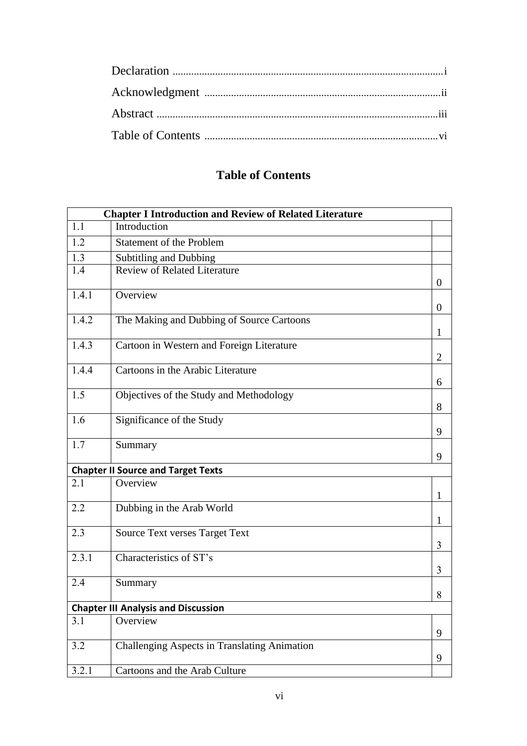Declaration ....................................................................................................i

Acknowledgment ........................................................................................ii

Abstract ........................................................................................................iii

Table of Contents .......................................................................................vi

## Table of Contents

| **Chapter I Introduction and Review of Related Literature** | | |
|---|---|---|
| 1.1 | Introduction | |
| 1.2 | Statement of the Problem | |
| 1.3 | Subtitling and Dubbing | |
| 1.4 | Review of Related Literature | 0 |
| 1.4.1 | Overview | 0 |
| 1.4.2 | The Making and Dubbing of Source Cartoons | 1 |
| 1.4.3 | Cartoon in Western and Foreign Literature | 2 |
| 1.4.4 | Cartoons in the Arabic Literature | 6 |
| 1.5 | Objectives of the Study and Methodology | 8 |
| 1.6 | Significance of the Study | 9 |
| 1.7 | Summary | 9 |
| **Chapter II Source and Target Texts** | | |
| 2.1 | Overview | 1 |
| 2.2 | Dubbing in the Arab World | 1 |
| 2.3 | Source Text verses Target Text | 3 |
| 2.3.1 | Characteristics of ST's | 3 |
| 2.4 | Summary | 8 |
| **Chapter III Analysis and Discussion** | | |
| 3.1 | Overview | 9 |
| 3.2 | Challenging Aspects in Translating Animation | 9 |
| 3.2.1 | Cartoons and the Arab Culture | |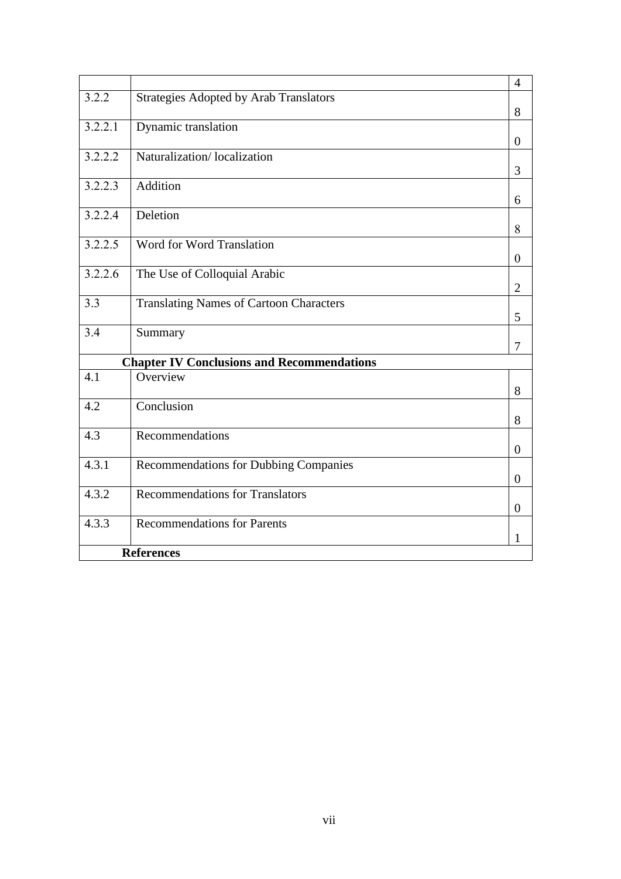| | | 4 |
|---|---|---|
| 3.2.2 | Strategies Adopted by Arab Translators | 8 |
| 3.2.2.1 | Dynamic translation | 0 |
| 3.2.2.2 | Naturalization/ localization | 3 |
| 3.2.2.3 | Addition | 6 |
| 3.2.2.4 | Deletion | 8 |
| 3.2.2.5 | Word for Word Translation | 0 |
| 3.2.2.6 | The Use of Colloquial Arabic | 2 |
| 3.3 | Translating Names of Cartoon Characters | 5 |
| 3.4 | Summary | 7 |
| **Chapter IV Conclusions and Recommendations** | | |
| 4.1 | Overview | 8 |
| 4.2 | Conclusion | 8 |
| 4.3 | Recommendations | 0 |
| 4.3.1 | Recommendations for Dubbing Companies | 0 |
| 4.3.2 | Recommendations for Translators | 0 |
| 4.3.3 | Recommendations for Parents | 1 |
| **References** | | |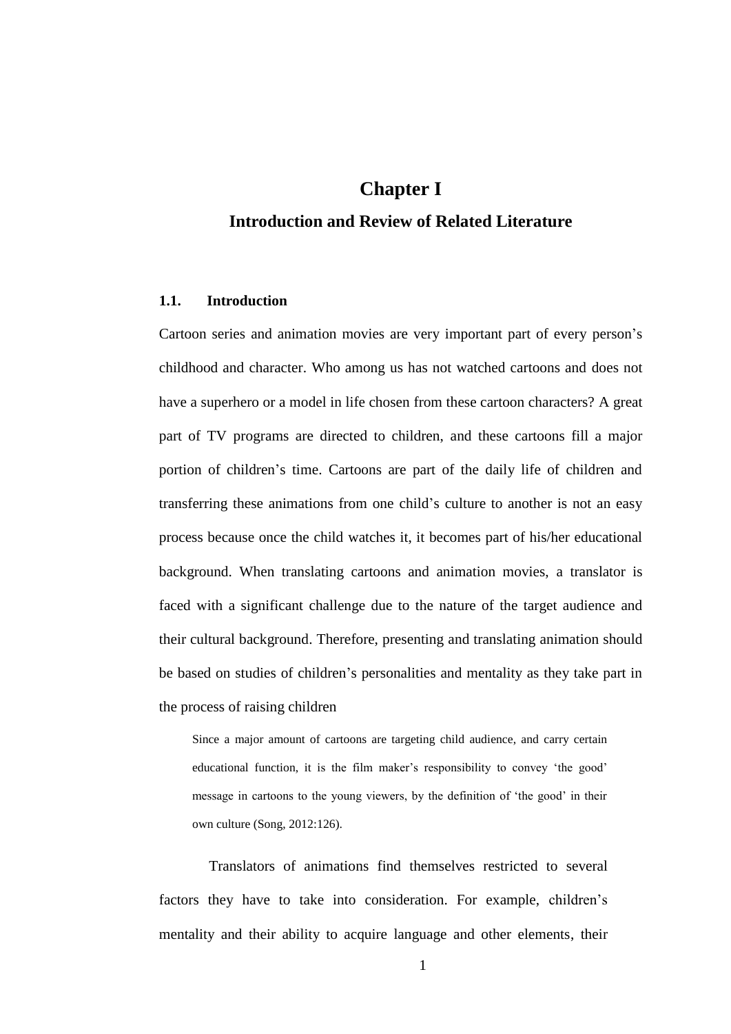# Chapter I

## Introduction and Review of Related Literature

### 1.1. Introduction

Cartoon series and animation movies are very important part of every person's childhood and character. Who among us has not watched cartoons and does not have a superhero or a model in life chosen from these cartoon characters? A great part of TV programs are directed to children, and these cartoons fill a major portion of children's time. Cartoons are part of the daily life of children and transferring these animations from one child's culture to another is not an easy process because once the child watches it, it becomes part of his/her educational background. When translating cartoons and animation movies, a translator is faced with a significant challenge due to the nature of the target audience and their cultural background. Therefore, presenting and translating animation should be based on studies of children's personalities and mentality as they take part in the process of raising children

> Since a major amount of cartoons are targeting child audience, and carry certain educational function, it is the film maker's responsibility to convey 'the good' message in cartoons to the young viewers, by the definition of 'the good' in their own culture (Song, 2012:126).

Translators of animations find themselves restricted to several factors they have to take into consideration. For example, children's mentality and their ability to acquire language and other elements, their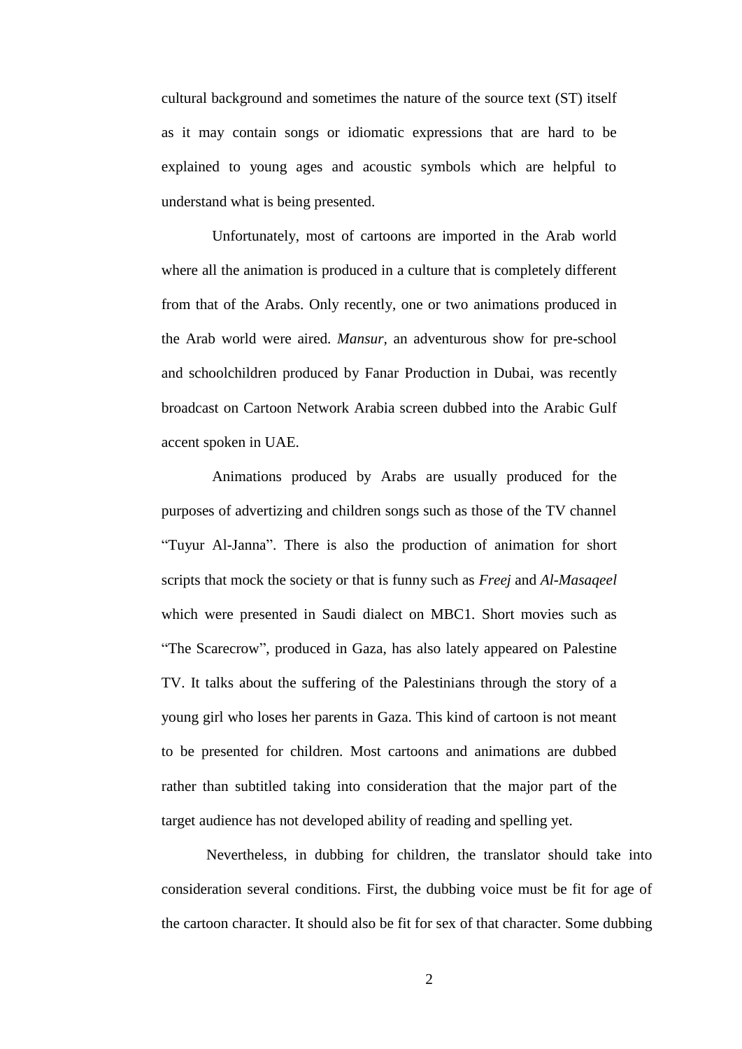cultural background and sometimes the nature of the source text (ST) itself as it may contain songs or idiomatic expressions that are hard to be explained to young ages and acoustic symbols which are helpful to understand what is being presented.

Unfortunately, most of cartoons are imported in the Arab world where all the animation is produced in a culture that is completely different from that of the Arabs. Only recently, one or two animations produced in the Arab world were aired. *Mansur*, an adventurous show for pre-school and schoolchildren produced by Fanar Production in Dubai, was recently broadcast on Cartoon Network Arabia screen dubbed into the Arabic Gulf accent spoken in UAE.

Animations produced by Arabs are usually produced for the purposes of advertizing and children songs such as those of the TV channel "Tuyur Al-Janna". There is also the production of animation for short scripts that mock the society or that is funny such as *Freej* and *Al-Masaqeel* which were presented in Saudi dialect on MBC1. Short movies such as "The Scarecrow", produced in Gaza, has also lately appeared on Palestine TV. It talks about the suffering of the Palestinians through the story of a young girl who loses her parents in Gaza. This kind of cartoon is not meant to be presented for children. Most cartoons and animations are dubbed rather than subtitled taking into consideration that the major part of the target audience has not developed ability of reading and spelling yet.

Nevertheless, in dubbing for children, the translator should take into consideration several conditions. First, the dubbing voice must be fit for age of the cartoon character. It should also be fit for sex of that character. Some dubbing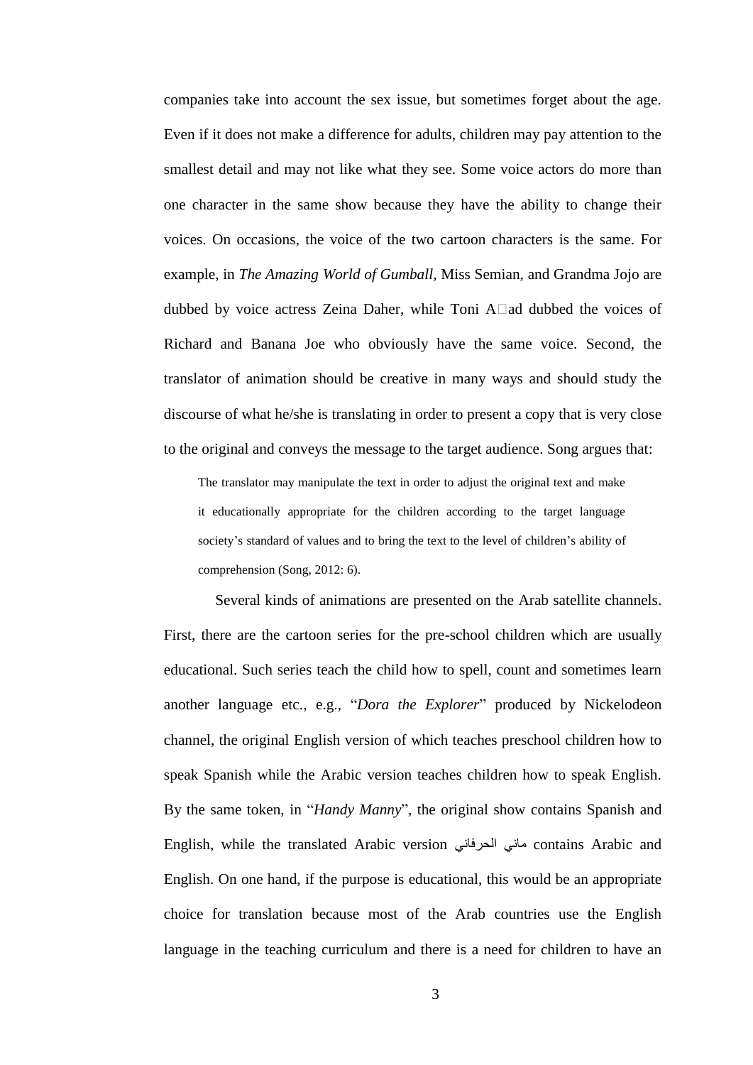companies take into account the sex issue, but sometimes forget about the age. Even if it does not make a difference for adults, children may pay attention to the smallest detail and may not like what they see. Some voice actors do more than one character in the same show because they have the ability to change their voices. On occasions, the voice of the two cartoon characters is the same. For example, in *The Amazing World of Gumball*, Miss Semian, and Grandma Jojo are dubbed by voice actress Zeina Daher, while Toni A□ad dubbed the voices of Richard and Banana Joe who obviously have the same voice. Second, the translator of animation should be creative in many ways and should study the discourse of what he/she is translating in order to present a copy that is very close to the original and conveys the message to the target audience. Song argues that:

> The translator may manipulate the text in order to adjust the original text and make it educationally appropriate for the children according to the target language society's standard of values and to bring the text to the level of children's ability of comprehension (Song, 2012: 6).

Several kinds of animations are presented on the Arab satellite channels. First, there are the cartoon series for the pre-school children which are usually educational. Such series teach the child how to spell, count and sometimes learn another language etc., e.g., "*Dora the Explorer*" produced by Nickelodeon channel, the original English version of which teaches preschool children how to speak Spanish while the Arabic version teaches children how to speak English. By the same token, in "*Handy Manny*", the original show contains Spanish and English, while the translated Arabic version ماني الحرفاني contains Arabic and English. On one hand, if the purpose is educational, this would be an appropriate choice for translation because most of the Arab countries use the English language in the teaching curriculum and there is a need for children to have an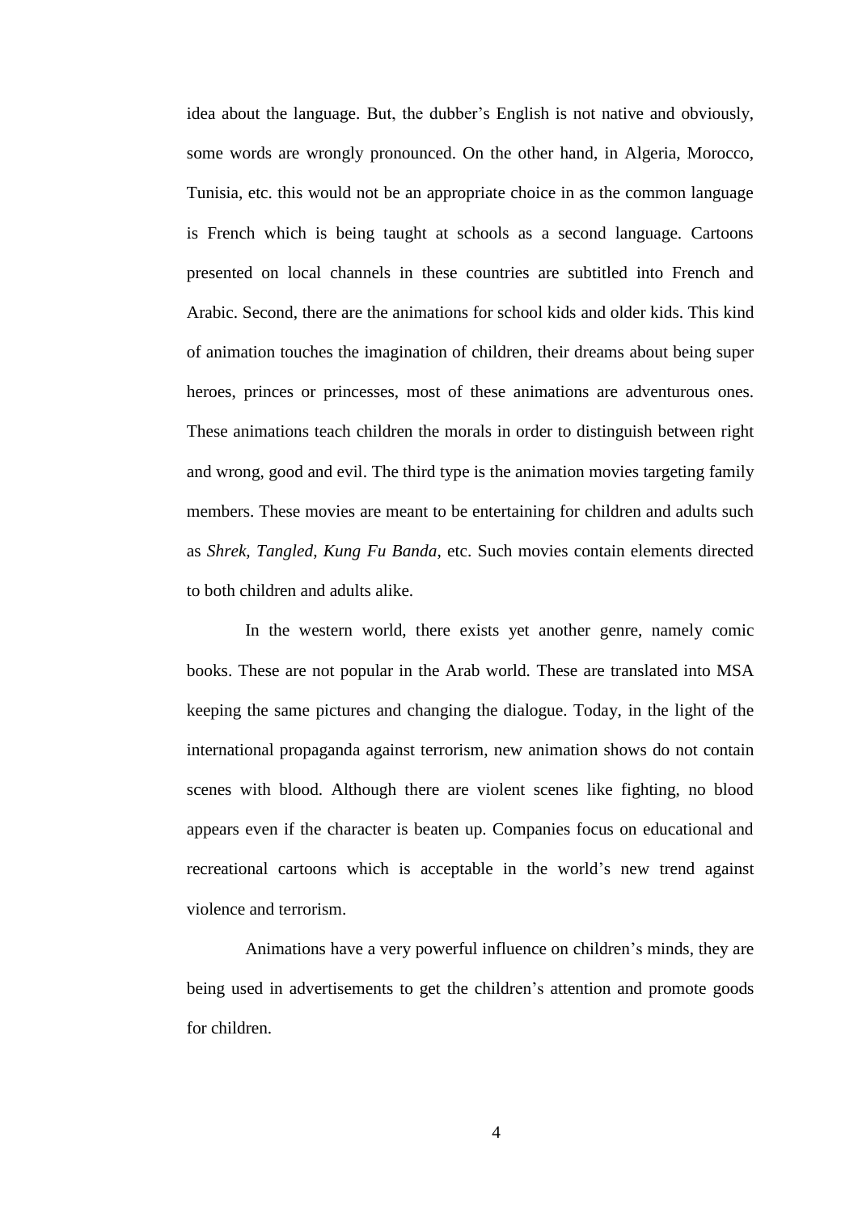idea about the language. But, the dubber's English is not native and obviously, some words are wrongly pronounced. On the other hand, in Algeria, Morocco, Tunisia, etc. this would not be an appropriate choice in as the common language is French which is being taught at schools as a second language. Cartoons presented on local channels in these countries are subtitled into French and Arabic. Second, there are the animations for school kids and older kids. This kind of animation touches the imagination of children, their dreams about being super heroes, princes or princesses, most of these animations are adventurous ones. These animations teach children the morals in order to distinguish between right and wrong, good and evil. The third type is the animation movies targeting family members. These movies are meant to be entertaining for children and adults such as *Shrek*, *Tangled*, *Kung Fu Banda*, etc. Such movies contain elements directed to both children and adults alike.

In the western world, there exists yet another genre, namely comic books. These are not popular in the Arab world. These are translated into MSA keeping the same pictures and changing the dialogue. Today, in the light of the international propaganda against terrorism, new animation shows do not contain scenes with blood. Although there are violent scenes like fighting, no blood appears even if the character is beaten up. Companies focus on educational and recreational cartoons which is acceptable in the world's new trend against violence and terrorism.

Animations have a very powerful influence on children's minds, they are being used in advertisements to get the children's attention and promote goods for children.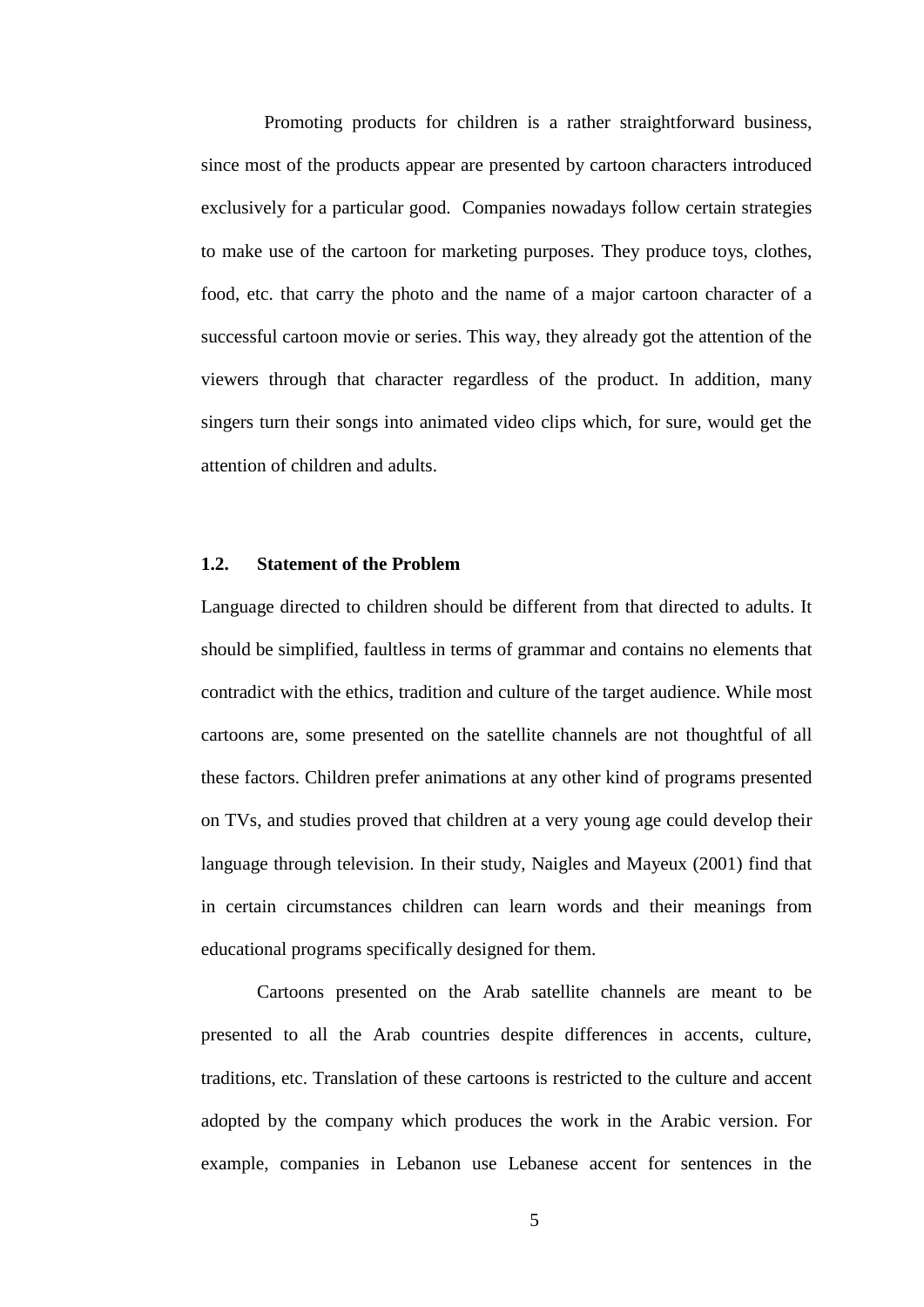Promoting products for children is a rather straightforward business, since most of the products appear are presented by cartoon characters introduced exclusively for a particular good. Companies nowadays follow certain strategies to make use of the cartoon for marketing purposes. They produce toys, clothes, food, etc. that carry the photo and the name of a major cartoon character of a successful cartoon movie or series. This way, they already got the attention of the viewers through that character regardless of the product. In addition, many singers turn their songs into animated video clips which, for sure, would get the attention of children and adults.

### 1.2. Statement of the Problem

Language directed to children should be different from that directed to adults. It should be simplified, faultless in terms of grammar and contains no elements that contradict with the ethics, tradition and culture of the target audience. While most cartoons are, some presented on the satellite channels are not thoughtful of all these factors. Children prefer animations at any other kind of programs presented on TVs, and studies proved that children at a very young age could develop their language through television. In their study, Naigles and Mayeux (2001) find that in certain circumstances children can learn words and their meanings from educational programs specifically designed for them.

Cartoons presented on the Arab satellite channels are meant to be presented to all the Arab countries despite differences in accents, culture, traditions, etc. Translation of these cartoons is restricted to the culture and accent adopted by the company which produces the work in the Arabic version. For example, companies in Lebanon use Lebanese accent for sentences in the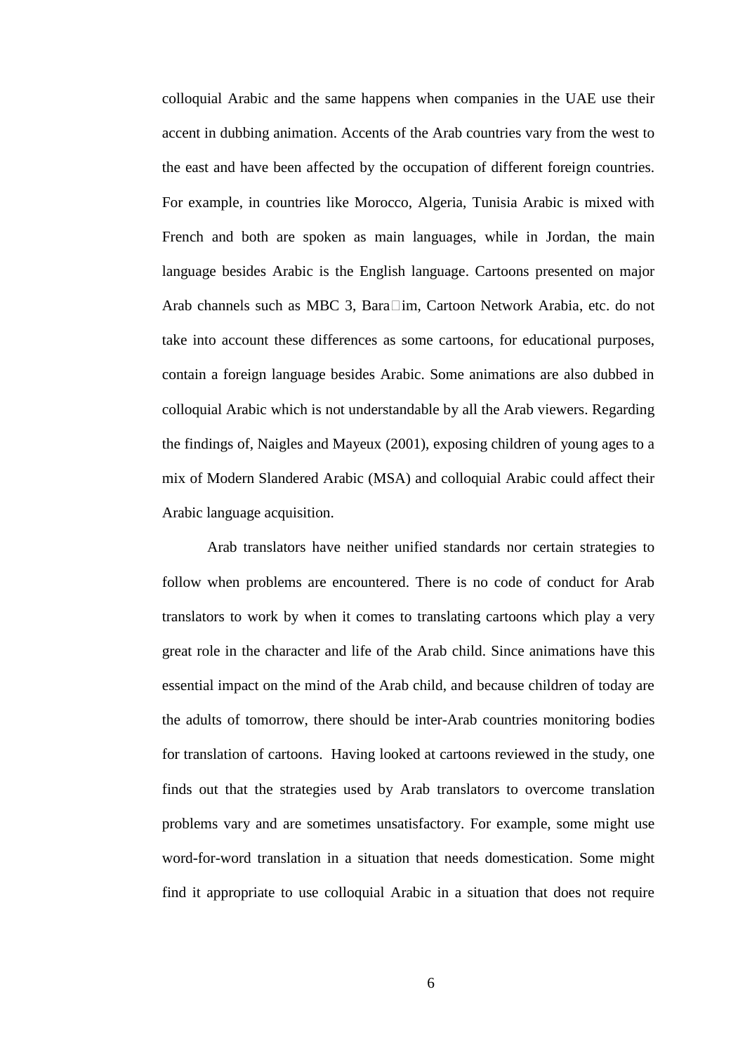colloquial Arabic and the same happens when companies in the UAE use their accent in dubbing animation. Accents of the Arab countries vary from the west to the east and have been affected by the occupation of different foreign countries. For example, in countries like Morocco, Algeria, Tunisia Arabic is mixed with French and both are spoken as main languages, while in Jordan, the main language besides Arabic is the English language. Cartoons presented on major Arab channels such as MBC 3, Bara□im, Cartoon Network Arabia, etc. do not take into account these differences as some cartoons, for educational purposes, contain a foreign language besides Arabic. Some animations are also dubbed in colloquial Arabic which is not understandable by all the Arab viewers. Regarding the findings of, Naigles and Mayeux (2001), exposing children of young ages to a mix of Modern Slandered Arabic (MSA) and colloquial Arabic could affect their Arabic language acquisition.

Arab translators have neither unified standards nor certain strategies to follow when problems are encountered. There is no code of conduct for Arab translators to work by when it comes to translating cartoons which play a very great role in the character and life of the Arab child. Since animations have this essential impact on the mind of the Arab child, and because children of today are the adults of tomorrow, there should be inter-Arab countries monitoring bodies for translation of cartoons. Having looked at cartoons reviewed in the study, one finds out that the strategies used by Arab translators to overcome translation problems vary and are sometimes unsatisfactory. For example, some might use word-for-word translation in a situation that needs domestication. Some might find it appropriate to use colloquial Arabic in a situation that does not require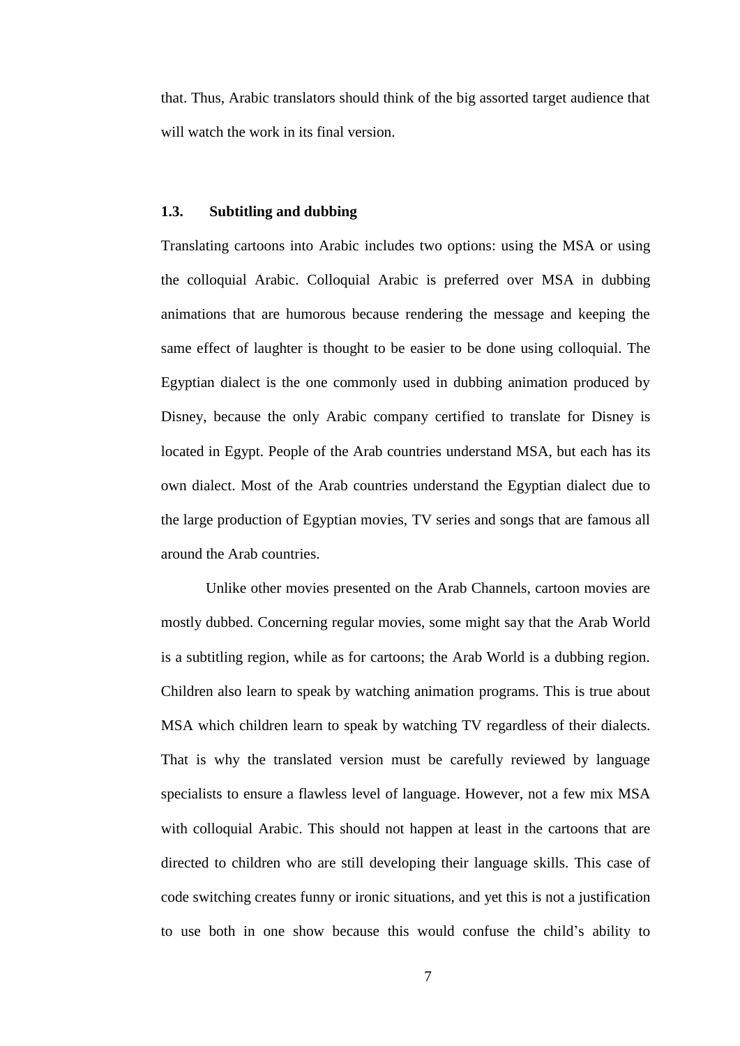that. Thus, Arabic translators should think of the big assorted target audience that will watch the work in its final version.

### 1.3. Subtitling and dubbing

Translating cartoons into Arabic includes two options: using the MSA or using the colloquial Arabic. Colloquial Arabic is preferred over MSA in dubbing animations that are humorous because rendering the message and keeping the same effect of laughter is thought to be easier to be done using colloquial. The Egyptian dialect is the one commonly used in dubbing animation produced by Disney, because the only Arabic company certified to translate for Disney is located in Egypt. People of the Arab countries understand MSA, but each has its own dialect. Most of the Arab countries understand the Egyptian dialect due to the large production of Egyptian movies, TV series and songs that are famous all around the Arab countries.

Unlike other movies presented on the Arab Channels, cartoon movies are mostly dubbed. Concerning regular movies, some might say that the Arab World is a subtitling region, while as for cartoons; the Arab World is a dubbing region. Children also learn to speak by watching animation programs. This is true about MSA which children learn to speak by watching TV regardless of their dialects. That is why the translated version must be carefully reviewed by language specialists to ensure a flawless level of language. However, not a few mix MSA with colloquial Arabic. This should not happen at least in the cartoons that are directed to children who are still developing their language skills. This case of code switching creates funny or ironic situations, and yet this is not a justification to use both in one show because this would confuse the child's ability to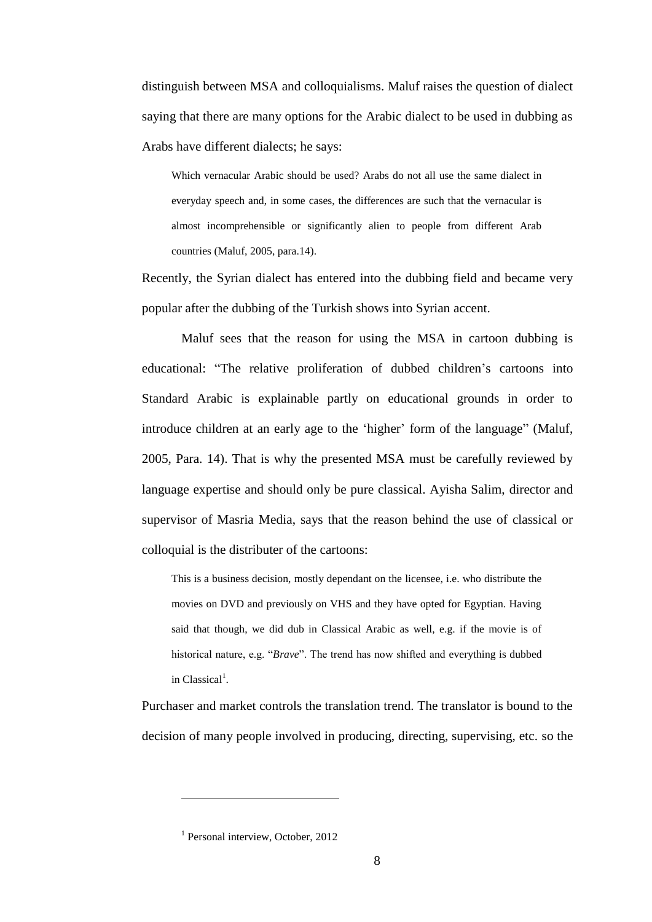distinguish between MSA and colloquialisms. Maluf raises the question of dialect saying that there are many options for the Arabic dialect to be used in dubbing as Arabs have different dialects; he says:

> Which vernacular Arabic should be used? Arabs do not all use the same dialect in everyday speech and, in some cases, the differences are such that the vernacular is almost incomprehensible or significantly alien to people from different Arab countries (Maluf, 2005, para.14).

Recently, the Syrian dialect has entered into the dubbing field and became very popular after the dubbing of the Turkish shows into Syrian accent.

Maluf sees that the reason for using the MSA in cartoon dubbing is educational: "The relative proliferation of dubbed children's cartoons into Standard Arabic is explainable partly on educational grounds in order to introduce children at an early age to the 'higher' form of the language" (Maluf, 2005, Para. 14). That is why the presented MSA must be carefully reviewed by language expertise and should only be pure classical. Ayisha Salim, director and supervisor of Masria Media, says that the reason behind the use of classical or colloquial is the distributer of the cartoons:

> This is a business decision, mostly dependant on the licensee, i.e. who distribute the movies on DVD and previously on VHS and they have opted for Egyptian. Having said that though, we did dub in Classical Arabic as well, e.g. if the movie is of historical nature, e.g. "*Brave*". The trend has now shifted and everything is dubbed in Classical[1].

Purchaser and market controls the translation trend. The translator is bound to the decision of many people involved in producing, directing, supervising, etc. so the

---

[1] Personal interview, October, 2012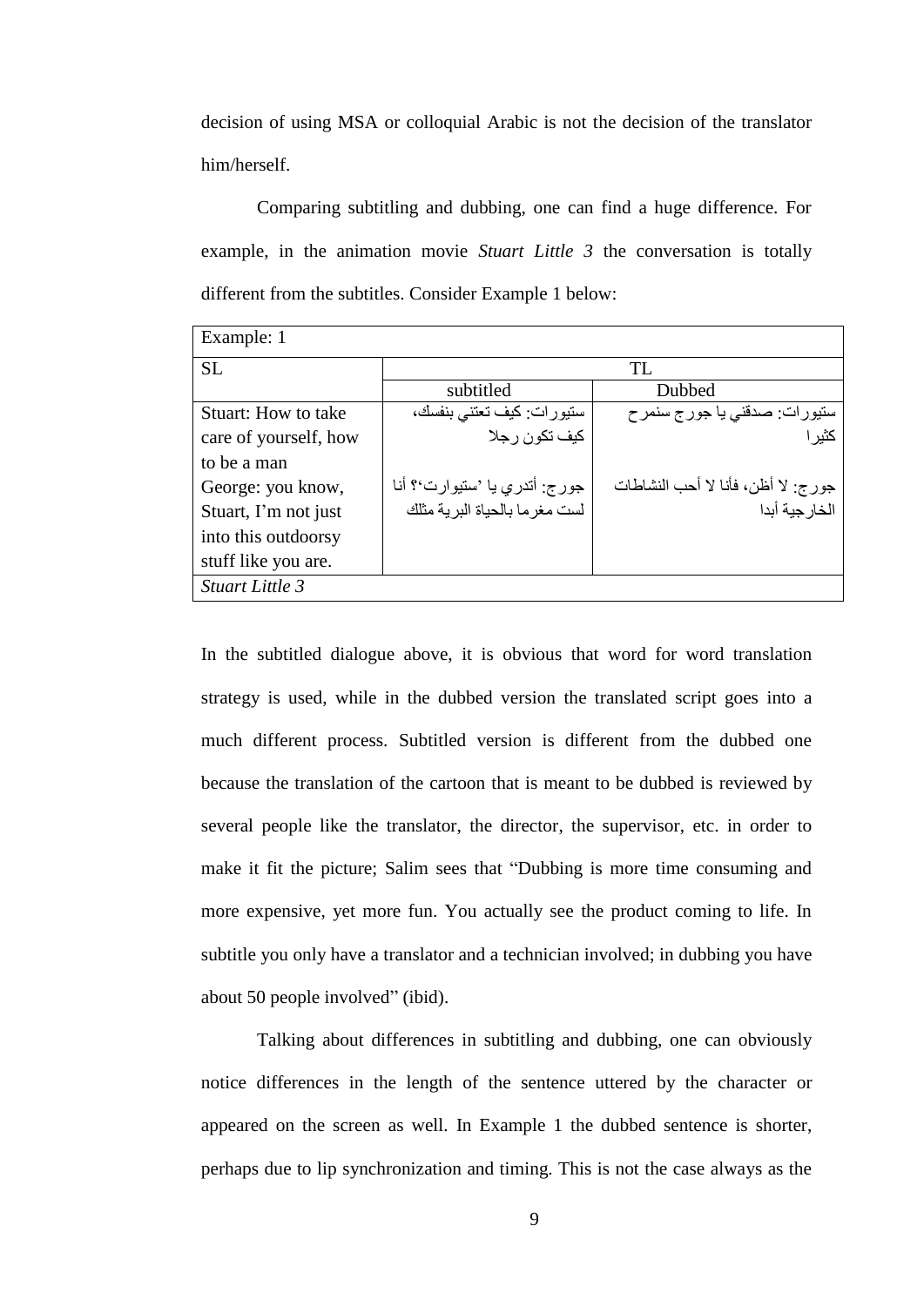decision of using MSA or colloquial Arabic is not the decision of the translator him/herself.

Comparing subtitling and dubbing, one can find a huge difference. For example, in the animation movie *Stuart Little 3* the conversation is totally different from the subtitles. Consider Example 1 below:

| Example: 1 | | |
|---|---|---|
| SL | TL | |
| | subtitled | Dubbed |
| Stuart: How to take care of yourself, how to be a man | ستيورات: كيف تعتني بنفسك، كيف تكون رجلا | ستيورات: صدقني يا جورج سنمرح كثيرا |
| George: you know, Stuart, I'm not just into this outdoorsy stuff like you are. | جورج: أتدري يا 'ستيوارت'؟ أنا لست مغرما بالحياة البرية مثلك | جورج: لا أظن، فأنا لا أحب النشاطات الخارجية أبدا |
| *Stuart Little 3* | | |

In the subtitled dialogue above, it is obvious that word for word translation strategy is used, while in the dubbed version the translated script goes into a much different process. Subtitled version is different from the dubbed one because the translation of the cartoon that is meant to be dubbed is reviewed by several people like the translator, the director, the supervisor, etc. in order to make it fit the picture; Salim sees that "Dubbing is more time consuming and more expensive, yet more fun. You actually see the product coming to life. In subtitle you only have a translator and a technician involved; in dubbing you have about 50 people involved" (ibid).

Talking about differences in subtitling and dubbing, one can obviously notice differences in the length of the sentence uttered by the character or appeared on the screen as well. In Example 1 the dubbed sentence is shorter, perhaps due to lip synchronization and timing. This is not the case always as the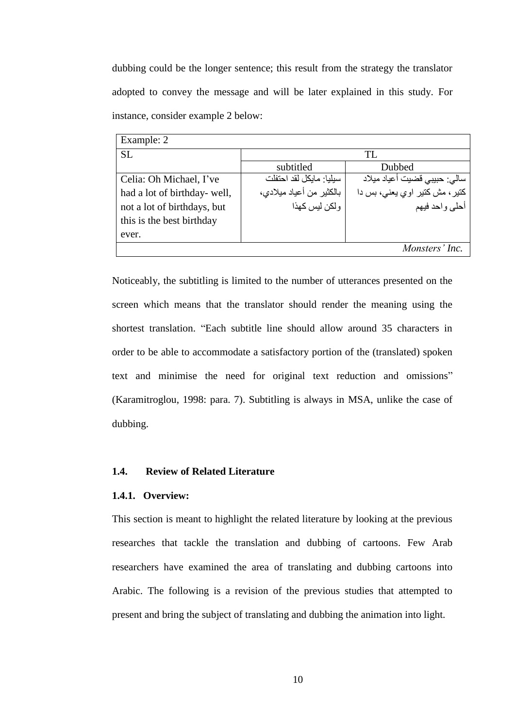dubbing could be the longer sentence; this result from the strategy the translator adopted to convey the message and will be later explained in this study. For instance, consider example 2 below:

| Example: 2 | | |
|---|---|---|
| SL | TL | |
| | subtitled | Dubbed |
| Celia: Oh Michael, I've had a lot of birthday- well, not a lot of birthdays, but this is the best birthday ever. | سيليا: مايكل لقد احتفلت بالكثير من أعياد ميلادي، ولكن ليس كهذا | سالي: حبيبي قضيت أعياد ميلاد كتير، مش كتير اوي يعني، بس دا أحلى واحد فيهم |
| *Monsters' Inc.* | | |

Noticeably, the subtitling is limited to the number of utterances presented on the screen which means that the translator should render the meaning using the shortest translation. "Each subtitle line should allow around 35 characters in order to be able to accommodate a satisfactory portion of the (translated) spoken text and minimise the need for original text reduction and omissions" (Karamitroglou, 1998: para. 7). Subtitling is always in MSA, unlike the case of dubbing.

### 1.4. Review of Related Literature

#### 1.4.1. Overview:

This section is meant to highlight the related literature by looking at the previous researches that tackle the translation and dubbing of cartoons. Few Arab researchers have examined the area of translating and dubbing cartoons into Arabic. The following is a revision of the previous studies that attempted to present and bring the subject of translating and dubbing the animation into light.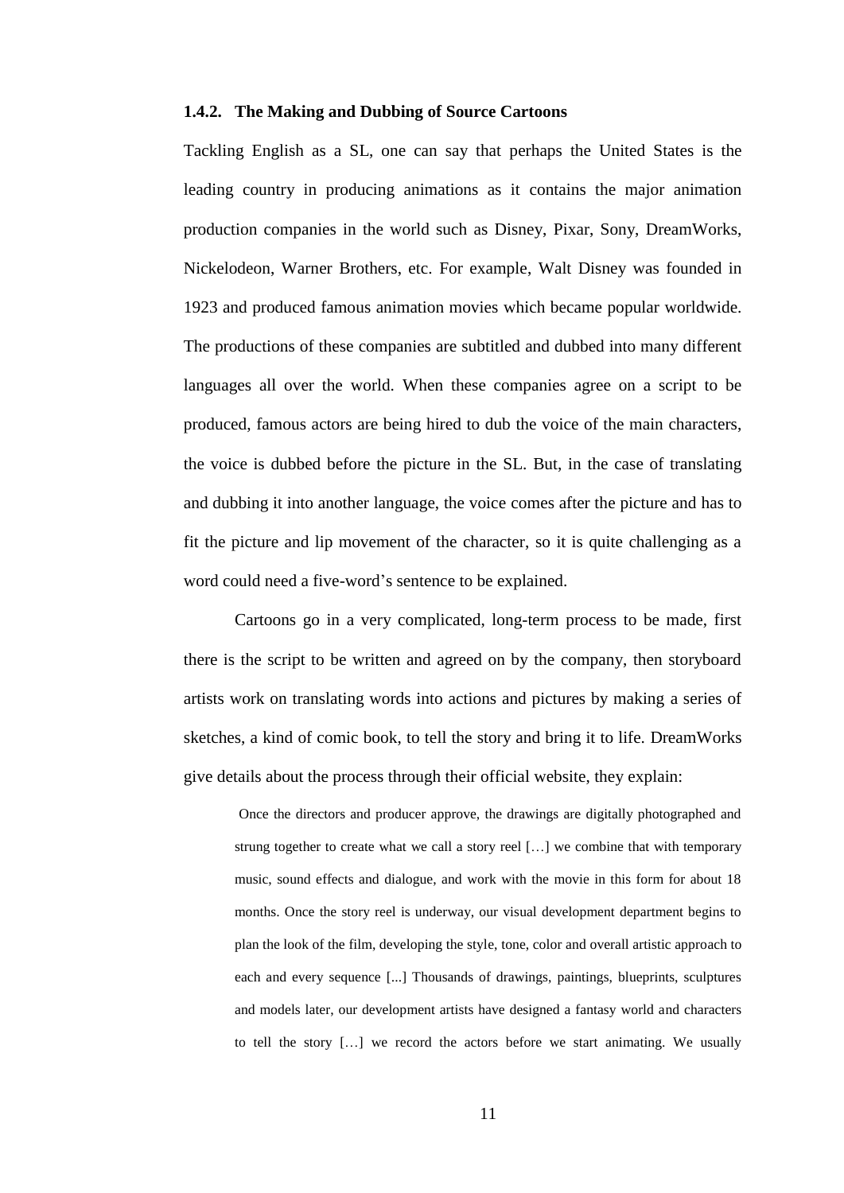### 1.4.2. The Making and Dubbing of Source Cartoons

Tackling English as a SL, one can say that perhaps the United States is the leading country in producing animations as it contains the major animation production companies in the world such as Disney, Pixar, Sony, DreamWorks, Nickelodeon, Warner Brothers, etc. For example, Walt Disney was founded in 1923 and produced famous animation movies which became popular worldwide. The productions of these companies are subtitled and dubbed into many different languages all over the world. When these companies agree on a script to be produced, famous actors are being hired to dub the voice of the main characters, the voice is dubbed before the picture in the SL. But, in the case of translating and dubbing it into another language, the voice comes after the picture and has to fit the picture and lip movement of the character, so it is quite challenging as a word could need a five-word's sentence to be explained.

Cartoons go in a very complicated, long-term process to be made, first there is the script to be written and agreed on by the company, then storyboard artists work on translating words into actions and pictures by making a series of sketches, a kind of comic book, to tell the story and bring it to life. DreamWorks give details about the process through their official website, they explain:

> Once the directors and producer approve, the drawings are digitally photographed and strung together to create what we call a story reel […] we combine that with temporary music, sound effects and dialogue, and work with the movie in this form for about 18 months. Once the story reel is underway, our visual development department begins to plan the look of the film, developing the style, tone, color and overall artistic approach to each and every sequence [...] Thousands of drawings, paintings, blueprints, sculptures and models later, our development artists have designed a fantasy world and characters to tell the story […] we record the actors before we start animating. We usually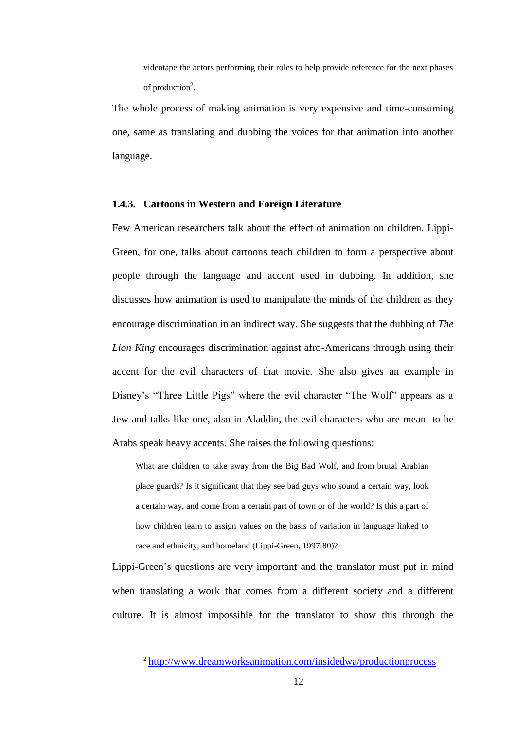videotape the actors performing their roles to help provide reference for the next phases of production[2].

The whole process of making animation is very expensive and time-consuming one, same as translating and dubbing the voices for that animation into another language.

### 1.4.3. Cartoons in Western and Foreign Literature

Few American researchers talk about the effect of animation on children. Lippi-Green, for one, talks about cartoons teach children to form a perspective about people through the language and accent used in dubbing. In addition, she discusses how animation is used to manipulate the minds of the children as they encourage discrimination in an indirect way. She suggests that the dubbing of *The Lion King* encourages discrimination against afro-Americans through using their accent for the evil characters of that movie. She also gives an example in Disney's "Three Little Pigs" where the evil character "The Wolf" appears as a Jew and talks like one, also in Aladdin, the evil characters who are meant to be Arabs speak heavy accents. She raises the following questions:

> What are children to take away from the Big Bad Wolf, and from brutal Arabian place guards? Is it significant that they see bad guys who sound a certain way, look a certain way, and come from a certain part of town or of the world? Is this a part of how children learn to assign values on the basis of variation in language linked to race and ethnicity, and homeland (Lippi-Green, 1997:80)?

Lippi-Green's questions are very important and the translator must put in mind when translating a work that comes from a different society and a different culture. It is almost impossible for the translator to show this through the

---

[2] http://www.dreamworksanimation.com/insidedwa/productionprocess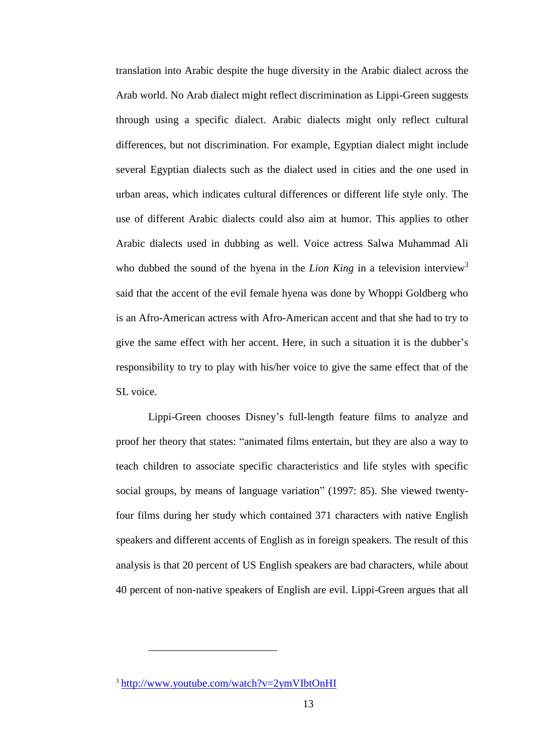translation into Arabic despite the huge diversity in the Arabic dialect across the Arab world. No Arab dialect might reflect discrimination as Lippi-Green suggests through using a specific dialect. Arabic dialects might only reflect cultural differences, but not discrimination. For example, Egyptian dialect might include several Egyptian dialects such as the dialect used in cities and the one used in urban areas, which indicates cultural differences or different life style only. The use of different Arabic dialects could also aim at humor. This applies to other Arabic dialects used in dubbing as well. Voice actress Salwa Muhammad Ali who dubbed the sound of the hyena in the *Lion King* in a television interview[3] said that the accent of the evil female hyena was done by Whoppi Goldberg who is an Afro-American actress with Afro-American accent and that she had to try to give the same effect with her accent. Here, in such a situation it is the dubber's responsibility to try to play with his/her voice to give the same effect that of the SL voice.

Lippi-Green chooses Disney's full-length feature films to analyze and proof her theory that states: "animated films entertain, but they are also a way to teach children to associate specific characteristics and life styles with specific social groups, by means of language variation" (1997: 85). She viewed twenty-four films during her study which contained 371 characters with native English speakers and different accents of English as in foreign speakers. The result of this analysis is that 20 percent of US English speakers are bad characters, while about 40 percent of non-native speakers of English are evil. Lippi-Green argues that all

---

[3] http://www.youtube.com/watch?v=2ymVIbtOnHI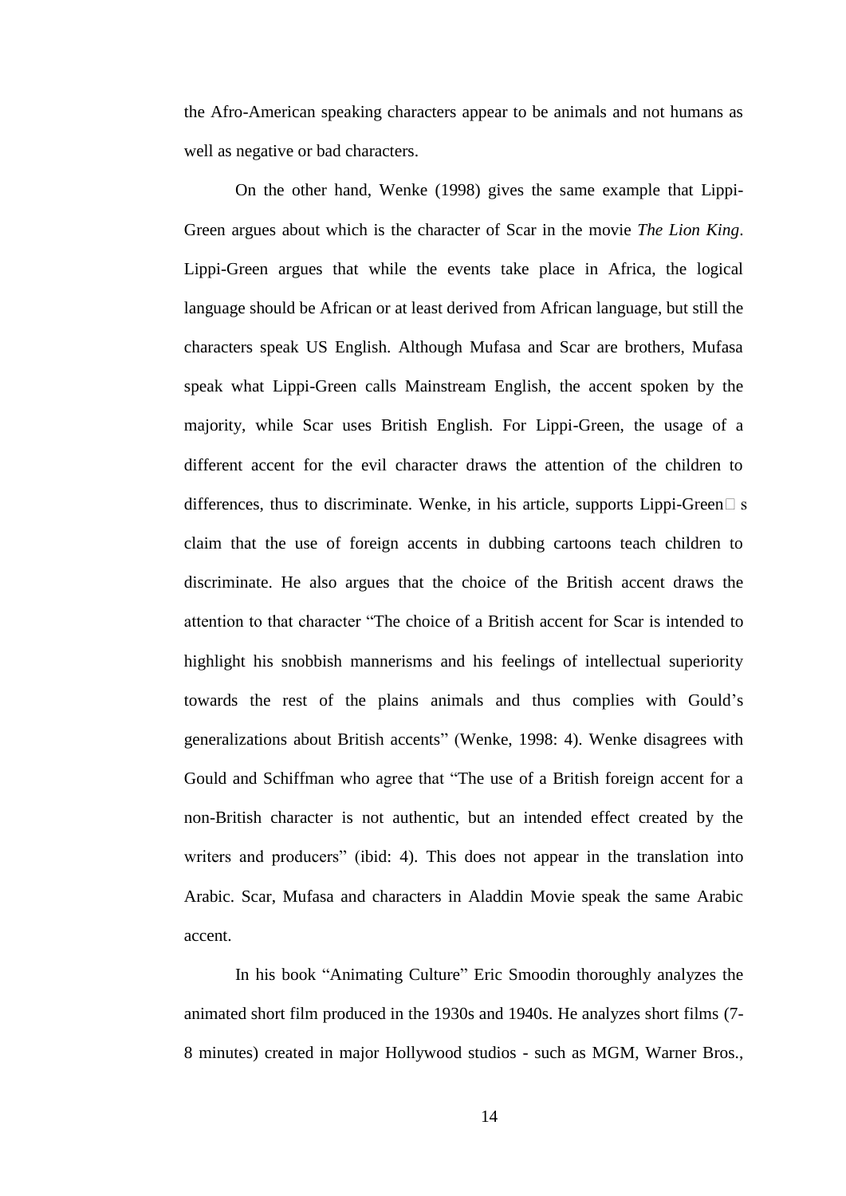the Afro-American speaking characters appear to be animals and not humans as well as negative or bad characters.

On the other hand, Wenke (1998) gives the same example that Lippi-Green argues about which is the character of Scar in the movie *The Lion King*. Lippi-Green argues that while the events take place in Africa, the logical language should be African or at least derived from African language, but still the characters speak US English. Although Mufasa and Scar are brothers, Mufasa speak what Lippi-Green calls Mainstream English, the accent spoken by the majority, while Scar uses British English. For Lippi-Green, the usage of a different accent for the evil character draws the attention of the children to differences, thus to discriminate. Wenke, in his article, supports Lippi-Green□s claim that the use of foreign accents in dubbing cartoons teach children to discriminate. He also argues that the choice of the British accent draws the attention to that character "The choice of a British accent for Scar is intended to highlight his snobbish mannerisms and his feelings of intellectual superiority towards the rest of the plains animals and thus complies with Gould's generalizations about British accents" (Wenke, 1998: 4). Wenke disagrees with Gould and Schiffman who agree that "The use of a British foreign accent for a non-British character is not authentic, but an intended effect created by the writers and producers" (ibid: 4). This does not appear in the translation into Arabic. Scar, Mufasa and characters in Aladdin Movie speak the same Arabic accent.

In his book "Animating Culture" Eric Smoodin thoroughly analyzes the animated short film produced in the 1930s and 1940s. He analyzes short films (7-8 minutes) created in major Hollywood studios - such as MGM, Warner Bros.,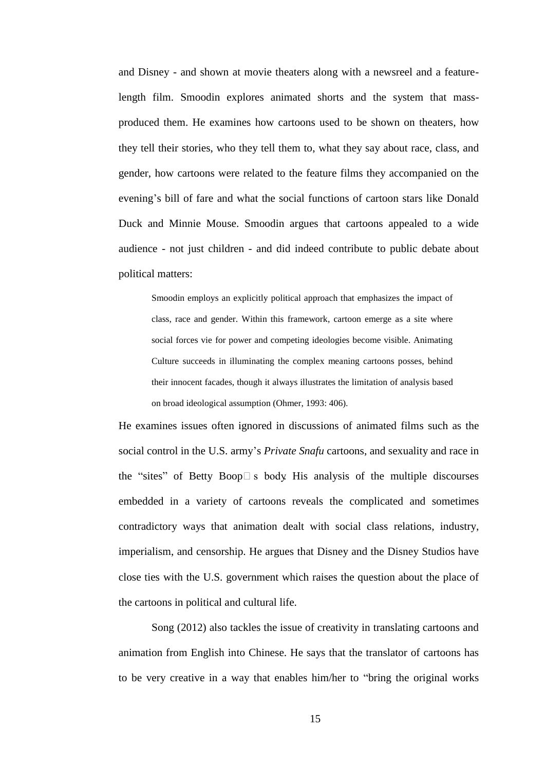and Disney - and shown at movie theaters along with a newsreel and a feature-length film. Smoodin explores animated shorts and the system that mass-produced them. He examines how cartoons used to be shown on theaters, how they tell their stories, who they tell them to, what they say about race, class, and gender, how cartoons were related to the feature films they accompanied on the evening's bill of fare and what the social functions of cartoon stars like Donald Duck and Minnie Mouse. Smoodin argues that cartoons appealed to a wide audience - not just children - and did indeed contribute to public debate about political matters:

> Smoodin employs an explicitly political approach that emphasizes the impact of class, race and gender. Within this framework, cartoon emerge as a site where social forces vie for power and competing ideologies become visible. Animating Culture succeeds in illuminating the complex meaning cartoons posses, behind their innocent facades, though it always illustrates the limitation of analysis based on broad ideological assumption (Ohmer, 1993: 406).

He examines issues often ignored in discussions of animated films such as the social control in the U.S. army's *Private Snafu* cartoons, and sexuality and race in the "sites" of Betty Boop□s body. His analysis of the multiple discourses embedded in a variety of cartoons reveals the complicated and sometimes contradictory ways that animation dealt with social class relations, industry, imperialism, and censorship. He argues that Disney and the Disney Studios have close ties with the U.S. government which raises the question about the place of the cartoons in political and cultural life.

Song (2012) also tackles the issue of creativity in translating cartoons and animation from English into Chinese. He says that the translator of cartoons has to be very creative in a way that enables him/her to "bring the original works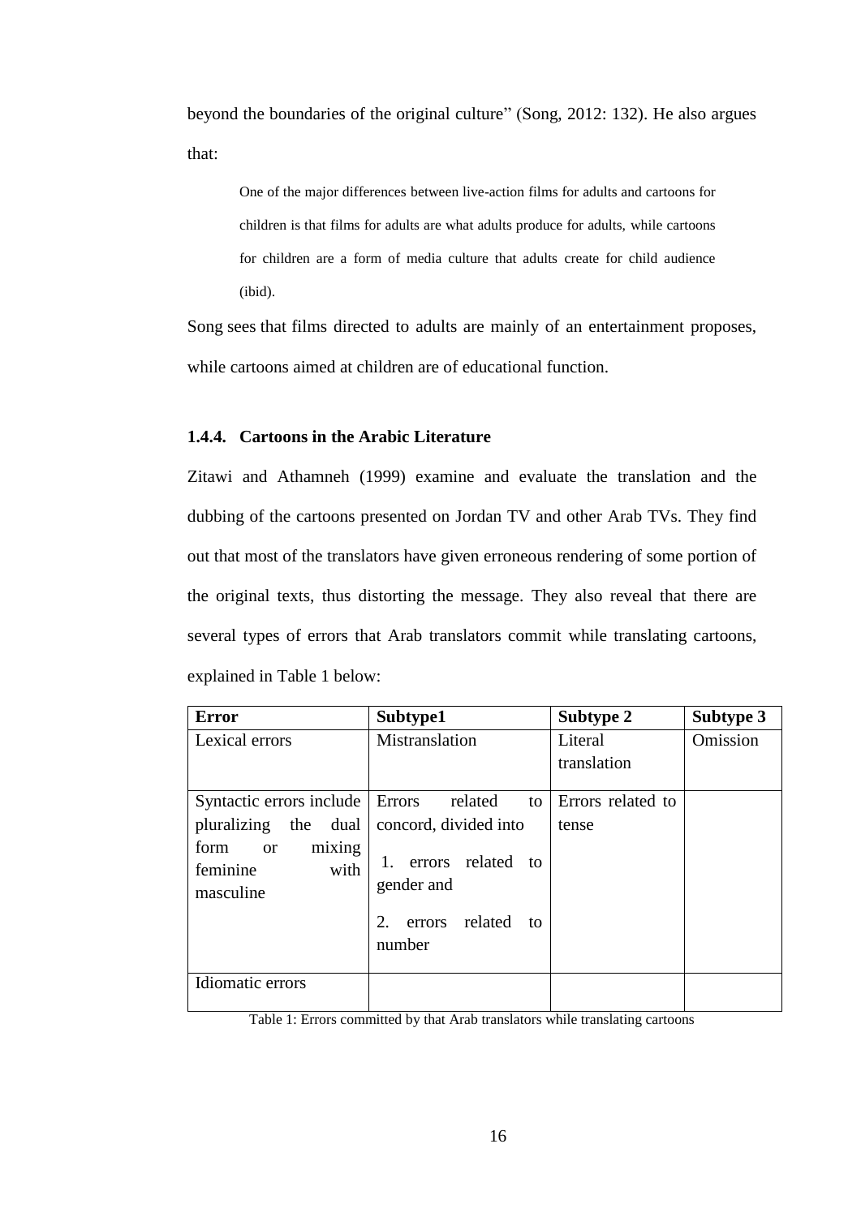beyond the boundaries of the original culture" (Song, 2012: 132). He also argues that:

> One of the major differences between live-action films for adults and cartoons for children is that films for adults are what adults produce for adults, while cartoons for children are a form of media culture that adults create for child audience (ibid).

Song sees that films directed to adults are mainly of an entertainment proposes, while cartoons aimed at children are of educational function.

### 1.4.4. Cartoons in the Arabic Literature

Zitawi and Athamneh (1999) examine and evaluate the translation and the dubbing of the cartoons presented on Jordan TV and other Arab TVs. They find out that most of the translators have given erroneous rendering of some portion of the original texts, thus distorting the message. They also reveal that there are several types of errors that Arab translators commit while translating cartoons, explained in Table 1 below:

| **Error** | **Subtype1** | **Subtype 2** | **Subtype 3** |
|---|---|---|---|
| Lexical errors | Mistranslation | Literal translation | Omission |
| Syntactic errors include pluralizing the dual form or mixing feminine with masculine | Errors related to concord, divided into 1. errors related to gender and 2. errors related to number | Errors related to tense | |
| Idiomatic errors | | | |

Table 1: Errors committed by that Arab translators while translating cartoons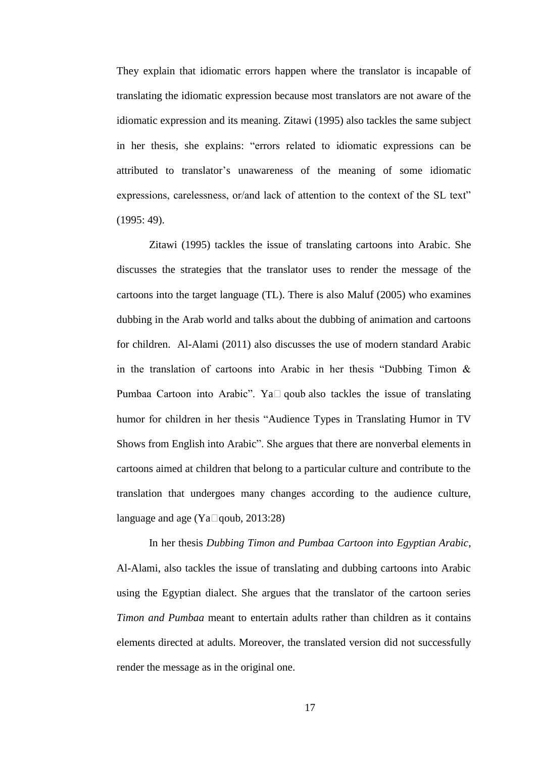They explain that idiomatic errors happen where the translator is incapable of translating the idiomatic expression because most translators are not aware of the idiomatic expression and its meaning. Zitawi (1995) also tackles the same subject in her thesis, she explains: "errors related to idiomatic expressions can be attributed to translator's unawareness of the meaning of some idiomatic expressions, carelessness, or/and lack of attention to the context of the SL text" (1995: 49).

Zitawi (1995) tackles the issue of translating cartoons into Arabic. She discusses the strategies that the translator uses to render the message of the cartoons into the target language (TL). There is also Maluf (2005) who examines dubbing in the Arab world and talks about the dubbing of animation and cartoons for children. Al-Alami (2011) also discusses the use of modern standard Arabic in the translation of cartoons into Arabic in her thesis "Dubbing Timon & Pumbaa Cartoon into Arabic". Ya□qoub also tackles the issue of translating humor for children in her thesis "Audience Types in Translating Humor in TV Shows from English into Arabic". She argues that there are nonverbal elements in cartoons aimed at children that belong to a particular culture and contribute to the translation that undergoes many changes according to the audience culture, language and age (Ya□qoub, 2013:28)

In her thesis *Dubbing Timon and Pumbaa Cartoon into Egyptian Arabic*, Al-Alami, also tackles the issue of translating and dubbing cartoons into Arabic using the Egyptian dialect. She argues that the translator of the cartoon series *Timon and Pumbaa* meant to entertain adults rather than children as it contains elements directed at adults. Moreover, the translated version did not successfully render the message as in the original one.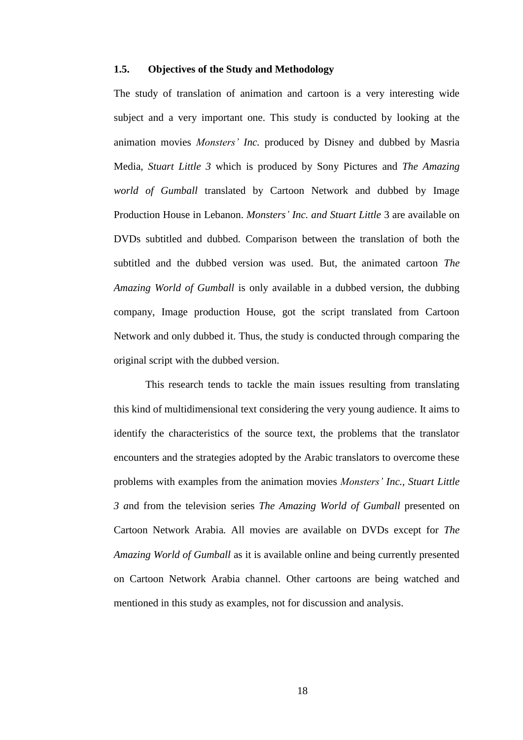### 1.5. Objectives of the Study and Methodology

The study of translation of animation and cartoon is a very interesting wide subject and a very important one. This study is conducted by looking at the animation movies *Monsters' Inc.* produced by Disney and dubbed by Masria Media, *Stuart Little 3* which is produced by Sony Pictures and *The Amazing world of Gumball* translated by Cartoon Network and dubbed by Image Production House in Lebanon. *Monsters' Inc. and Stuart Little* 3 are available on DVDs subtitled and dubbed. Comparison between the translation of both the subtitled and the dubbed version was used. But, the animated cartoon *The Amazing World of Gumball* is only available in a dubbed version, the dubbing company, Image production House, got the script translated from Cartoon Network and only dubbed it. Thus, the study is conducted through comparing the original script with the dubbed version.

This research tends to tackle the main issues resulting from translating this kind of multidimensional text considering the very young audience. It aims to identify the characteristics of the source text, the problems that the translator encounters and the strategies adopted by the Arabic translators to overcome these problems with examples from the animation movies *Monsters' Inc., Stuart Little 3 a*nd from the television series *The Amazing World of Gumball* presented on Cartoon Network Arabia. All movies are available on DVDs except for *The Amazing World of Gumball* as it is available online and being currently presented on Cartoon Network Arabia channel. Other cartoons are being watched and mentioned in this study as examples, not for discussion and analysis.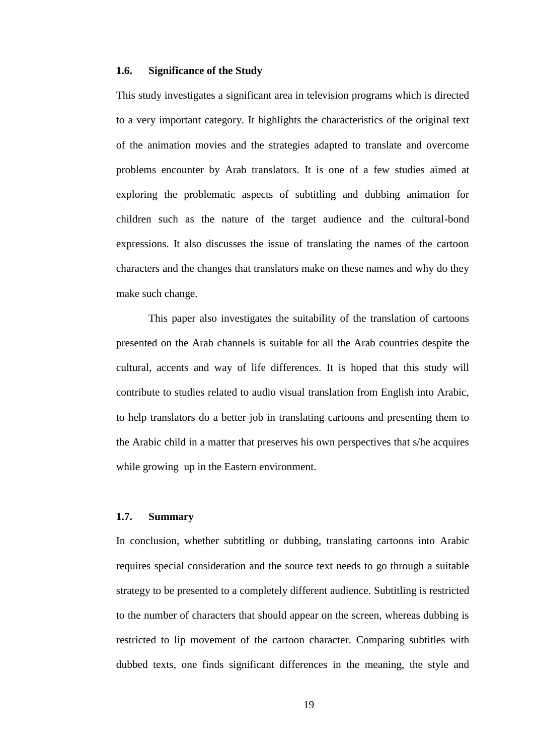### 1.6. Significance of the Study

This study investigates a significant area in television programs which is directed to a very important category. It highlights the characteristics of the original text of the animation movies and the strategies adapted to translate and overcome problems encounter by Arab translators. It is one of a few studies aimed at exploring the problematic aspects of subtitling and dubbing animation for children such as the nature of the target audience and the cultural-bond expressions. It also discusses the issue of translating the names of the cartoon characters and the changes that translators make on these names and why do they make such change.

This paper also investigates the suitability of the translation of cartoons presented on the Arab channels is suitable for all the Arab countries despite the cultural, accents and way of life differences. It is hoped that this study will contribute to studies related to audio visual translation from English into Arabic, to help translators do a better job in translating cartoons and presenting them to the Arabic child in a matter that preserves his own perspectives that s/he acquires while growing up in the Eastern environment.

### 1.7. Summary

In conclusion, whether subtitling or dubbing, translating cartoons into Arabic requires special consideration and the source text needs to go through a suitable strategy to be presented to a completely different audience. Subtitling is restricted to the number of characters that should appear on the screen, whereas dubbing is restricted to lip movement of the cartoon character. Comparing subtitles with dubbed texts, one finds significant differences in the meaning, the style and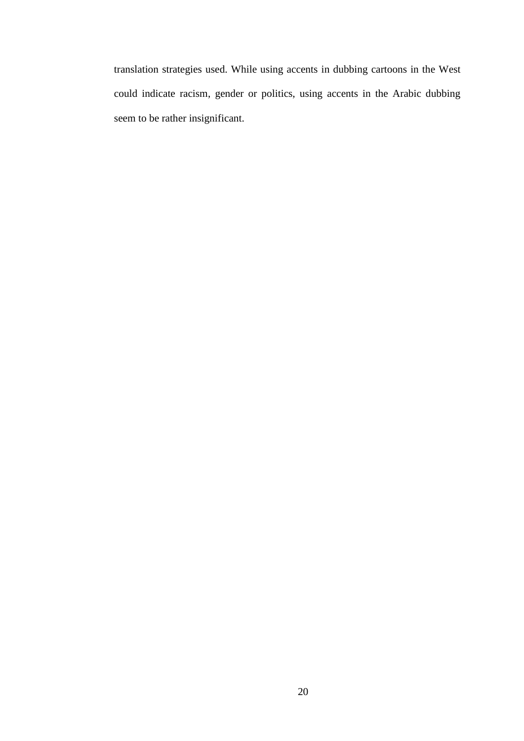translation strategies used. While using accents in dubbing cartoons in the West could indicate racism, gender or politics, using accents in the Arabic dubbing seem to be rather insignificant.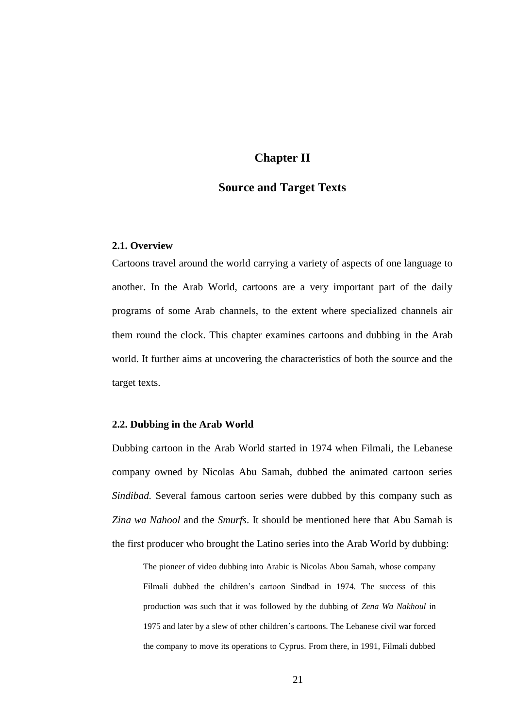# Chapter II

# Source and Target Texts

### 2.1. Overview

Cartoons travel around the world carrying a variety of aspects of one language to another. In the Arab World, cartoons are a very important part of the daily programs of some Arab channels, to the extent where specialized channels air them round the clock. This chapter examines cartoons and dubbing in the Arab world. It further aims at uncovering the characteristics of both the source and the target texts.

### 2.2. Dubbing in the Arab World

Dubbing cartoon in the Arab World started in 1974 when Filmali, the Lebanese company owned by Nicolas Abu Samah, dubbed the animated cartoon series *Sindibad.* Several famous cartoon series were dubbed by this company such as *Zina wa Nahool* and the *Smurfs*. It should be mentioned here that Abu Samah is the first producer who brought the Latino series into the Arab World by dubbing:

> The pioneer of video dubbing into Arabic is Nicolas Abou Samah, whose company Filmali dubbed the children's cartoon Sindbad in 1974. The success of this production was such that it was followed by the dubbing of *Zena Wa Nakhoul* in 1975 and later by a slew of other children's cartoons. The Lebanese civil war forced the company to move its operations to Cyprus. From there, in 1991, Filmali dubbed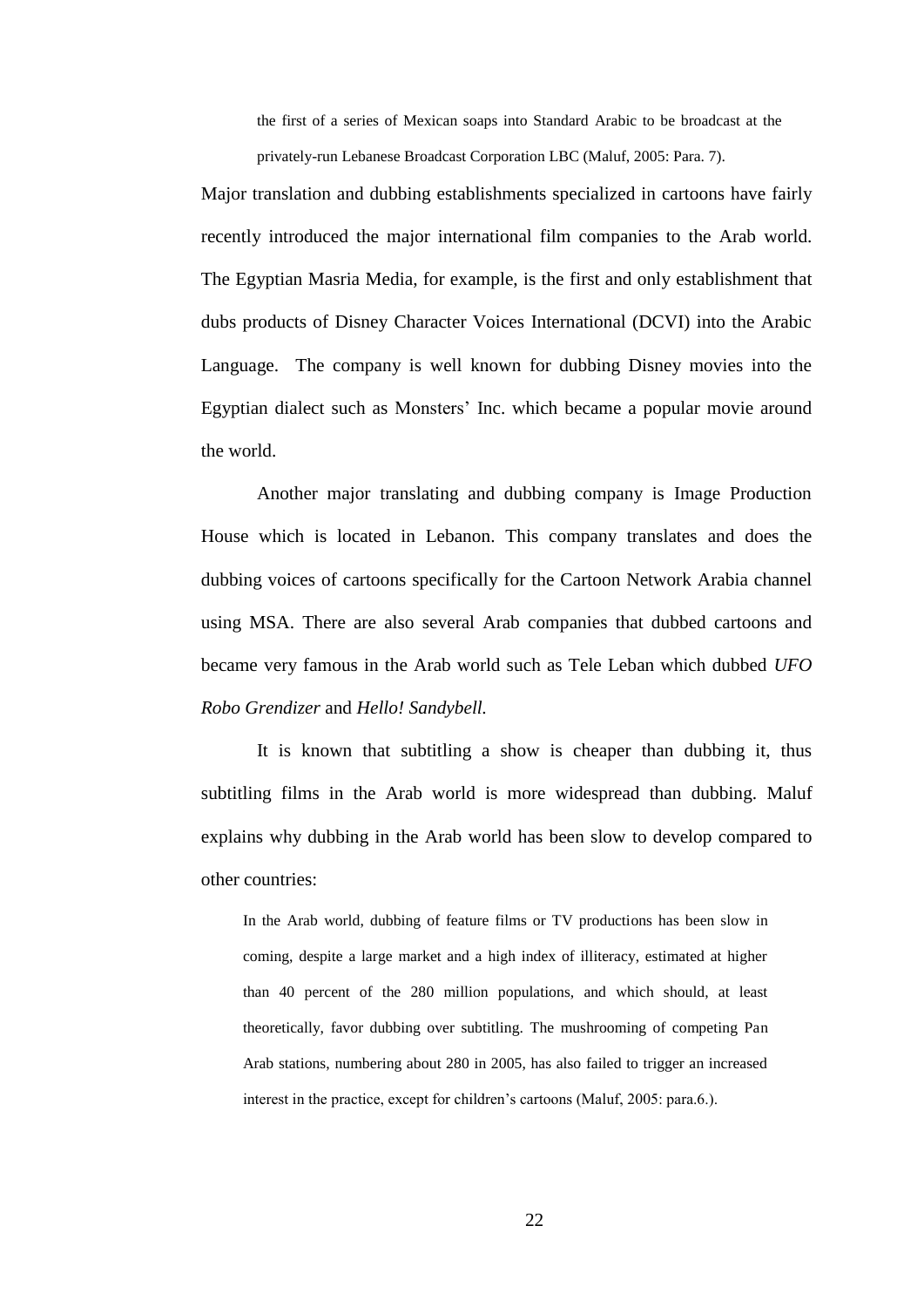> the first of a series of Mexican soaps into Standard Arabic to be broadcast at the privately-run Lebanese Broadcast Corporation LBC (Maluf, 2005: Para. 7).

Major translation and dubbing establishments specialized in cartoons have fairly recently introduced the major international film companies to the Arab world. The Egyptian Masria Media, for example, is the first and only establishment that dubs products of Disney Character Voices International (DCVI) into the Arabic Language. The company is well known for dubbing Disney movies into the Egyptian dialect such as Monsters' Inc. which became a popular movie around the world.

Another major translating and dubbing company is Image Production House which is located in Lebanon. This company translates and does the dubbing voices of cartoons specifically for the Cartoon Network Arabia channel using MSA. There are also several Arab companies that dubbed cartoons and became very famous in the Arab world such as Tele Leban which dubbed *UFO Robo Grendizer* and *Hello! Sandybell.*

It is known that subtitling a show is cheaper than dubbing it, thus subtitling films in the Arab world is more widespread than dubbing. Maluf explains why dubbing in the Arab world has been slow to develop compared to other countries:

> In the Arab world, dubbing of feature films or TV productions has been slow in coming, despite a large market and a high index of illiteracy, estimated at higher than 40 percent of the 280 million populations, and which should, at least theoretically, favor dubbing over subtitling. The mushrooming of competing Pan Arab stations, numbering about 280 in 2005, has also failed to trigger an increased interest in the practice, except for children's cartoons (Maluf, 2005: para.6.).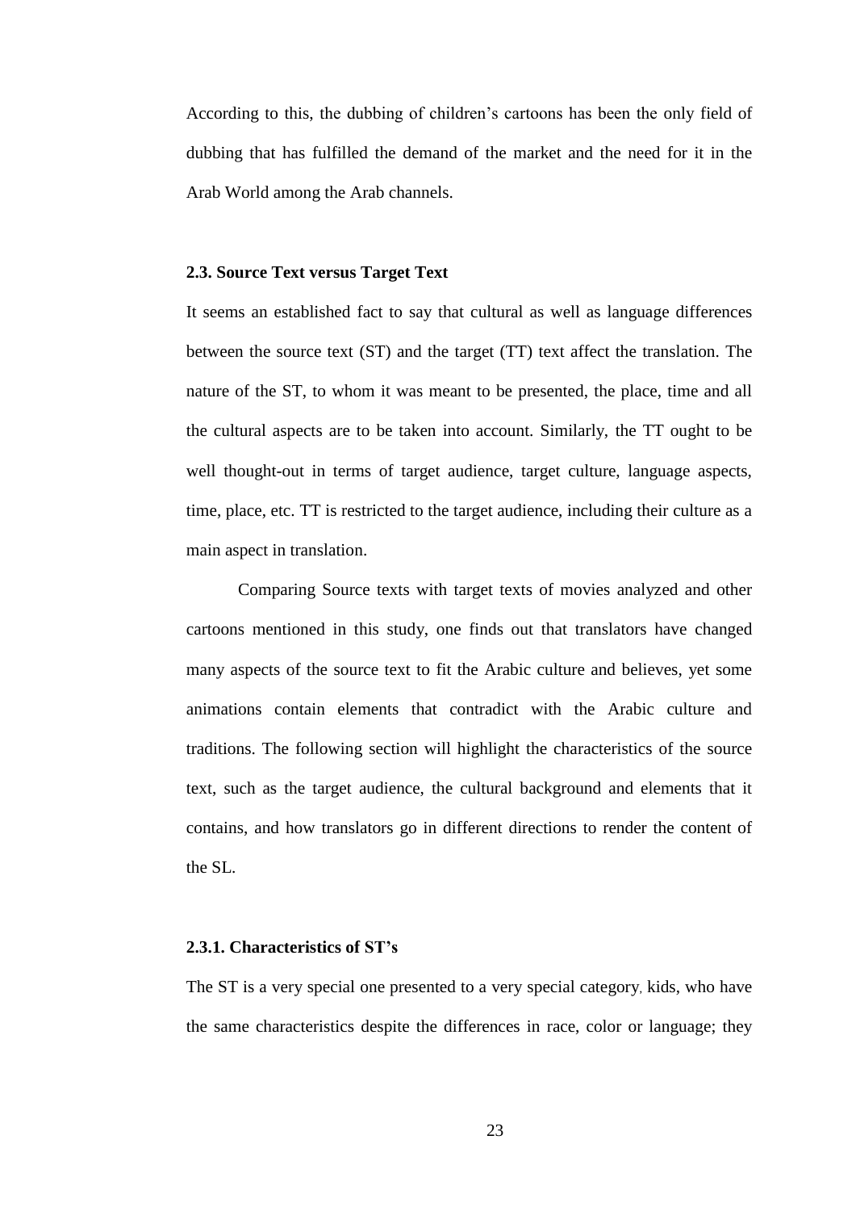According to this, the dubbing of children's cartoons has been the only field of dubbing that has fulfilled the demand of the market and the need for it in the Arab World among the Arab channels.

### 2.3. Source Text versus Target Text

It seems an established fact to say that cultural as well as language differences between the source text (ST) and the target (TT) text affect the translation. The nature of the ST, to whom it was meant to be presented, the place, time and all the cultural aspects are to be taken into account. Similarly, the TT ought to be well thought-out in terms of target audience, target culture, language aspects, time, place, etc. TT is restricted to the target audience, including their culture as a main aspect in translation.

Comparing Source texts with target texts of movies analyzed and other cartoons mentioned in this study, one finds out that translators have changed many aspects of the source text to fit the Arabic culture and believes, yet some animations contain elements that contradict with the Arabic culture and traditions. The following section will highlight the characteristics of the source text, such as the target audience, the cultural background and elements that it contains, and how translators go in different directions to render the content of the SL.

#### 2.3.1. Characteristics of ST's

The ST is a very special one presented to a very special category, kids, who have the same characteristics despite the differences in race, color or language; they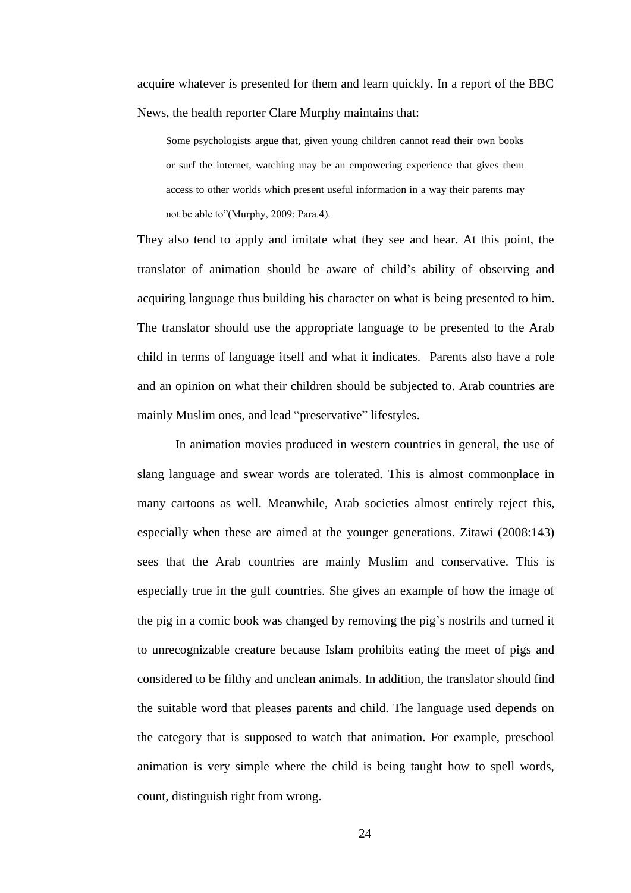acquire whatever is presented for them and learn quickly. In a report of the BBC News, the health reporter Clare Murphy maintains that:

> Some psychologists argue that, given young children cannot read their own books or surf the internet, watching may be an empowering experience that gives them access to other worlds which present useful information in a way their parents may not be able to"(Murphy, 2009: Para.4).

They also tend to apply and imitate what they see and hear. At this point, the translator of animation should be aware of child's ability of observing and acquiring language thus building his character on what is being presented to him. The translator should use the appropriate language to be presented to the Arab child in terms of language itself and what it indicates. Parents also have a role and an opinion on what their children should be subjected to. Arab countries are mainly Muslim ones, and lead "preservative" lifestyles.

In animation movies produced in western countries in general, the use of slang language and swear words are tolerated. This is almost commonplace in many cartoons as well. Meanwhile, Arab societies almost entirely reject this, especially when these are aimed at the younger generations. Zitawi (2008:143) sees that the Arab countries are mainly Muslim and conservative. This is especially true in the gulf countries. She gives an example of how the image of the pig in a comic book was changed by removing the pig's nostrils and turned it to unrecognizable creature because Islam prohibits eating the meet of pigs and considered to be filthy and unclean animals. In addition, the translator should find the suitable word that pleases parents and child. The language used depends on the category that is supposed to watch that animation. For example, preschool animation is very simple where the child is being taught how to spell words, count, distinguish right from wrong.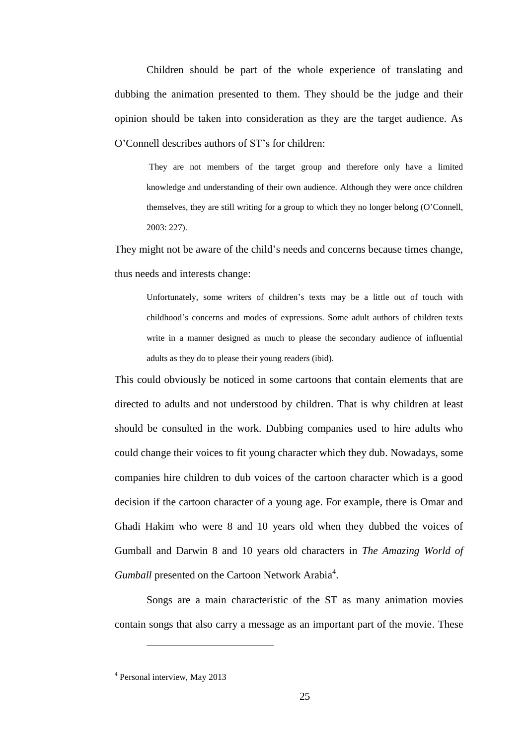Children should be part of the whole experience of translating and dubbing the animation presented to them. They should be the judge and their opinion should be taken into consideration as they are the target audience. As O'Connell describes authors of ST's for children:

> They are not members of the target group and therefore only have a limited knowledge and understanding of their own audience. Although they were once children themselves, they are still writing for a group to which they no longer belong (O'Connell, 2003: 227).

They might not be aware of the child's needs and concerns because times change, thus needs and interests change:

> Unfortunately, some writers of children's texts may be a little out of touch with childhood's concerns and modes of expressions. Some adult authors of children texts write in a manner designed as much to please the secondary audience of influential adults as they do to please their young readers (ibid).

This could obviously be noticed in some cartoons that contain elements that are directed to adults and not understood by children. That is why children at least should be consulted in the work. Dubbing companies used to hire adults who could change their voices to fit young character which they dub. Nowadays, some companies hire children to dub voices of the cartoon character which is a good decision if the cartoon character of a young age. For example, there is Omar and Ghadi Hakim who were 8 and 10 years old when they dubbed the voices of Gumball and Darwin 8 and 10 years old characters in *The Amazing World of Gumball* presented on the Cartoon Network Arabia[4].

Songs are a main characteristic of the ST as many animation movies contain songs that also carry a message as an important part of the movie. These

---

[4] Personal interview, May 2013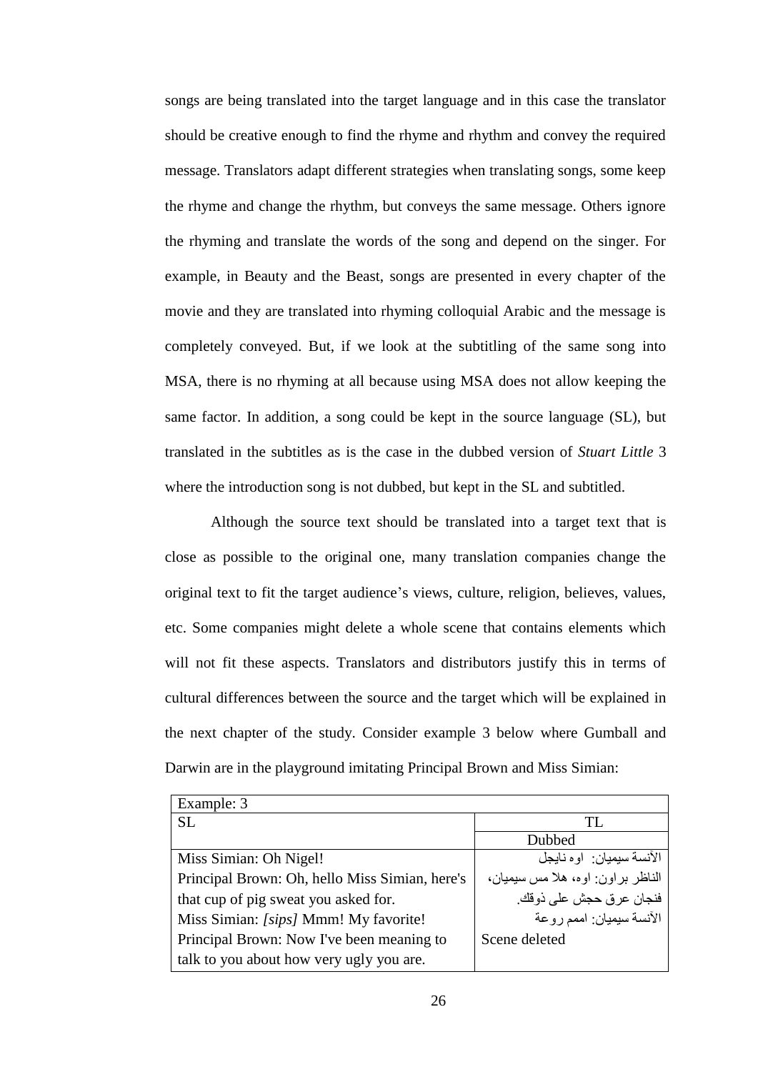songs are being translated into the target language and in this case the translator should be creative enough to find the rhyme and rhythm and convey the required message. Translators adapt different strategies when translating songs, some keep the rhyme and change the rhythm, but conveys the same message. Others ignore the rhyming and translate the words of the song and depend on the singer. For example, in Beauty and the Beast, songs are presented in every chapter of the movie and they are translated into rhyming colloquial Arabic and the message is completely conveyed. But, if we look at the subtitling of the same song into MSA, there is no rhyming at all because using MSA does not allow keeping the same factor. In addition, a song could be kept in the source language (SL), but translated in the subtitles as is the case in the dubbed version of *Stuart Little* 3 where the introduction song is not dubbed, but kept in the SL and subtitled.

Although the source text should be translated into a target text that is close as possible to the original one, many translation companies change the original text to fit the target audience's views, culture, religion, believes, values, etc. Some companies might delete a whole scene that contains elements which will not fit these aspects. Translators and distributors justify this in terms of cultural differences between the source and the target which will be explained in the next chapter of the study. Consider example 3 below where Gumball and Darwin are in the playground imitating Principal Brown and Miss Simian:

| Example: 3 | |
|---|---|
| SL | TL |
| | Dubbed |
| Miss Simian: Oh Nigel! | الآنسة سيميان: اوه نايجل |
| Principal Brown: Oh, hello Miss Simian, here's that cup of pig sweat you asked for. | الناظر براون: اوه، هلا مس سيميان، فنجان عرق حجش على ذوقك. |
| Miss Simian: *[sips]* Mmm! My favorite! | الآنسة سيميان: اممم روعة |
| Principal Brown: Now I've been meaning to talk to you about how very ugly you are. | Scene deleted |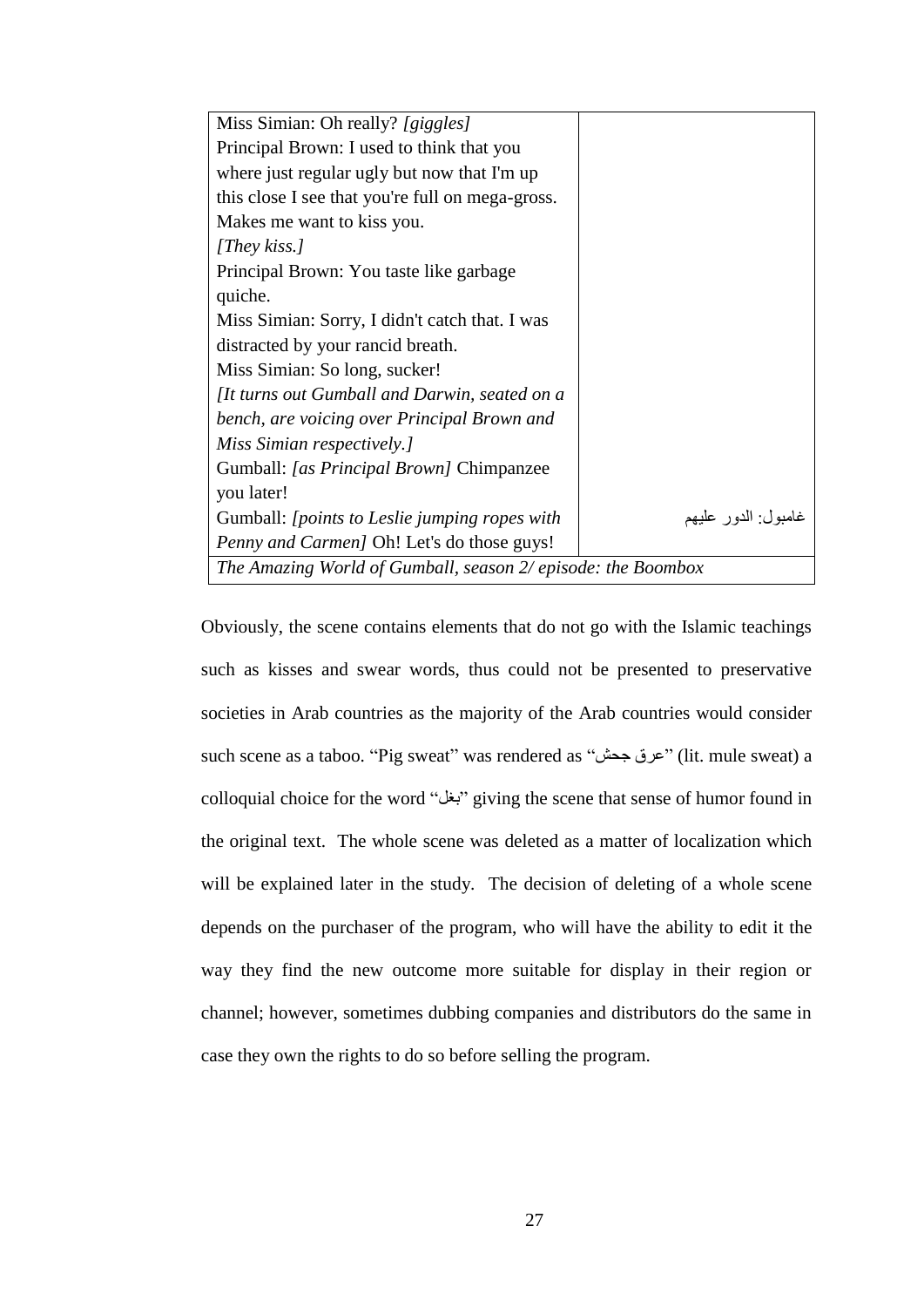| | |
|---|---|
| Miss Simian: Oh really? *[giggles]*<br>Principal Brown: I used to think that you where just regular ugly but now that I'm up this close I see that you're full on mega-gross. Makes me want to kiss you.<br>*[They kiss.]*<br>Principal Brown: You taste like garbage quiche.<br>Miss Simian: Sorry, I didn't catch that. I was distracted by your rancid breath.<br>Miss Simian: So long, sucker!<br>*[It turns out Gumball and Darwin, seated on a bench, are voicing over Principal Brown and Miss Simian respectively.]*<br>Gumball: *[as Principal Brown]* Chimpanzee you later!<br>Gumball: *[points to Leslie jumping ropes with Penny and Carmen]* Oh! Let's do those guys! | غامبول: الدور عليهم |
| *The Amazing World of Gumball, season 2/ episode: the Boombox* | |

Obviously, the scene contains elements that do not go with the Islamic teachings such as kisses and swear words, thus could not be presented to preservative societies in Arab countries as the majority of the Arab countries would consider such scene as a taboo. "Pig sweat" was rendered as "عرق جحش" (lit. mule sweat) a colloquial choice for the word "بغل" giving the scene that sense of humor found in the original text. The whole scene was deleted as a matter of localization which will be explained later in the study. The decision of deleting of a whole scene depends on the purchaser of the program, who will have the ability to edit it the way they find the new outcome more suitable for display in their region or channel; however, sometimes dubbing companies and distributors do the same in case they own the rights to do so before selling the program.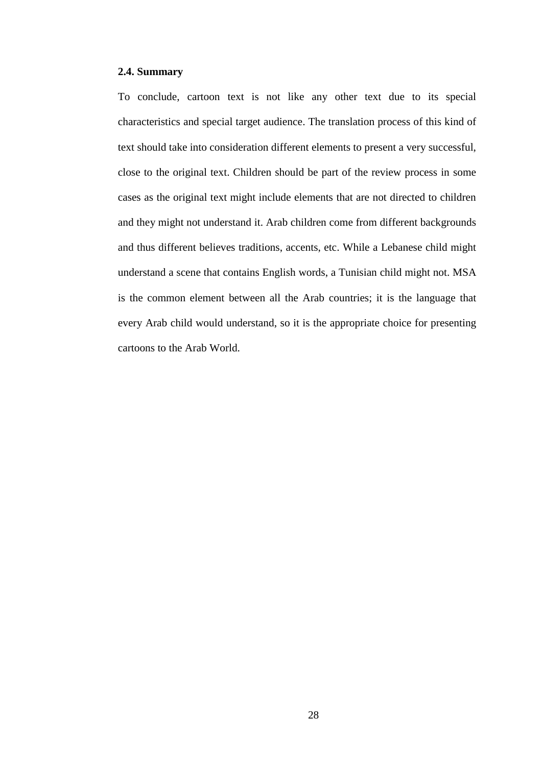### 2.4. Summary

To conclude, cartoon text is not like any other text due to its special characteristics and special target audience. The translation process of this kind of text should take into consideration different elements to present a very successful, close to the original text. Children should be part of the review process in some cases as the original text might include elements that are not directed to children and they might not understand it. Arab children come from different backgrounds and thus different believes traditions, accents, etc. While a Lebanese child might understand a scene that contains English words, a Tunisian child might not. MSA is the common element between all the Arab countries; it is the language that every Arab child would understand, so it is the appropriate choice for presenting cartoons to the Arab World.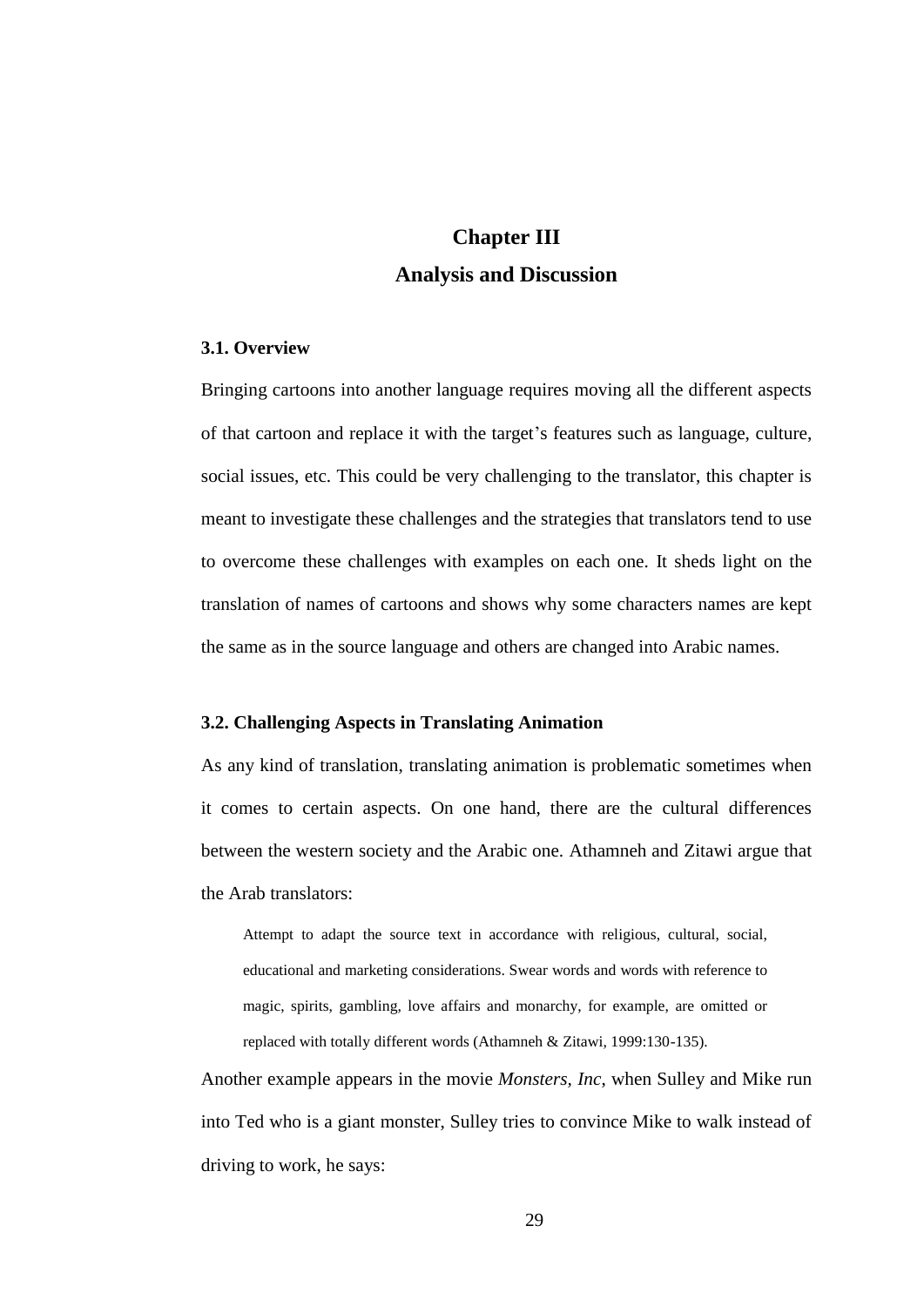# Chapter III

# Analysis and Discussion

### 3.1. Overview

Bringing cartoons into another language requires moving all the different aspects of that cartoon and replace it with the target's features such as language, culture, social issues, etc. This could be very challenging to the translator, this chapter is meant to investigate these challenges and the strategies that translators tend to use to overcome these challenges with examples on each one. It sheds light on the translation of names of cartoons and shows why some characters names are kept the same as in the source language and others are changed into Arabic names.

### 3.2. Challenging Aspects in Translating Animation

As any kind of translation, translating animation is problematic sometimes when it comes to certain aspects. On one hand, there are the cultural differences between the western society and the Arabic one. Athamneh and Zitawi argue that the Arab translators:

> Attempt to adapt the source text in accordance with religious, cultural, social, educational and marketing considerations. Swear words and words with reference to magic, spirits, gambling, love affairs and monarchy, for example, are omitted or replaced with totally different words (Athamneh & Zitawi, 1999:130-135).

Another example appears in the movie *Monsters, Inc*, when Sulley and Mike run into Ted who is a giant monster, Sulley tries to convince Mike to walk instead of driving to work, he says: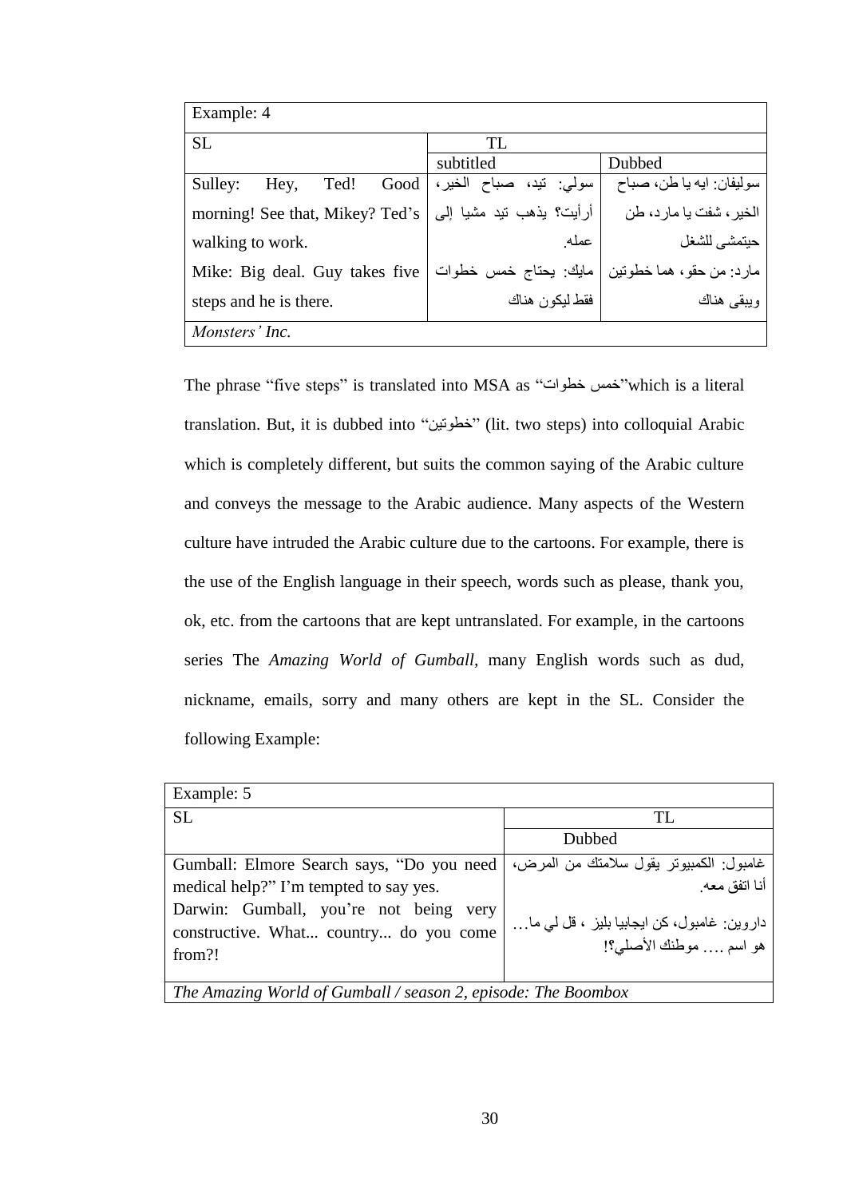| Example: 4 | | |
|---|---|---|
| SL | TL | |
| | subtitled | Dubbed |
| Sulley: Hey, Ted! Good morning! See that, Mikey? Ted's walking to work.<br>Mike: Big deal. Guy takes five steps and he is there. | سولي: تيد، صباح الخير، أرأيت؟ يذهب تيد مشيا إلى عمله.<br>مايك: يحتاج خمس خطوات فقط ليكون هناك | سوليفان: ايه يا طن، صباح الخير، شفت يا مارد، طن حيتمشى للشغل<br>مارد: من حقو، هما خطوتين ويبقى هناك |
| *Monsters' Inc.* | | |

The phrase "five steps" is translated into MSA as "خمس خطوات"which is a literal translation. But, it is dubbed into "خطوتين" (lit. two steps) into colloquial Arabic which is completely different, but suits the common saying of the Arabic culture and conveys the message to the Arabic audience. Many aspects of the Western culture have intruded the Arabic culture due to the cartoons. For example, there is the use of the English language in their speech, words such as please, thank you, ok, etc. from the cartoons that are kept untranslated. For example, in the cartoons series The *Amazing World of Gumball*, many English words such as dud, nickname, emails, sorry and many others are kept in the SL. Consider the following Example:

| Example: 5 | |
|---|---|
| SL | TL |
| | Dubbed |
| Gumball: Elmore Search says, "Do you need medical help?" I'm tempted to say yes.<br>Darwin: Gumball, you're not being very constructive. What... country... do you come from?! | غامبول: الكمبيوتر يقول سلامتك من المرض، أنا اتفق معه.<br>داروين: غامبول، كن ايجابيا بليز ، قل لي ما… هو اسم …. موطنك الأصلي؟! |
| *The Amazing World of Gumball / season 2, episode: The Boombox* | |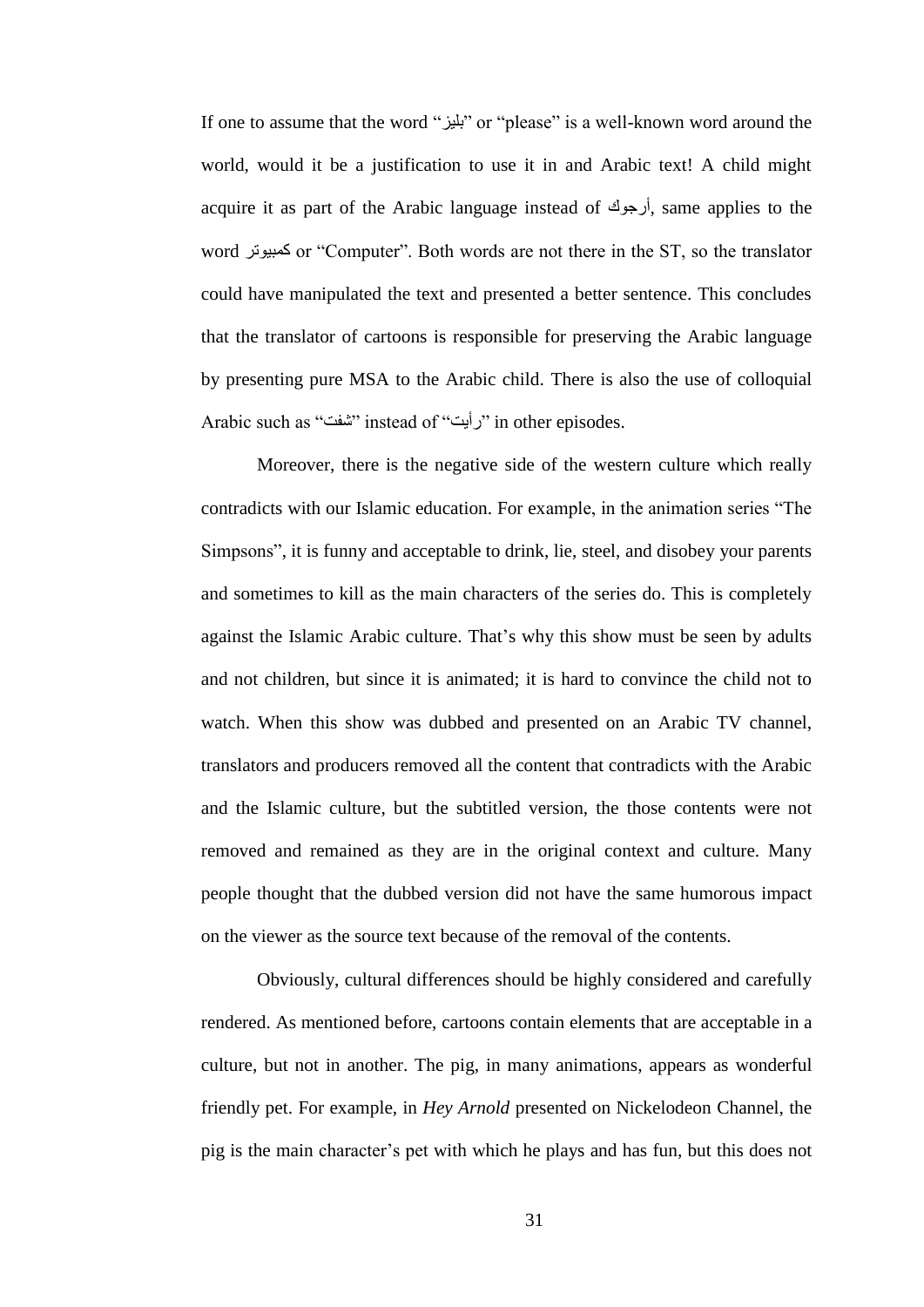If one to assume that the word "بليز" or "please" is a well-known word around the world, would it be a justification to use it in and Arabic text! A child might acquire it as part of the Arabic language instead of أرجوك, same applies to the word كمبيوتر or "Computer". Both words are not there in the ST, so the translator could have manipulated the text and presented a better sentence. This concludes that the translator of cartoons is responsible for preserving the Arabic language by presenting pure MSA to the Arabic child. There is also the use of colloquial Arabic such as "شفت" instead of "رأيت" in other episodes.

Moreover, there is the negative side of the western culture which really contradicts with our Islamic education. For example, in the animation series "The Simpsons", it is funny and acceptable to drink, lie, steel, and disobey your parents and sometimes to kill as the main characters of the series do. This is completely against the Islamic Arabic culture. That's why this show must be seen by adults and not children, but since it is animated; it is hard to convince the child not to watch. When this show was dubbed and presented on an Arabic TV channel, translators and producers removed all the content that contradicts with the Arabic and the Islamic culture, but the subtitled version, the those contents were not removed and remained as they are in the original context and culture. Many people thought that the dubbed version did not have the same humorous impact on the viewer as the source text because of the removal of the contents.

Obviously, cultural differences should be highly considered and carefully rendered. As mentioned before, cartoons contain elements that are acceptable in a culture, but not in another. The pig, in many animations, appears as wonderful friendly pet. For example, in *Hey Arnold* presented on Nickelodeon Channel, the pig is the main character's pet with which he plays and has fun, but this does not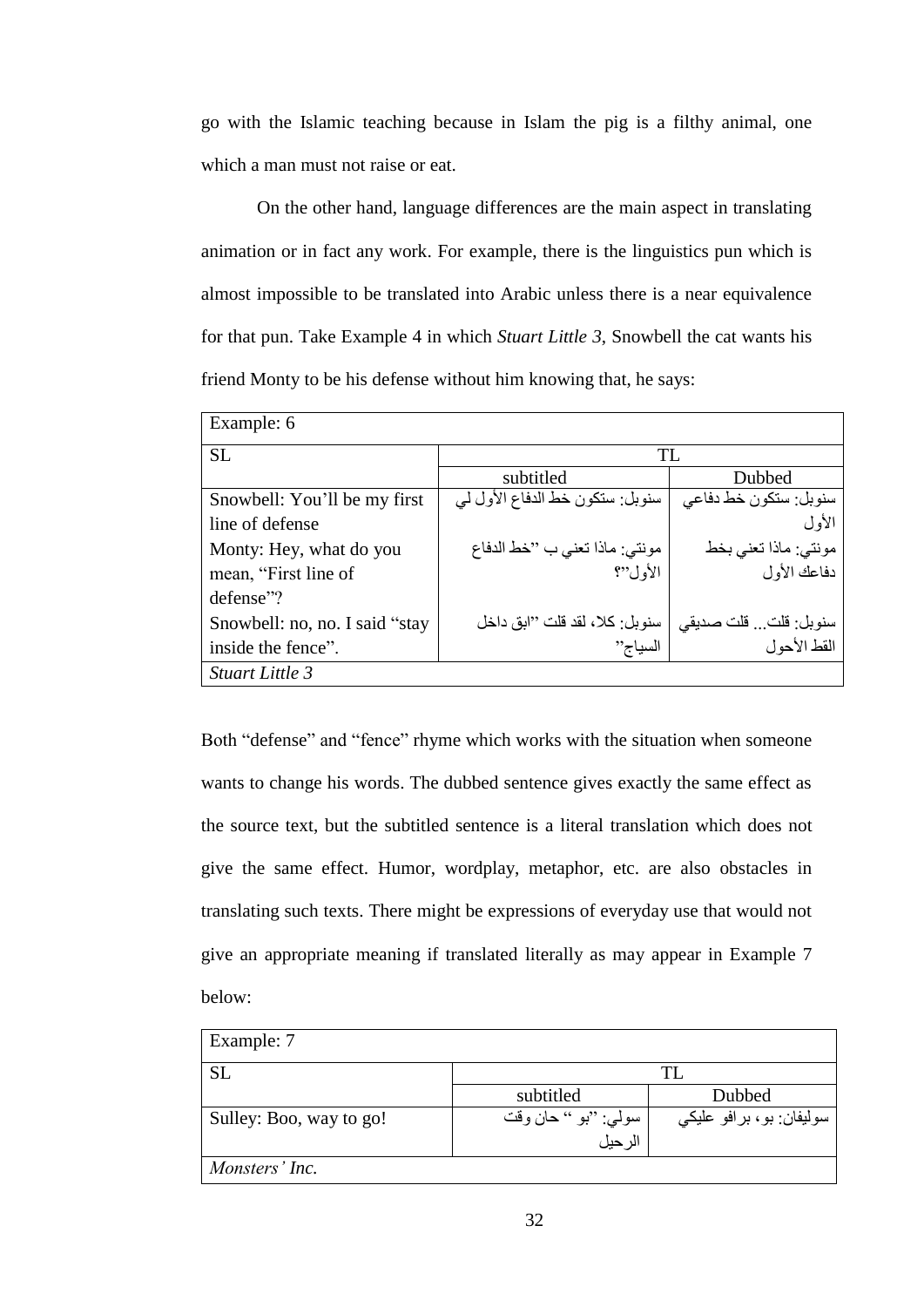go with the Islamic teaching because in Islam the pig is a filthy animal, one which a man must not raise or eat.

On the other hand, language differences are the main aspect in translating animation or in fact any work. For example, there is the linguistics pun which is almost impossible to be translated into Arabic unless there is a near equivalence for that pun. Take Example 4 in which *Stuart Little 3*, Snowbell the cat wants his friend Monty to be his defense without him knowing that, he says:

| Example: 6 | | |
|---|---|---|
| SL | TL | |
| | subtitled | Dubbed |
| Snowbell: You'll be my first line of defense | سنوبل: ستكون خط الدفاع الأول لي | سنوبل: ستكون خط دفاعي الأول |
| Monty: Hey, what do you mean, "First line of defense"? | مونتي: ماذا تعني ب "خط الدفاع الأول"؟ | مونتي: ماذا تعني بخط دفاعك الأول |
| Snowbell: no, no. I said "stay inside the fence". | سنوبل: كلا، لقد قلت "ابق داخل السياج" | سنوبل: قلت... قلت صديقي القط الأحول |
| *Stuart Little 3* | | |

Both "defense" and "fence" rhyme which works with the situation when someone wants to change his words. The dubbed sentence gives exactly the same effect as the source text, but the subtitled sentence is a literal translation which does not give the same effect. Humor, wordplay, metaphor, etc. are also obstacles in translating such texts. There might be expressions of everyday use that would not give an appropriate meaning if translated literally as may appear in Example 7 below:

| Example: 7 | | |
|---|---|---|
| SL | TL | |
| | subtitled | Dubbed |
| Sulley: Boo, way to go! | سولي: "بو " حان وقت الرحيل | سوليفان: بو، برافو عليكي |
| *Monsters' Inc.* | | |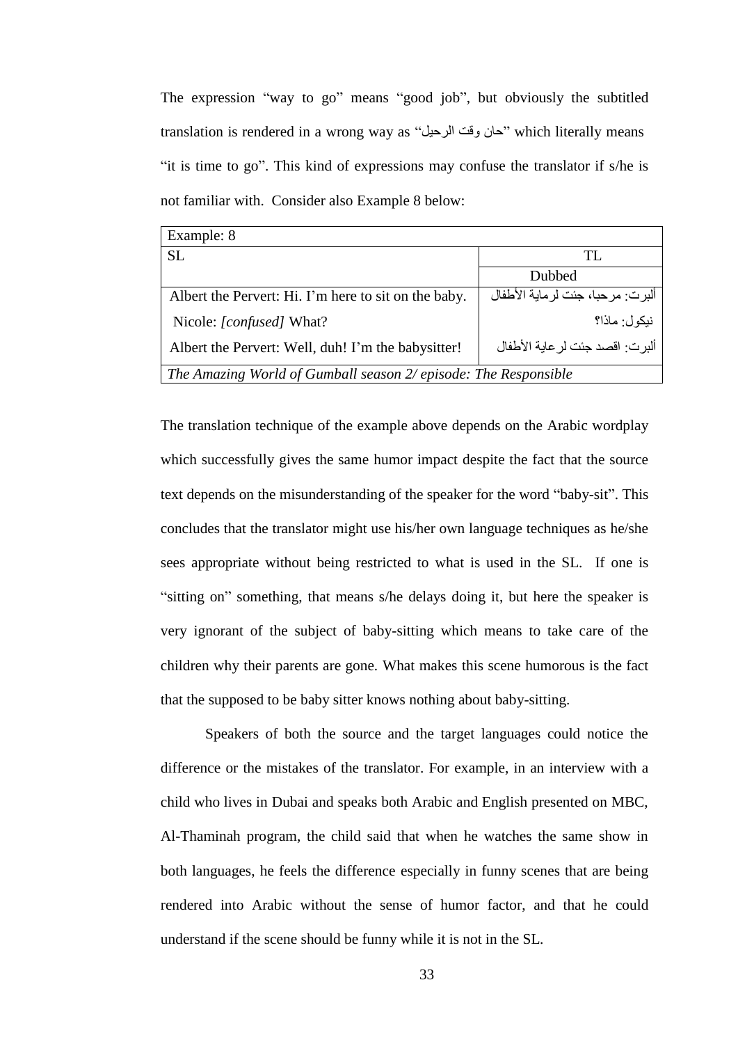The expression "way to go" means "good job", but obviously the subtitled translation is rendered in a wrong way as "حان وقت الرحيل" which literally means "it is time to go". This kind of expressions may confuse the translator if s/he is not familiar with. Consider also Example 8 below:

| Example: 8 | |
|---|---|
| SL | TL |
| | Dubbed |
| Albert the Pervert: Hi. I'm here to sit on the baby. | ألبرت: مرحبا، جئت لرماية الأطفال |
| Nicole: *[confused]* What? | نيكول: ماذا؟ |
| Albert the Pervert: Well, duh! I'm the babysitter! | ألبرت: اقصد جئت لرعاية الأطفال |
| *The Amazing World of Gumball season 2/ episode: The Responsible* | |

The translation technique of the example above depends on the Arabic wordplay which successfully gives the same humor impact despite the fact that the source text depends on the misunderstanding of the speaker for the word "baby-sit". This concludes that the translator might use his/her own language techniques as he/she sees appropriate without being restricted to what is used in the SL. If one is "sitting on" something, that means s/he delays doing it, but here the speaker is very ignorant of the subject of baby-sitting which means to take care of the children why their parents are gone. What makes this scene humorous is the fact that the supposed to be baby sitter knows nothing about baby-sitting.

Speakers of both the source and the target languages could notice the difference or the mistakes of the translator. For example, in an interview with a child who lives in Dubai and speaks both Arabic and English presented on MBC, Al-Thaminah program, the child said that when he watches the same show in both languages, he feels the difference especially in funny scenes that are being rendered into Arabic without the sense of humor factor, and that he could understand if the scene should be funny while it is not in the SL.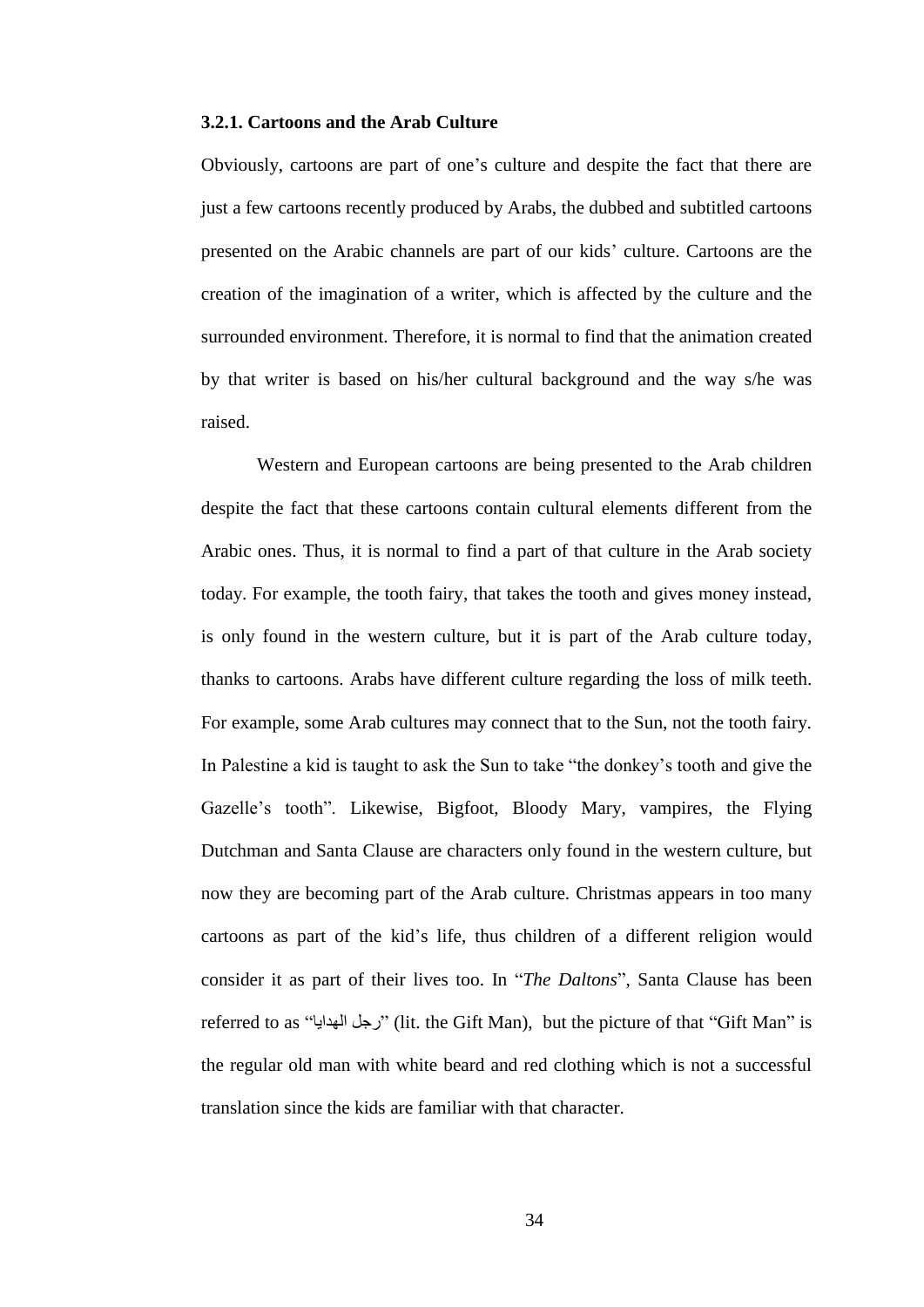### 3.2.1. Cartoons and the Arab Culture

Obviously, cartoons are part of one's culture and despite the fact that there are just a few cartoons recently produced by Arabs, the dubbed and subtitled cartoons presented on the Arabic channels are part of our kids' culture. Cartoons are the creation of the imagination of a writer, which is affected by the culture and the surrounded environment. Therefore, it is normal to find that the animation created by that writer is based on his/her cultural background and the way s/he was raised.

Western and European cartoons are being presented to the Arab children despite the fact that these cartoons contain cultural elements different from the Arabic ones. Thus, it is normal to find a part of that culture in the Arab society today. For example, the tooth fairy, that takes the tooth and gives money instead, is only found in the western culture, but it is part of the Arab culture today, thanks to cartoons. Arabs have different culture regarding the loss of milk teeth. For example, some Arab cultures may connect that to the Sun, not the tooth fairy. In Palestine a kid is taught to ask the Sun to take "the donkey's tooth and give the Gazelle's tooth". Likewise, Bigfoot, Bloody Mary, vampires, the Flying Dutchman and Santa Clause are characters only found in the western culture, but now they are becoming part of the Arab culture. Christmas appears in too many cartoons as part of the kid's life, thus children of a different religion would consider it as part of their lives too. In "*The Daltons*", Santa Clause has been referred to as "رجل الهدايا" (lit. the Gift Man), but the picture of that "Gift Man" is the regular old man with white beard and red clothing which is not a successful translation since the kids are familiar with that character.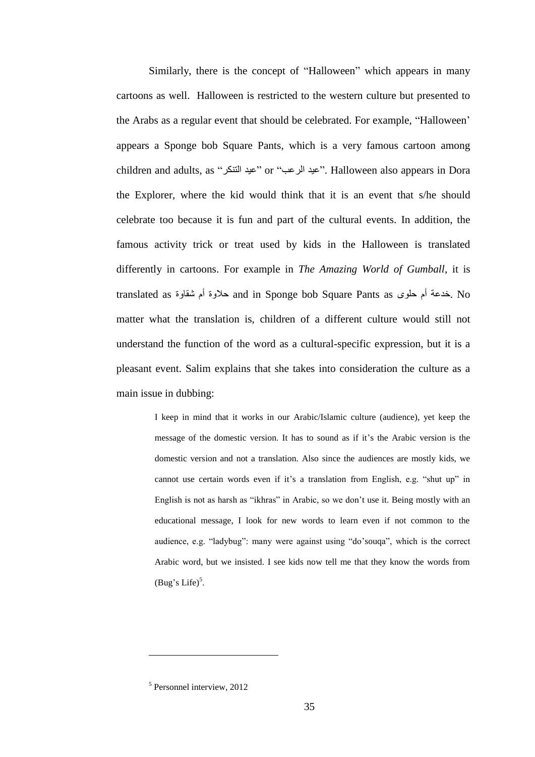Similarly, there is the concept of "Halloween" which appears in many cartoons as well. Halloween is restricted to the western culture but presented to the Arabs as a regular event that should be celebrated. For example, "Halloween' appears a Sponge bob Square Pants, which is a very famous cartoon among children and adults, as "عيد التنكر" or "عيد الرعب". Halloween also appears in Dora the Explorer, where the kid would think that it is an event that s/he should celebrate too because it is fun and part of the cultural events. In addition, the famous activity trick or treat used by kids in the Halloween is translated differently in cartoons. For example in *The Amazing World of Gumball*, it is translated as حلاوة أم شقاوة and in Sponge bob Square Pants as خدعة أم حلوى. No matter what the translation is, children of a different culture would still not understand the function of the word as a cultural-specific expression, but it is a pleasant event. Salim explains that she takes into consideration the culture as a main issue in dubbing:

> I keep in mind that it works in our Arabic/Islamic culture (audience), yet keep the message of the domestic version. It has to sound as if it's the Arabic version is the domestic version and not a translation. Also since the audiences are mostly kids, we cannot use certain words even if it's a translation from English, e.g. "shut up" in English is not as harsh as "ikhras" in Arabic, so we don't use it. Being mostly with an educational message, I look for new words to learn even if not common to the audience, e.g. "ladybug": many were against using "do'souqa", which is the correct Arabic word, but we insisted. I see kids now tell me that they know the words from (Bug's Life)[5].

[5] Personnel interview, 2012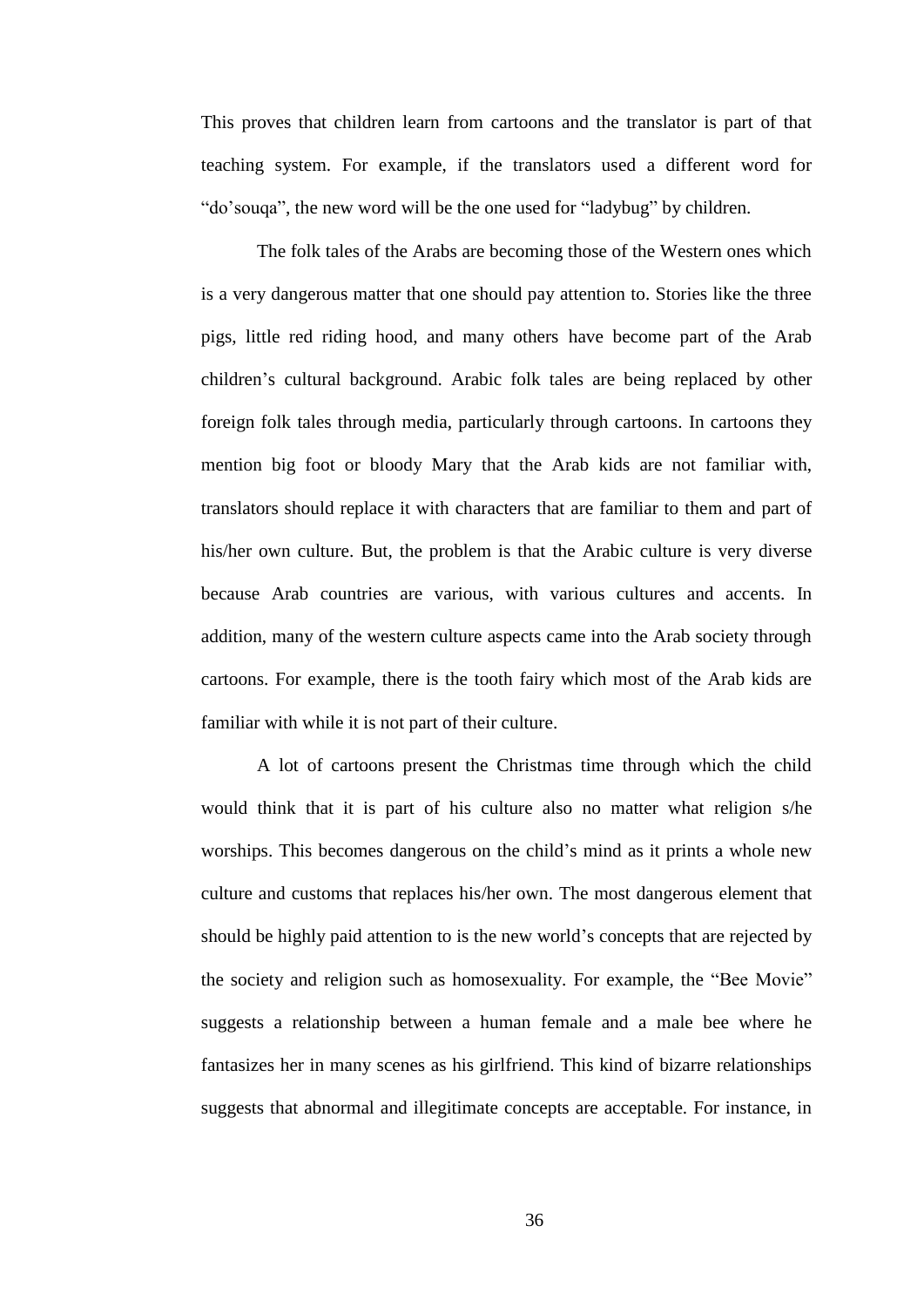This proves that children learn from cartoons and the translator is part of that teaching system. For example, if the translators used a different word for “do’souqa”, the new word will be the one used for “ladybug” by children.

The folk tales of the Arabs are becoming those of the Western ones which is a very dangerous matter that one should pay attention to. Stories like the three pigs, little red riding hood, and many others have become part of the Arab children’s cultural background. Arabic folk tales are being replaced by other foreign folk tales through media, particularly through cartoons. In cartoons they mention big foot or bloody Mary that the Arab kids are not familiar with, translators should replace it with characters that are familiar to them and part of his/her own culture. But, the problem is that the Arabic culture is very diverse because Arab countries are various, with various cultures and accents. In addition, many of the western culture aspects came into the Arab society through cartoons. For example, there is the tooth fairy which most of the Arab kids are familiar with while it is not part of their culture.

A lot of cartoons present the Christmas time through which the child would think that it is part of his culture also no matter what religion s/he worships. This becomes dangerous on the child’s mind as it prints a whole new culture and customs that replaces his/her own. The most dangerous element that should be highly paid attention to is the new world’s concepts that are rejected by the society and religion such as homosexuality. For example, the “Bee Movie” suggests a relationship between a human female and a male bee where he fantasizes her in many scenes as his girlfriend. This kind of bizarre relationships suggests that abnormal and illegitimate concepts are acceptable. For instance, in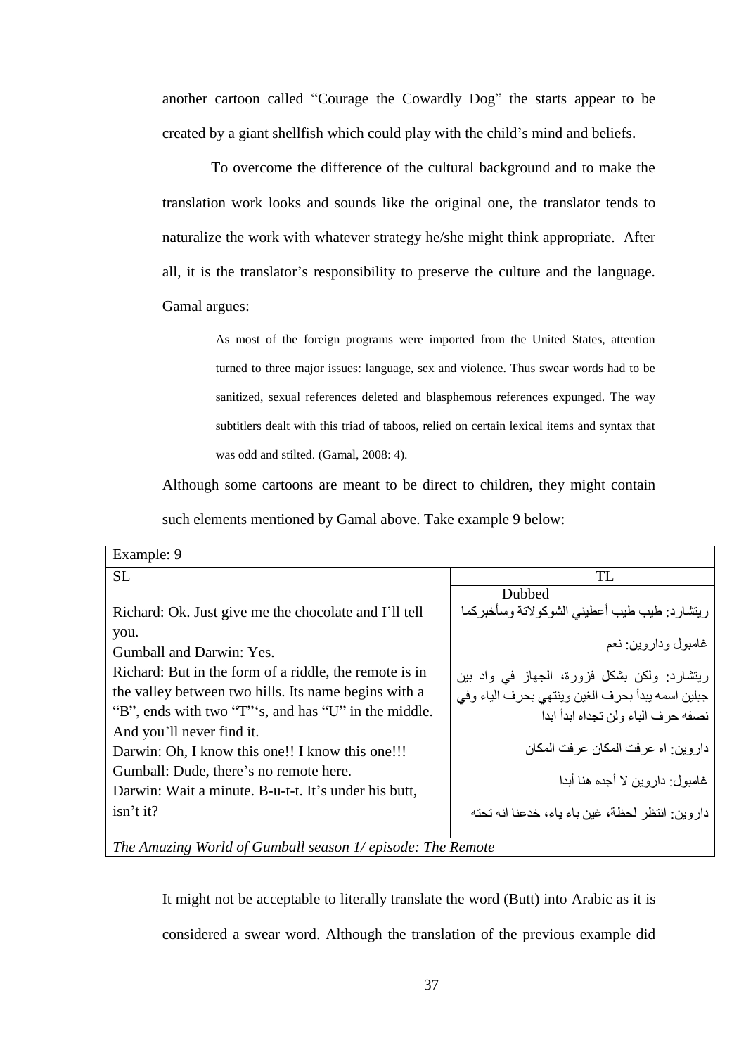another cartoon called "Courage the Cowardly Dog" the starts appear to be created by a giant shellfish which could play with the child's mind and beliefs.

To overcome the difference of the cultural background and to make the translation work looks and sounds like the original one, the translator tends to naturalize the work with whatever strategy he/she might think appropriate. After all, it is the translator's responsibility to preserve the culture and the language. Gamal argues:

> As most of the foreign programs were imported from the United States, attention turned to three major issues: language, sex and violence. Thus swear words had to be sanitized, sexual references deleted and blasphemous references expunged. The way subtitlers dealt with this triad of taboos, relied on certain lexical items and syntax that was odd and stilted. (Gamal, 2008: 4).

Although some cartoons are meant to be direct to children, they might contain such elements mentioned by Gamal above. Take example 9 below:

| Example: 9 | |
|---|---|
| SL | TL |
| | Dubbed |
| Richard: Ok. Just give me the chocolate and I'll tell you. | ريتشارد: طيب طيب أعطيني الشوكولاتة وسأخبركما |
| Gumball and Darwin: Yes. | غامبول وداروين: نعم |
| Richard: But in the form of a riddle, the remote is in the valley between two hills. Its name begins with a "B", ends with two "T"'s, and has "U" in the middle. And you'll never find it. | ريتشارد: ولكن بشكل فزورة، الجهاز في واد بين جبلين اسمه يبدأ بحرف الغين وينتهي بحرف الياء وفي نصفه حرف الباء ولن تجداه ابدأ ابدا |
| Darwin: Oh, I know this one!! I know this one!!! | داروين: اه عرفت المكان عرفت المكان |
| Gumball: Dude, there's no remote here. | غامبول: داروين لا أجده هنا أبدا |
| Darwin: Wait a minute. B-u-t-t. It's under his butt, isn't it? | داروين: انتظر لحظة، غين باء ياء، خدعنا انه تحته |
| *The Amazing World of Gumball season 1/ episode: The Remote* | |

It might not be acceptable to literally translate the word (Butt) into Arabic as it is considered a swear word. Although the translation of the previous example did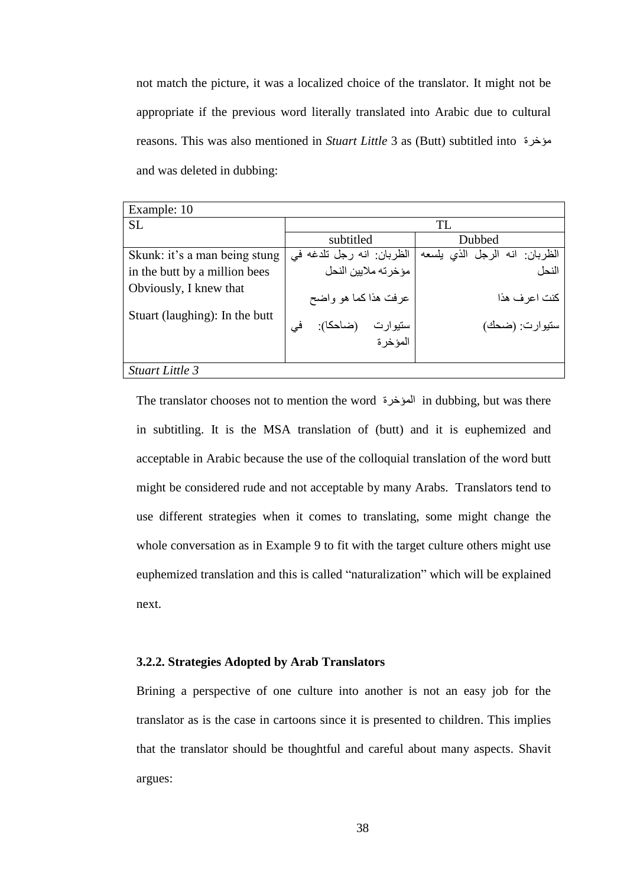not match the picture, it was a localized choice of the translator. It might not be appropriate if the previous word literally translated into Arabic due to cultural reasons. This was also mentioned in *Stuart Little* 3 as (Butt) subtitled into مؤخرة and was deleted in dubbing:

| Example: 10 | | |
|---|---|---|
| SL | TL | |
| | subtitled | Dubbed |
| Skunk: it's a man being stung in the butt by a million bees<br>Obviously, I knew that<br>Stuart (laughing): In the butt | الظربان: انه رجل تلدغه في مؤخرته ملايين النحل<br>عرفت هذا كما هو واضح<br>ستيوارت (ضاحكا): في المؤخرة | الظربان: انه الرجل الذي يلسعه النحل<br>كنت اعرف هذا<br>ستيوارت: (ضحك) |
| *Stuart Little 3* | | |

The translator chooses not to mention the word المؤخرة in dubbing, but was there in subtitling. It is the MSA translation of (butt) and it is euphemized and acceptable in Arabic because the use of the colloquial translation of the word butt might be considered rude and not acceptable by many Arabs. Translators tend to use different strategies when it comes to translating, some might change the whole conversation as in Example 9 to fit with the target culture others might use euphemized translation and this is called "naturalization" which will be explained next.

### 3.2.2. Strategies Adopted by Arab Translators

Brining a perspective of one culture into another is not an easy job for the translator as is the case in cartoons since it is presented to children. This implies that the translator should be thoughtful and careful about many aspects. Shavit argues: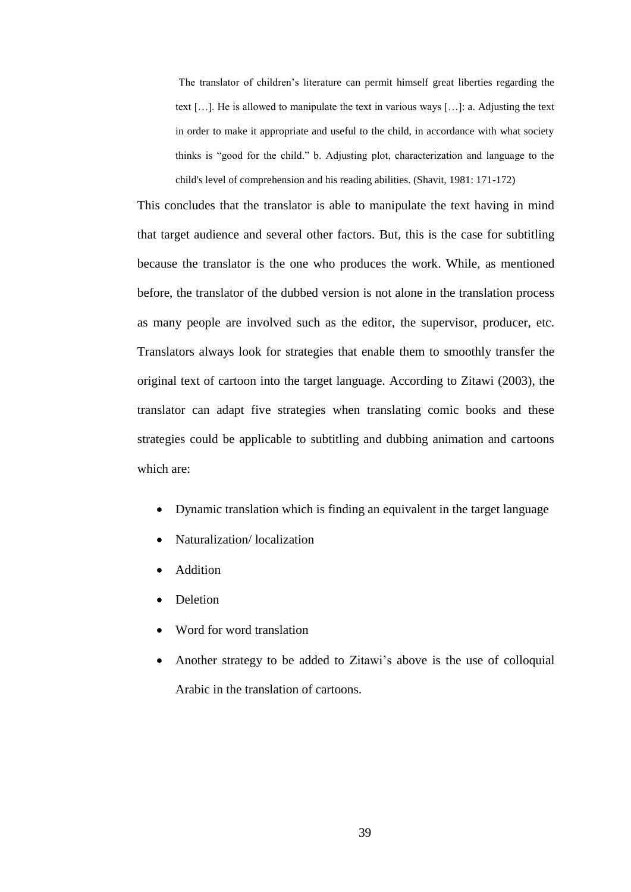> The translator of children's literature can permit himself great liberties regarding the text […]. He is allowed to manipulate the text in various ways […]: a. Adjusting the text in order to make it appropriate and useful to the child, in accordance with what society thinks is "good for the child." b. Adjusting plot, characterization and language to the child's level of comprehension and his reading abilities. (Shavit, 1981: 171-172)

This concludes that the translator is able to manipulate the text having in mind that target audience and several other factors. But, this is the case for subtitling because the translator is the one who produces the work. While, as mentioned before, the translator of the dubbed version is not alone in the translation process as many people are involved such as the editor, the supervisor, producer, etc. Translators always look for strategies that enable them to smoothly transfer the original text of cartoon into the target language. According to Zitawi (2003), the translator can adapt five strategies when translating comic books and these strategies could be applicable to subtitling and dubbing animation and cartoons which are:

- Dynamic translation which is finding an equivalent in the target language
- Naturalization/ localization
- Addition
- Deletion
- Word for word translation
- Another strategy to be added to Zitawi's above is the use of colloquial Arabic in the translation of cartoons.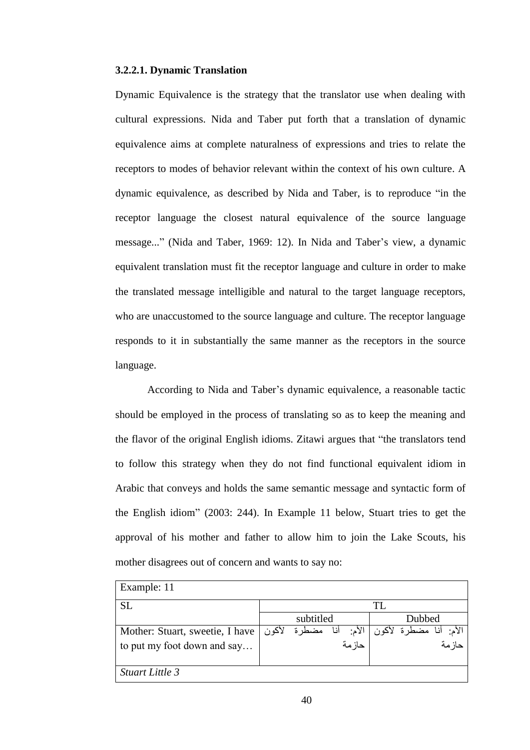### 3.2.2.1. Dynamic Translation

Dynamic Equivalence is the strategy that the translator use when dealing with cultural expressions. Nida and Taber put forth that a translation of dynamic equivalence aims at complete naturalness of expressions and tries to relate the receptors to modes of behavior relevant within the context of his own culture. A dynamic equivalence, as described by Nida and Taber, is to reproduce "in the receptor language the closest natural equivalence of the source language message..." (Nida and Taber, 1969: 12). In Nida and Taber's view, a dynamic equivalent translation must fit the receptor language and culture in order to make the translated message intelligible and natural to the target language receptors, who are unaccustomed to the source language and culture. The receptor language responds to it in substantially the same manner as the receptors in the source language.

According to Nida and Taber's dynamic equivalence, a reasonable tactic should be employed in the process of translating so as to keep the meaning and the flavor of the original English idioms. Zitawi argues that "the translators tend to follow this strategy when they do not find functional equivalent idiom in Arabic that conveys and holds the same semantic message and syntactic form of the English idiom" (2003: 244). In Example 11 below, Stuart tries to get the approval of his mother and father to allow him to join the Lake Scouts, his mother disagrees out of concern and wants to say no:

| Example: 11 | | |
|---|---|---|
| SL | TL | |
| | subtitled | Dubbed |
| Mother: Stuart, sweetie, I have to put my foot down and say… | الأم: أنا مضطرة لأكون حازمة | الأم: أنا مضطرة لأكون حازمة |
| *Stuart Little 3* | | |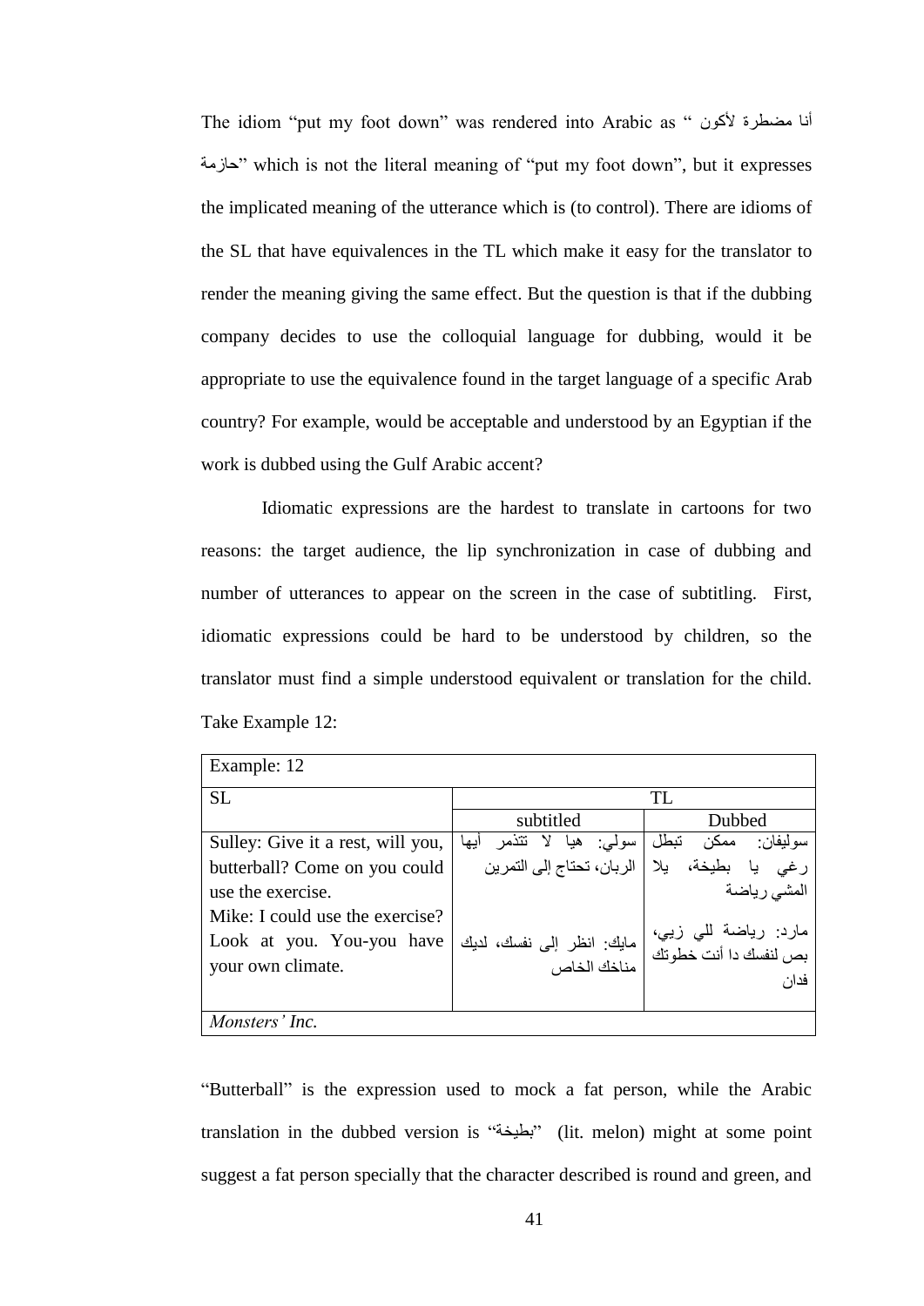The idiom "put my foot down" was rendered into Arabic as " أنا مضطرة لأكون حازمة" which is not the literal meaning of "put my foot down", but it expresses the implicated meaning of the utterance which is (to control). There are idioms of the SL that have equivalences in the TL which make it easy for the translator to render the meaning giving the same effect. But the question is that if the dubbing company decides to use the colloquial language for dubbing, would it be appropriate to use the equivalence found in the target language of a specific Arab country? For example, would be acceptable and understood by an Egyptian if the work is dubbed using the Gulf Arabic accent?

Idiomatic expressions are the hardest to translate in cartoons for two reasons: the target audience, the lip synchronization in case of dubbing and number of utterances to appear on the screen in the case of subtitling. First, idiomatic expressions could be hard to be understood by children, so the translator must find a simple understood equivalent or translation for the child. Take Example 12:

| Example: 12 | | |
|---|---|---|
| SL | TL | |
| | subtitled | Dubbed |
| Sulley: Give it a rest, will you, butterball? Come on you could use the exercise.<br>Mike: I could use the exercise? Look at you. You-you have your own climate. | سولي: هيا لا تتذمر أيها الربان، تحتاج إلى التمرين<br><br>مايك: انظر إلى نفسك، لديك مناخك الخاص | سوليفان: ممكن تبطل رغي يا بطيخة، يلا المشي رياضة<br><br>مارد: رياضة للي زيي، بص لنفسك دا أنت خطوتك فدان |
| *Monsters' Inc.* | | |

"Butterball" is the expression used to mock a fat person, while the Arabic translation in the dubbed version is "بطيخة" (lit. melon) might at some point suggest a fat person specially that the character described is round and green, and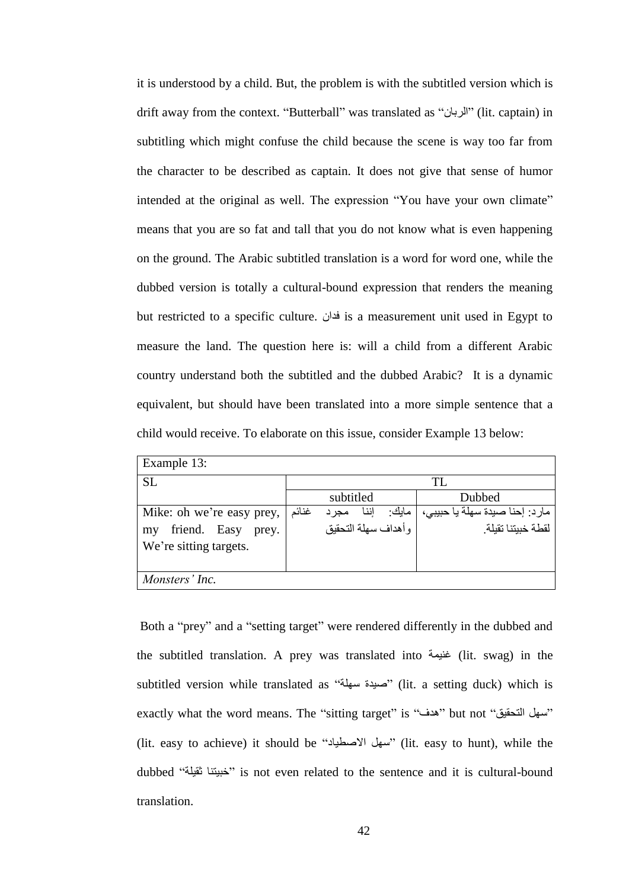it is understood by a child. But, the problem is with the subtitled version which is drift away from the context. "Butterball" was translated as "الربان" (lit. captain) in subtitling which might confuse the child because the scene is way too far from the character to be described as captain. It does not give that sense of humor intended at the original as well. The expression "You have your own climate" means that you are so fat and tall that you do not know what is even happening on the ground. The Arabic subtitled translation is a word for word one, while the dubbed version is totally a cultural-bound expression that renders the meaning but restricted to a specific culture. فدان is a measurement unit used in Egypt to measure the land. The question here is: will a child from a different Arabic country understand both the subtitled and the dubbed Arabic? It is a dynamic equivalent, but should have been translated into a more simple sentence that a child would receive. To elaborate on this issue, consider Example 13 below:

| Example 13: | | |
|---|---|---|
| SL | TL | |
| | subtitled | Dubbed |
| Mike: oh we're easy prey, my friend. Easy prey. We're sitting targets. | مايك: إننا مجرد غنائم وأهداف سهلة التحقيق | مارد: إحنا صيدة سهلة يا حبيبي، لقطة خبيتنا تقيلة. |
| *Monsters' Inc.* | | |

Both a "prey" and a "setting target" were rendered differently in the dubbed and the subtitled translation. A prey was translated into غنيمة (lit. swag) in the subtitled version while translated as "صيدة سهلة" (lit. a setting duck) which is exactly what the word means. The "sitting target" is "هدف" but not "سهل التحقيق" (lit. easy to achieve) it should be "سهل الاصطياد" (lit. easy to hunt), while the dubbed "خبيتنا ثقيلة" is not even related to the sentence and it is cultural-bound translation.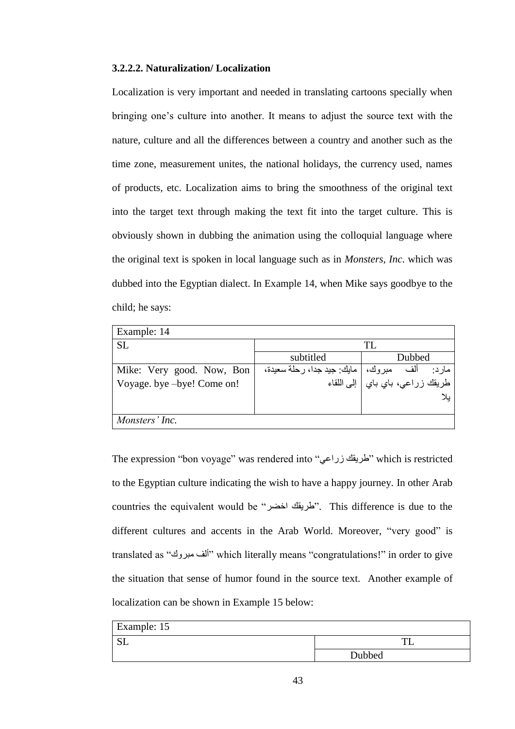#### 3.2.2.2. Naturalization/ Localization

Localization is very important and needed in translating cartoons specially when bringing one's culture into another. It means to adjust the source text with the nature, culture and all the differences between a country and another such as the time zone, measurement unites, the national holidays, the currency used, names of products, etc. Localization aims to bring the smoothness of the original text into the target text through making the text fit into the target culture. This is obviously shown in dubbing the animation using the colloquial language where the original text is spoken in local language such as in *Monsters, Inc*. which was dubbed into the Egyptian dialect. In Example 14, when Mike says goodbye to the child; he says:

| Example: 14 | | |
|---|---|---|
| SL | TL | |
| | subtitled | Dubbed |
| Mike: Very good. Now, Bon Voyage. bye –bye! Come on! | مايك: جيد جدا، رحلة سعيدة، إلى اللقاء | مارد: ألف مبروك، طريقك زراعي، باي باي يلا |
| *Monsters' Inc.* | | |

The expression "bon voyage" was rendered into "طريقك زراعي" which is restricted to the Egyptian culture indicating the wish to have a happy journey. In other Arab countries the equivalent would be "طريقك اخضر". This difference is due to the different cultures and accents in the Arab World. Moreover, "very good" is translated as "ألف مبروك" which literally means "congratulations!" in order to give the situation that sense of humor found in the source text. Another example of localization can be shown in Example 15 below:

| Example: 15 | |
|---|---|
| SL | TL |
| | Dubbed |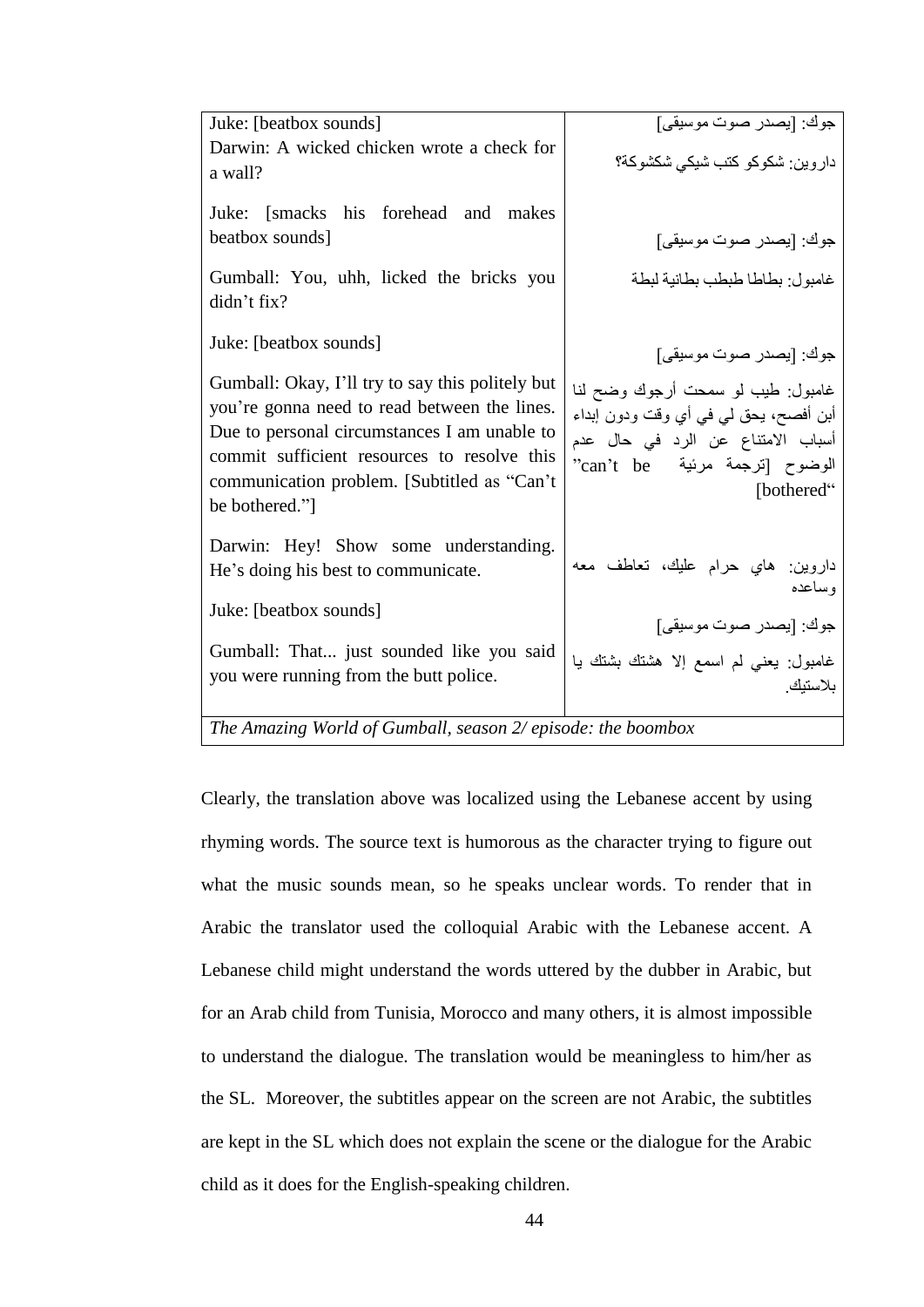| | |
|---|---|
| Juke: [beatbox sounds] | جوك: [يصدر صوت موسيقى] |
| Darwin: A wicked chicken wrote a check for a wall? | داروين: شكوكو كتب شيكي شكشوكة؟ |
| Juke: [smacks his forehead and makes beatbox sounds] | جوك: [يصدر صوت موسيقى] |
| Gumball: You, uhh, licked the bricks you didn't fix? | غامبول: بطاطا طبطب بطانية لبطة |
| Juke: [beatbox sounds] | جوك: [يصدر صوت موسيقى] |
| Gumball: Okay, I'll try to say this politely but you're gonna need to read between the lines. Due to personal circumstances I am unable to commit sufficient resources to resolve this communication problem. [Subtitled as "Can't be bothered."] | غامبول: طيب لو سمحت أرجوك وضح لنا أبن أفصح، يحق لي في أي وقت ودون إبداء أسباب الامتناع عن الرد في حال عدم الوضوح [ترجمة مرئية "can't be bothered"] |
| Darwin: Hey! Show some understanding. He's doing his best to communicate. | داروين: هاي حرام عليك، تعاطف معه وساعده |
| Juke: [beatbox sounds] | جوك: [يصدر صوت موسيقى] |
| Gumball: That... just sounded like you said you were running from the butt police. | غامبول: يعني لم اسمع إلا هشتك بشتك يا بلاستيك. |
| *The Amazing World of Gumball, season 2/ episode: the boombox* | |

Clearly, the translation above was localized using the Lebanese accent by using rhyming words. The source text is humorous as the character trying to figure out what the music sounds mean, so he speaks unclear words. To render that in Arabic the translator used the colloquial Arabic with the Lebanese accent. A Lebanese child might understand the words uttered by the dubber in Arabic, but for an Arab child from Tunisia, Morocco and many others, it is almost impossible to understand the dialogue. The translation would be meaningless to him/her as the SL. Moreover, the subtitles appear on the screen are not Arabic, the subtitles are kept in the SL which does not explain the scene or the dialogue for the Arabic child as it does for the English-speaking children.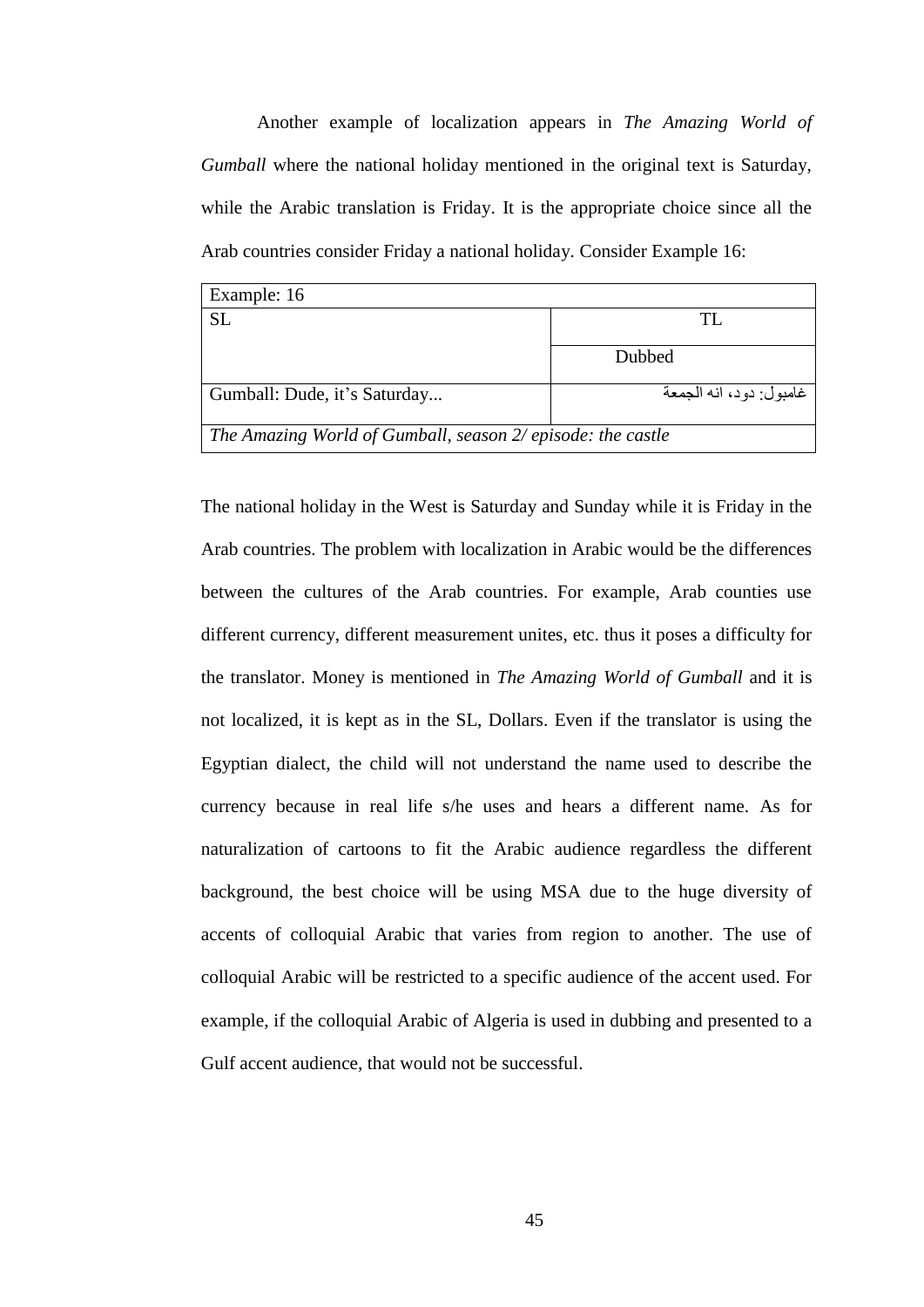Another example of localization appears in *The Amazing World of Gumball* where the national holiday mentioned in the original text is Saturday, while the Arabic translation is Friday. It is the appropriate choice since all the Arab countries consider Friday a national holiday. Consider Example 16:

| Example: 16 | |
|---|---|
| SL | TL |
| | Dubbed |
| Gumball: Dude, it's Saturday... | غامبول: دود، انه الجمعة |
| *The Amazing World of Gumball, season 2/ episode: the castle* | |

The national holiday in the West is Saturday and Sunday while it is Friday in the Arab countries. The problem with localization in Arabic would be the differences between the cultures of the Arab countries. For example, Arab counties use different currency, different measurement unites, etc. thus it poses a difficulty for the translator. Money is mentioned in *The Amazing World of Gumball* and it is not localized, it is kept as in the SL, Dollars. Even if the translator is using the Egyptian dialect, the child will not understand the name used to describe the currency because in real life s/he uses and hears a different name. As for naturalization of cartoons to fit the Arabic audience regardless the different background, the best choice will be using MSA due to the huge diversity of accents of colloquial Arabic that varies from region to another. The use of colloquial Arabic will be restricted to a specific audience of the accent used. For example, if the colloquial Arabic of Algeria is used in dubbing and presented to a Gulf accent audience, that would not be successful.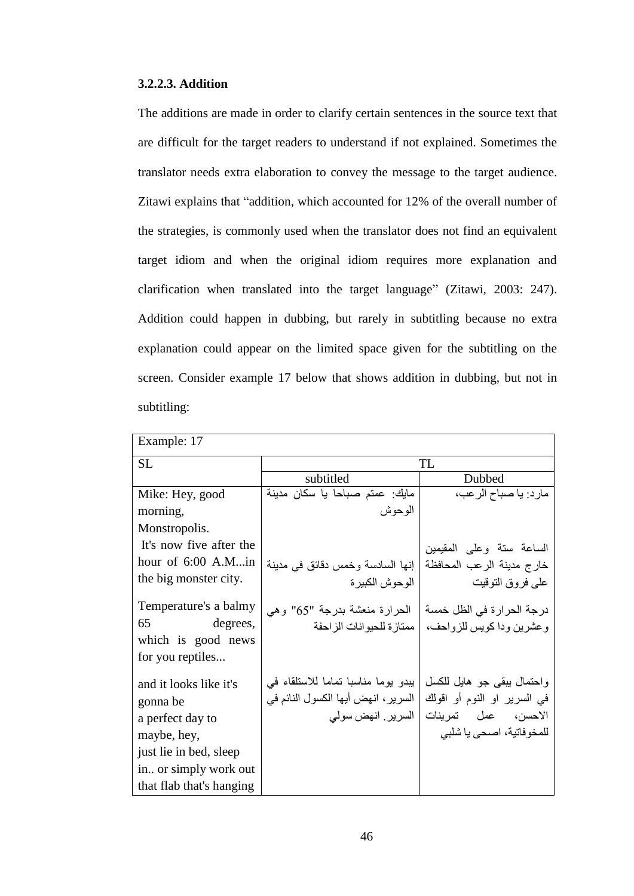### 3.2.2.3. Addition

The additions are made in order to clarify certain sentences in the source text that are difficult for the target readers to understand if not explained. Sometimes the translator needs extra elaboration to convey the message to the target audience. Zitawi explains that "addition, which accounted for 12% of the overall number of the strategies, is commonly used when the translator does not find an equivalent target idiom and when the original idiom requires more explanation and clarification when translated into the target language" (Zitawi, 2003: 247). Addition could happen in dubbing, but rarely in subtitling because no extra explanation could appear on the limited space given for the subtitling on the screen. Consider example 17 below that shows addition in dubbing, but not in subtitling:

| Example: 17 | | |
|---|---|---|
| SL | TL | |
| | subtitled | Dubbed |
| Mike: Hey, good morning, Monstropolis. | مايك: عمتم صباحا يا سكان مدينة الوحوش | مارد: يا صباح الرعب، |
| It's now five after the hour of 6:00 A.M...in the big monster city. | إنها السادسة وخمس دقائق في مدينة الوحوش الكبيرة | الساعة ستة وعلى المقيمين خارج مدينة الرعب المحافظة على فروق التوقيت |
| Temperature's a balmy 65 degrees, which is good news for you reptiles... | الحرارة منعشة بدرجة "65" وهي ممتازة للحيوانات الزاحفة | درجة الحرارة في الظل خمسة وعشرين ودا كويس للزواحف، |
| and it looks like it's gonna be a perfect day to maybe, hey, just lie in bed, sleep in.. or simply work out that flab that's hanging | يبدو يوما مناسبا تماما للاستلقاء في السرير، انهض أيها الكسول النائم في السرير. انهض سولي | واحتمال يبقى جو هايل للكسل في السرير او النوم أو اقولك الاحسن، عمل تمرينات للمخوفاتية، اصحى يا شلبي |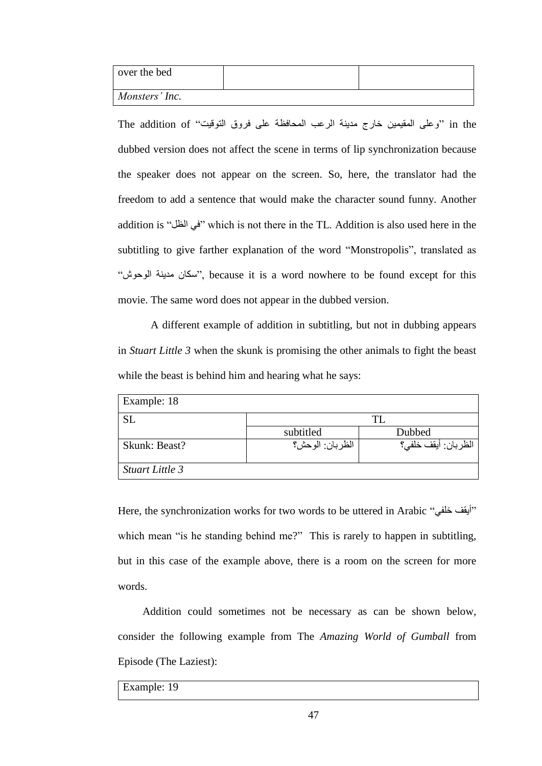| over the bed | | |
|---|---|---|
| *Monsters' Inc.* | | |

The addition of "وعلى المقيمين خارج مدينة الرعب المحافظة على فروق التوقيت" in the dubbed version does not affect the scene in terms of lip synchronization because the speaker does not appear on the screen. So, here, the translator had the freedom to add a sentence that would make the character sound funny. Another addition is "في الظل" which is not there in the TL. Addition is also used here in the subtitling to give farther explanation of the word "Monstropolis", translated as "سكان مدينة الوحوش", because it is a word nowhere to be found except for this movie. The same word does not appear in the dubbed version.

A different example of addition in subtitling, but not in dubbing appears in *Stuart Little 3* when the skunk is promising the other animals to fight the beast while the beast is behind him and hearing what he says:

| Example: 18 | | |
|---|---|---|
| SL | TL | |
| | subtitled | Dubbed |
| Skunk: Beast? | الظربان: الوحش؟ | الظربان: أيقف خلفي؟ |
| *Stuart Little 3* | | |

Here, the synchronization works for two words to be uttered in Arabic "أيقف خلفي" which mean "is he standing behind me?" This is rarely to happen in subtitling, but in this case of the example above, there is a room on the screen for more words.

Addition could sometimes not be necessary as can be shown below, consider the following example from The *Amazing World of Gumball* from Episode (The Laziest):

| Example: 19 |
|---|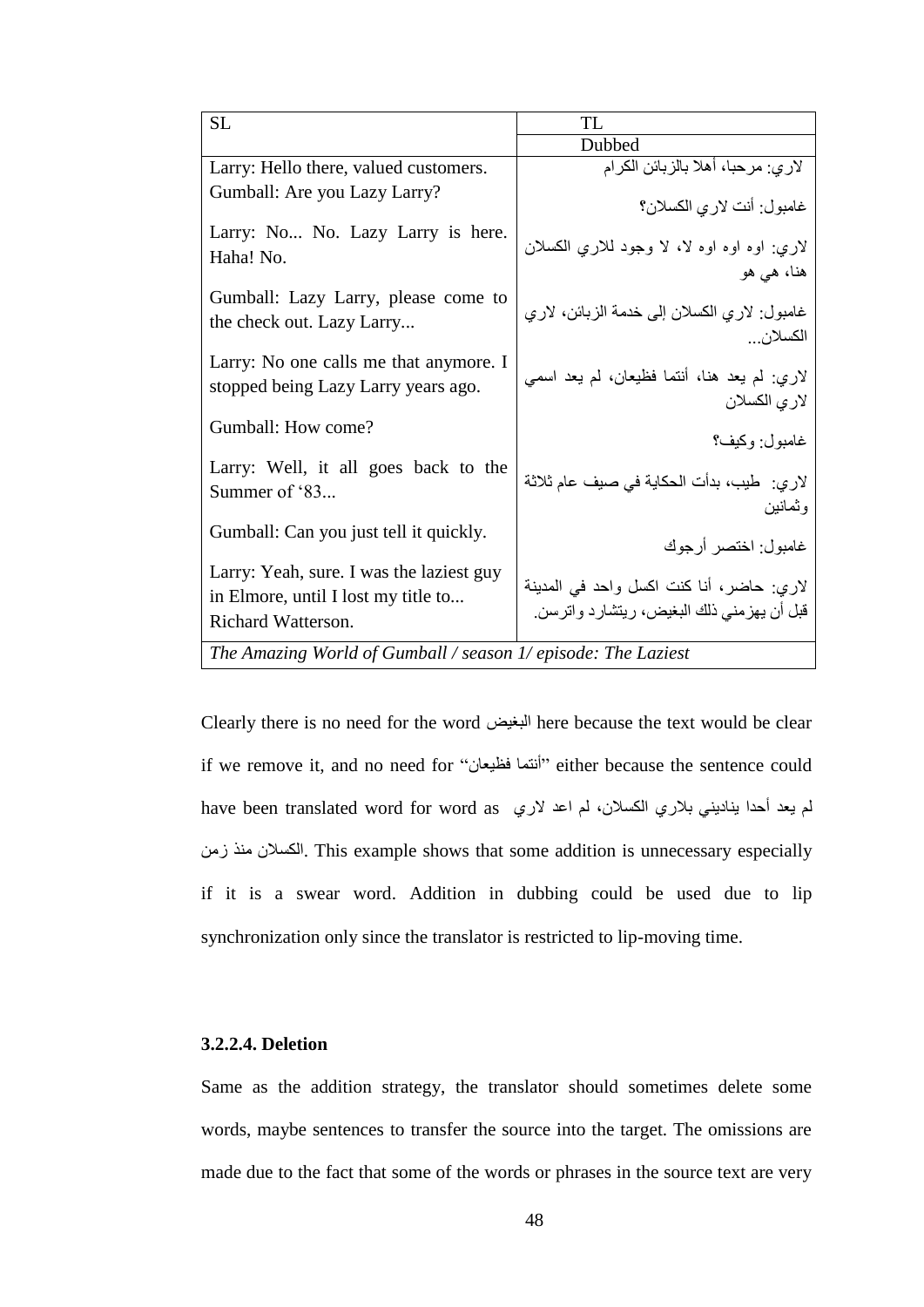| SL | TL |
|---|---|
| | Dubbed |
| Larry: Hello there, valued customers. | لاري: مرحبا، أهلا بالزبائن الكرام |
| Gumball: Are you Lazy Larry? | غامبول: أنت لاري الكسلان؟ |
| Larry: No... No. Lazy Larry is here. Haha! No. | لاري: اوه اوه اوه لا، لا وجود للاري الكسلان هنا، هي هو |
| Gumball: Lazy Larry, please come to the check out. Lazy Larry... | غامبول: لاري الكسلان إلى خدمة الزبائن، لاري الكسلان... |
| Larry: No one calls me that anymore. I stopped being Lazy Larry years ago. | لاري: لم يعد هنا، أنتما فظيعان، لم يعد اسمي لاري الكسلان |
| Gumball: How come? | غامبول: وكيف؟ |
| Larry: Well, it all goes back to the Summer of '83... | لاري: طيب، بدأت الحكاية في صيف عام ثلاثة وثمانين |
| Gumball: Can you just tell it quickly. | غامبول: اختصر أرجوك |
| Larry: Yeah, sure. I was the laziest guy in Elmore, until I lost my title to... Richard Watterson. | لاري: حاضر، أنا كنت اكسل واحد في المدينة قبل أن يهزمني ذلك البغيض، ريتشارد واترسن. |
| *The Amazing World of Gumball / season 1/ episode: The Laziest* | |

Clearly there is no need for the word البغيض here because the text would be clear if we remove it, and no need for "أنتما فظيعان" either because the sentence could have been translated word for word as لم يعد أحدا يناديني بلاري الكسلان، لم اعد لاري الكسلان منذ زمن. This example shows that some addition is unnecessary especially if it is a swear word. Addition in dubbing could be used due to lip synchronization only since the translator is restricted to lip-moving time.

#### 3.2.2.4. Deletion

Same as the addition strategy, the translator should sometimes delete some words, maybe sentences to transfer the source into the target. The omissions are made due to the fact that some of the words or phrases in the source text are very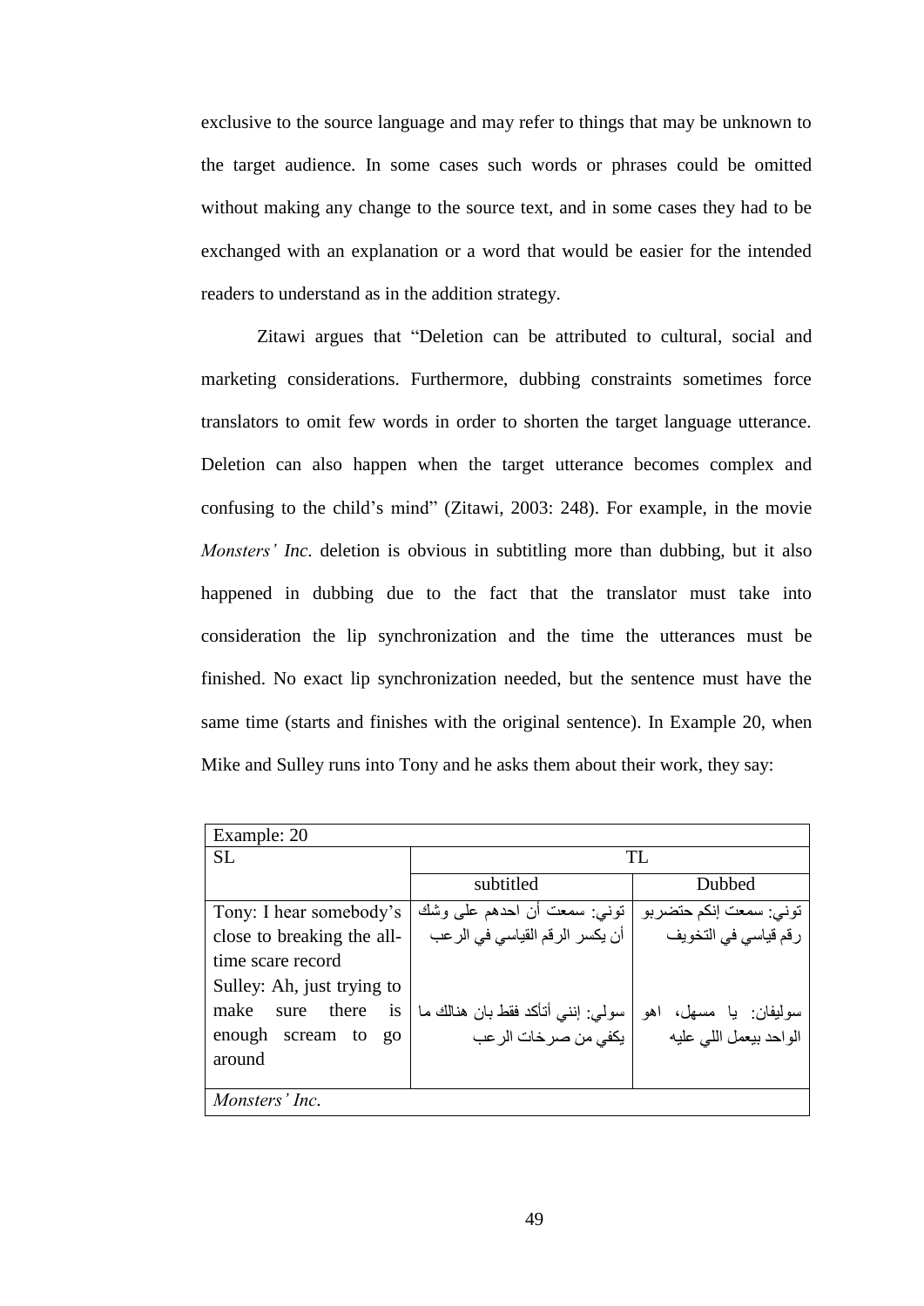exclusive to the source language and may refer to things that may be unknown to the target audience. In some cases such words or phrases could be omitted without making any change to the source text, and in some cases they had to be exchanged with an explanation or a word that would be easier for the intended readers to understand as in the addition strategy.

Zitawi argues that "Deletion can be attributed to cultural, social and marketing considerations. Furthermore, dubbing constraints sometimes force translators to omit few words in order to shorten the target language utterance. Deletion can also happen when the target utterance becomes complex and confusing to the child's mind" (Zitawi, 2003: 248). For example, in the movie *Monsters' Inc*. deletion is obvious in subtitling more than dubbing, but it also happened in dubbing due to the fact that the translator must take into consideration the lip synchronization and the time the utterances must be finished. No exact lip synchronization needed, but the sentence must have the same time (starts and finishes with the original sentence). In Example 20, when Mike and Sulley runs into Tony and he asks them about their work, they say:

| Example: 20 | | |
|---|---|---|
| SL | TL | |
| | subtitled | Dubbed |
| Tony: I hear somebody's close to breaking the all-time scare record | توني: سمعت أن احدهم على وشك أن يكسر الرقم القياسي في الرعب | توني: سمعت إنكم حتضربو رقم قياسي في التخويف |
| Sulley: Ah, just trying to make sure there is enough scream to go around | سولي: إنني أتأكد فقط بان هنالك ما يكفي من صرخات الرعب | سوليفان: يا مسهل، اهو الواحد بيعمل اللي عليه |
| *Monsters' Inc.* | | |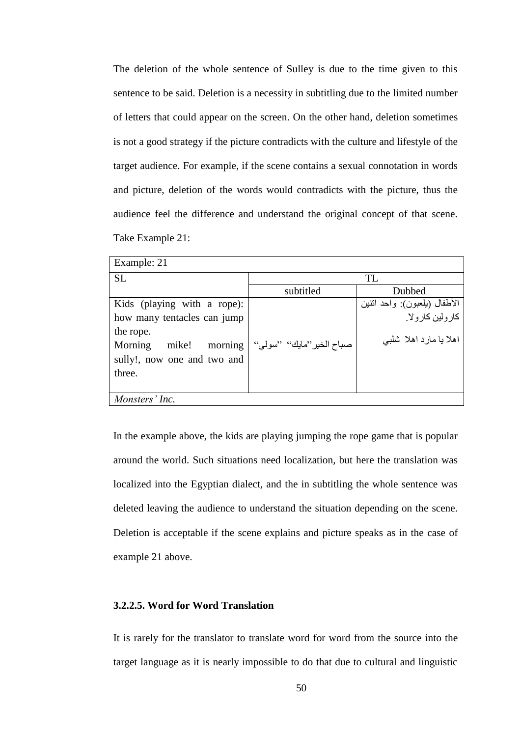The deletion of the whole sentence of Sulley is due to the time given to this sentence to be said. Deletion is a necessity in subtitling due to the limited number of letters that could appear on the screen. On the other hand, deletion sometimes is not a good strategy if the picture contradicts with the culture and lifestyle of the target audience. For example, if the scene contains a sexual connotation in words and picture, deletion of the words would contradicts with the picture, thus the audience feel the difference and understand the original concept of that scene. Take Example 21:

| Example: 21 | | |
|---|---|---|
| SL | TL | |
| | subtitled | Dubbed |
| Kids (playing with a rope): how many tentacles can jump the rope.<br>Morning mike! morning sully!, now one and two and three. | صباح الخير"مايك" "سولي" | الأطفال (يلعبون): واحد اتنين كارولين كارولا.<br>اهلا يا مارد اهلا شلبي |
| *Monsters' Inc.* | | |

In the example above, the kids are playing jumping the rope game that is popular around the world. Such situations need localization, but here the translation was localized into the Egyptian dialect, and the in subtitling the whole sentence was deleted leaving the audience to understand the situation depending on the scene. Deletion is acceptable if the scene explains and picture speaks as in the case of example 21 above.

### 3.2.2.5. Word for Word Translation

It is rarely for the translator to translate word for word from the source into the target language as it is nearly impossible to do that due to cultural and linguistic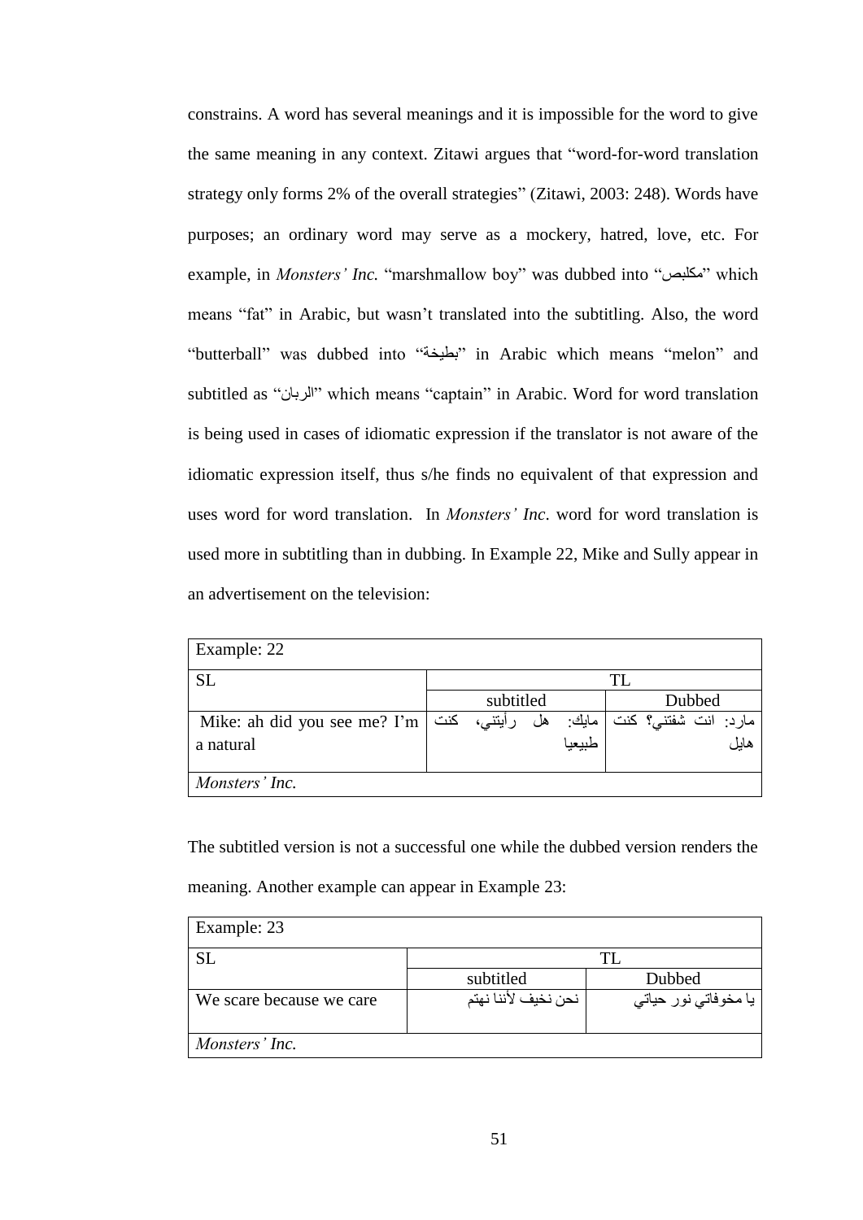constrains. A word has several meanings and it is impossible for the word to give the same meaning in any context. Zitawi argues that "word-for-word translation strategy only forms 2% of the overall strategies" (Zitawi, 2003: 248). Words have purposes; an ordinary word may serve as a mockery, hatred, love, etc. For example, in *Monsters' Inc.* "marshmallow boy" was dubbed into "مكلبص" which means "fat" in Arabic, but wasn't translated into the subtitling. Also, the word "butterball" was dubbed into "بطيخة" in Arabic which means "melon" and subtitled as "الربان" which means "captain" in Arabic. Word for word translation is being used in cases of idiomatic expression if the translator is not aware of the idiomatic expression itself, thus s/he finds no equivalent of that expression and uses word for word translation. In *Monsters' Inc*. word for word translation is used more in subtitling than in dubbing. In Example 22, Mike and Sully appear in an advertisement on the television:

| Example: 22 | | |
|---|---|---|
| SL | TL | |
| | subtitled | Dubbed |
| Mike: ah did you see me? I'm a natural | مايك: هل رأيتني، كنت طبيعيا | مارد: انت شفتني؟ كنت هايل |
| *Monsters' Inc.* | | |

The subtitled version is not a successful one while the dubbed version renders the meaning. Another example can appear in Example 23:

| Example: 23 | | |
|---|---|---|
| SL | TL | |
| | subtitled | Dubbed |
| We scare because we care | نحن نخيف لأننا نهتم | يا مخوفاتي نور حياتي |
| *Monsters' Inc.* | | |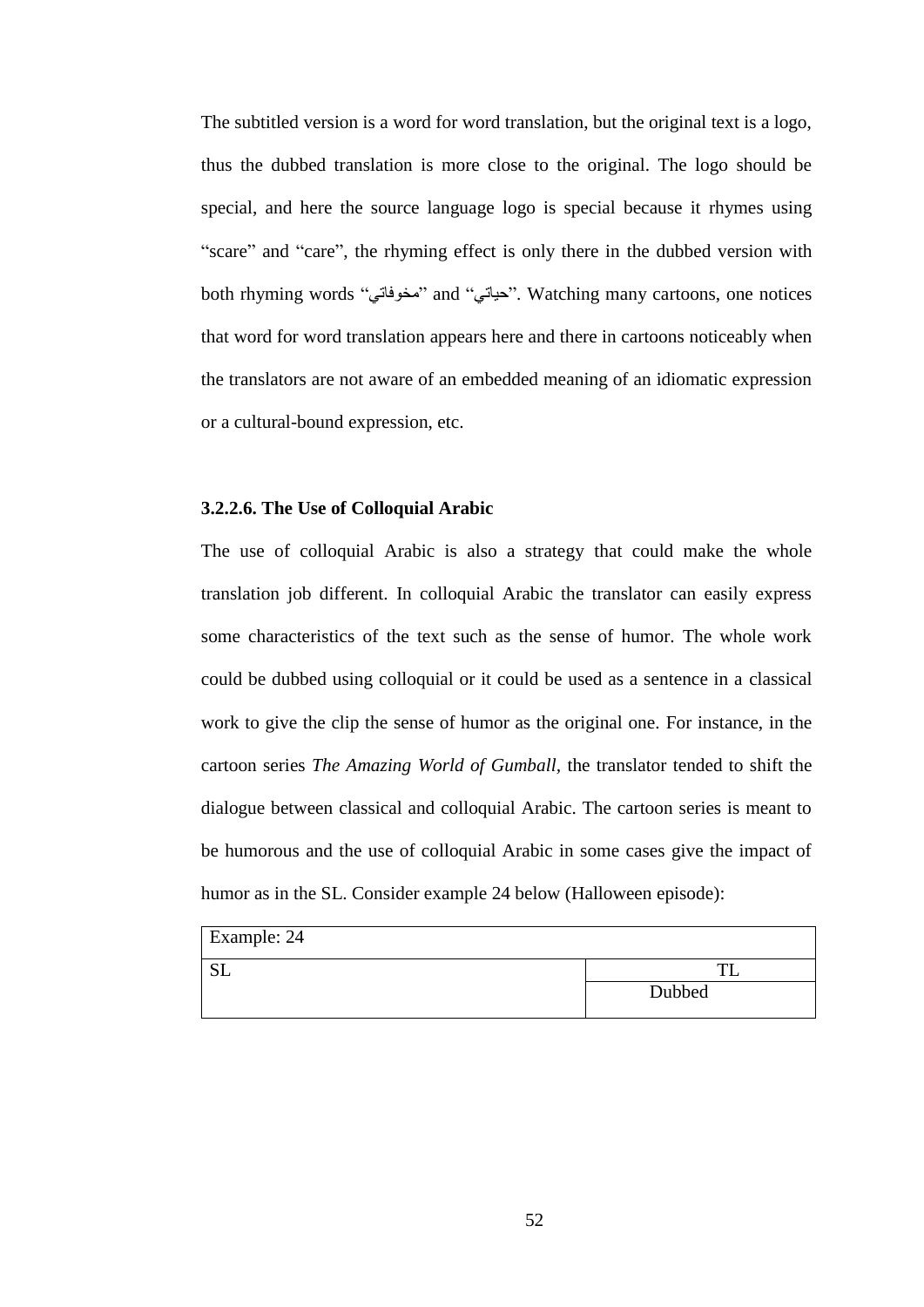The subtitled version is a word for word translation, but the original text is a logo, thus the dubbed translation is more close to the original. The logo should be special, and here the source language logo is special because it rhymes using "scare" and "care", the rhyming effect is only there in the dubbed version with both rhyming words "مخوفاتي" and "حياتي". Watching many cartoons, one notices that word for word translation appears here and there in cartoons noticeably when the translators are not aware of an embedded meaning of an idiomatic expression or a cultural-bound expression, etc.

### 3.2.2.6. The Use of Colloquial Arabic

The use of colloquial Arabic is also a strategy that could make the whole translation job different. In colloquial Arabic the translator can easily express some characteristics of the text such as the sense of humor. The whole work could be dubbed using colloquial or it could be used as a sentence in a classical work to give the clip the sense of humor as the original one. For instance, in the cartoon series *The Amazing World of Gumball*, the translator tended to shift the dialogue between classical and colloquial Arabic. The cartoon series is meant to be humorous and the use of colloquial Arabic in some cases give the impact of humor as in the SL. Consider example 24 below (Halloween episode):

| Example: 24 | |
|---|---|
| SL | TL |
| | Dubbed |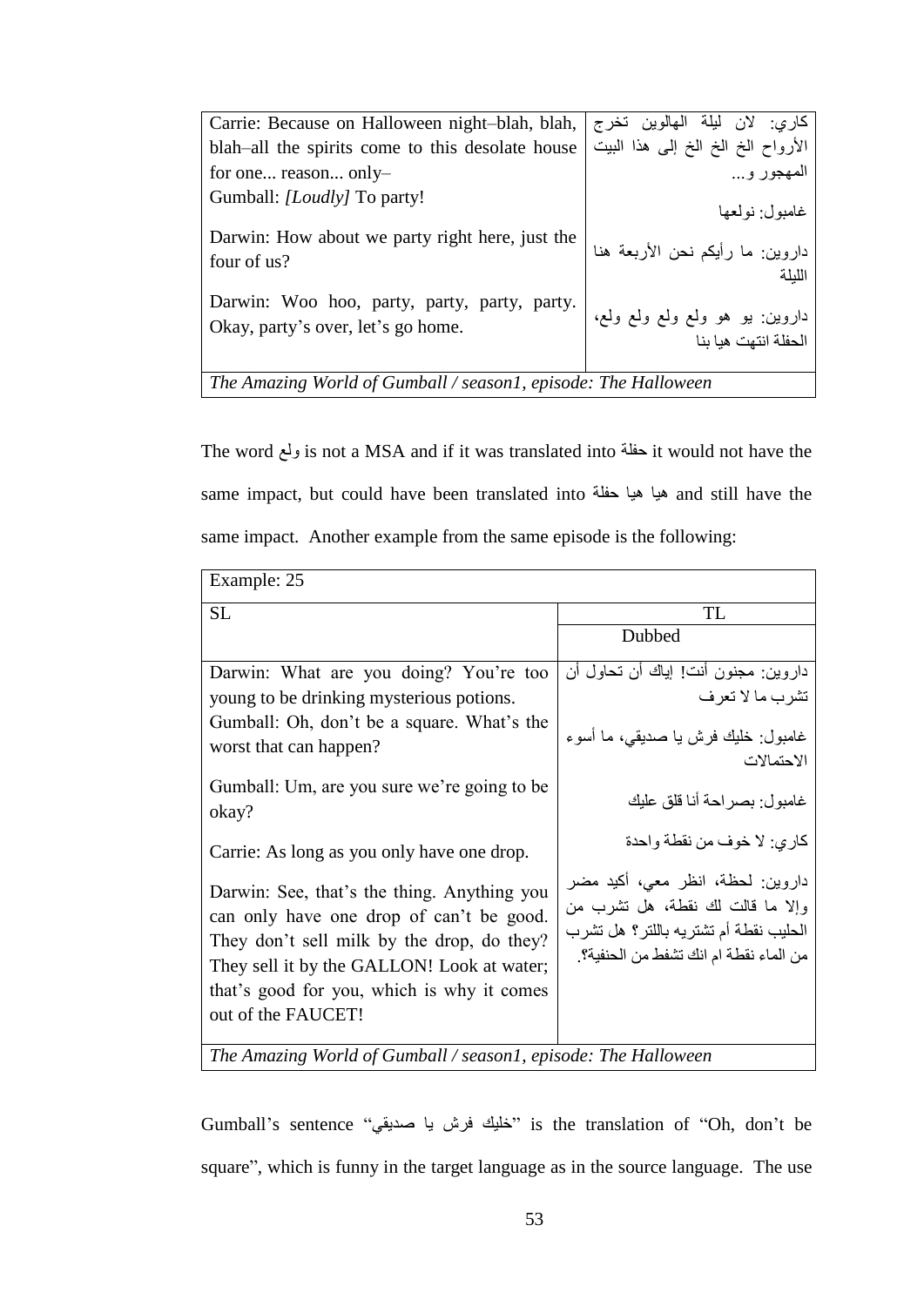| | |
|---|---|
| Carrie: Because on Halloween night–blah, blah, blah–all the spirits come to this desolate house for one... reason... only–<br>Gumball: *[Loudly]* To party!<br>Darwin: How about we party right here, just the four of us?<br>Darwin: Woo hoo, party, party, party, party. Okay, party's over, let's go home. | كاري: لان ليلة الهالوين تخرج الأرواح الخ الخ الخ إلى هذا البيت المهجور و...<br>غامبول: نولعها<br>داروين: ما رأيكم نحن الأربعة هنا الليلة<br>داروين: يو هو ولع ولع ولع ولع، الحفلة انتهت هيا بنا |
| *The Amazing World of Gumball / season1, episode: The Halloween* | |

The word ولع is not a MSA and if it was translated into حفلة it would not have the same impact, but could have been translated into هيا هيا حفلة and still have the same impact. Another example from the same episode is the following:

| Example: 25 | |
|---|---|
| SL | TL |
| | Dubbed |
| Darwin: What are you doing? You're too young to be drinking mysterious potions.<br>Gumball: Oh, don't be a square. What's the worst that can happen?<br>Gumball: Um, are you sure we're going to be okay?<br>Carrie: As long as you only have one drop.<br>Darwin: See, that's the thing. Anything you can only have one drop of can't be good. They don't sell milk by the drop, do they? They sell it by the GALLON! Look at water; that's good for you, which is why it comes out of the FAUCET! | داروين: مجنون أنت! إياك أن تحاول أن تشرب ما لا تعرف<br>غامبول: خليك فرش يا صديقي، ما أسوء الاحتمالات<br>غامبول: بصراحة أنا قلق عليك<br>كاري: لا خوف من نقطة واحدة<br>داروين: لحظة، انظر معي، أكيد مضر وإلا ما قالت لك نقطة، هل تشرب من الحليب نقطة أم تشتريه باللتر؟ هل تشرب من الماء نقطة ام انك تشفط من الحنفية؟. |
| *The Amazing World of Gumball / season1, episode: The Halloween* | |

Gumball's sentence "خليك فرش يا صديقي" is the translation of "Oh, don't be square", which is funny in the target language as in the source language. The use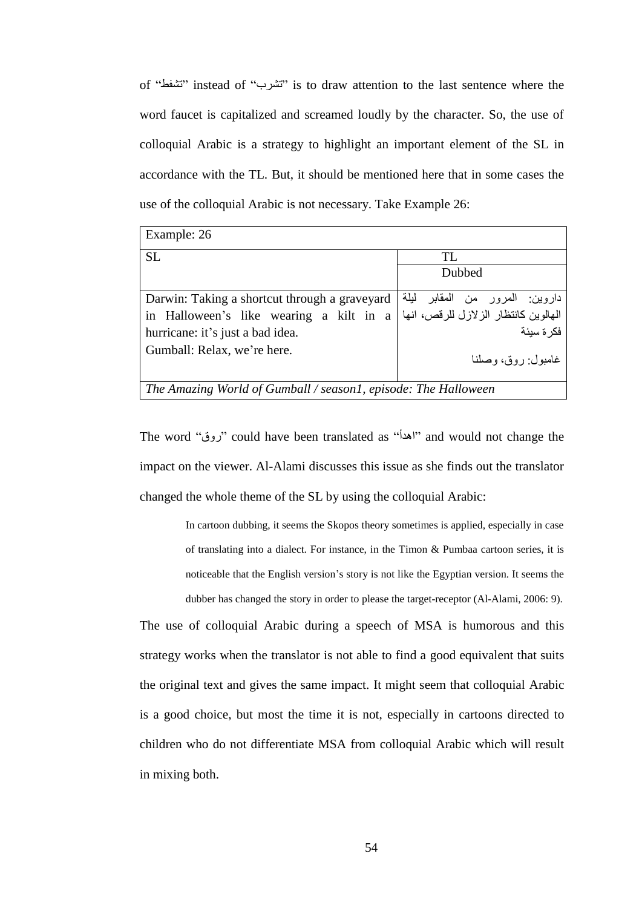of "تشفط" instead of "تشرب" is to draw attention to the last sentence where the word faucet is capitalized and screamed loudly by the character. So, the use of colloquial Arabic is a strategy to highlight an important element of the SL in accordance with the TL. But, it should be mentioned here that in some cases the use of the colloquial Arabic is not necessary. Take Example 26:

| Example: 26 | |
|---|---|
| SL | TL |
| | Dubbed |
| Darwin: Taking a shortcut through a graveyard in Halloween's like wearing a kilt in a hurricane: it's just a bad idea.<br>Gumball: Relax, we're here. | داروين: المرور من المقابر ليلة الهالوين كانتظار الزلازل للرقص، انها فكرة سيئة<br>غامبول: روق، وصلنا |
| *The Amazing World of Gumball / season1, episode: The Halloween* | |

The word "روق" could have been translated as "اهدأ" and would not change the impact on the viewer. Al-Alami discusses this issue as she finds out the translator changed the whole theme of the SL by using the colloquial Arabic:

> In cartoon dubbing, it seems the Skopos theory sometimes is applied, especially in case of translating into a dialect. For instance, in the Timon & Pumbaa cartoon series, it is noticeable that the English version's story is not like the Egyptian version. It seems the dubber has changed the story in order to please the target-receptor (Al-Alami, 2006: 9).

The use of colloquial Arabic during a speech of MSA is humorous and this strategy works when the translator is not able to find a good equivalent that suits the original text and gives the same impact. It might seem that colloquial Arabic is a good choice, but most the time it is not, especially in cartoons directed to children who do not differentiate MSA from colloquial Arabic which will result in mixing both.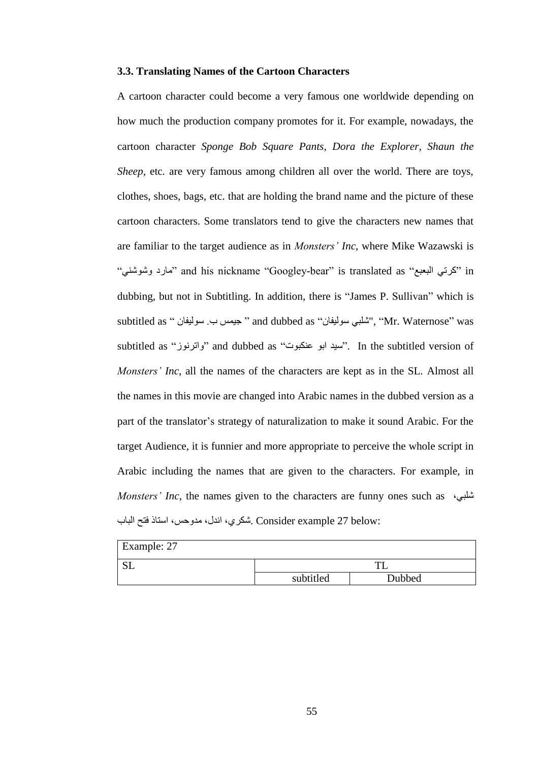### 3.3. Translating Names of the Cartoon Characters

A cartoon character could become a very famous one worldwide depending on how much the production company promotes for it. For example, nowadays, the cartoon character *Sponge Bob Square Pants*, *Dora the Explorer*, *Shaun the Sheep*, etc. are very famous among children all over the world. There are toys, clothes, shoes, bags, etc. that are holding the brand name and the picture of these cartoon characters. Some translators tend to give the characters new names that are familiar to the target audience as in *Monsters' Inc*, where Mike Wazawski is "مارد وشوشني" and his nickname "Googley-bear" is translated as "كرتي البعبع" in dubbing, but not in Subtitling. In addition, there is "James P. Sullivan" which is subtitled as " جيمس ب. سوليفان " and dubbed as "شلبي سوليفان", "Mr. Waternose" was subtitled as "واترنوز" and dubbed as "سيد ابو عنكبوت". In the subtitled version of *Monsters' Inc*, all the names of the characters are kept as in the SL. Almost all the names in this movie are changed into Arabic names in the dubbed version as a part of the translator's strategy of naturalization to make it sound Arabic. For the target Audience, it is funnier and more appropriate to perceive the whole script in Arabic including the names that are given to the characters. For example, in *Monsters' Inc*, the names given to the characters are funny ones such as شلبي، شكري، اندل، مدوحس، استاذ فتح الباب. Consider example 27 below:

| Example: 27 | | |
|---|---|---|
| SL | TL | |
| | subtitled | Dubbed |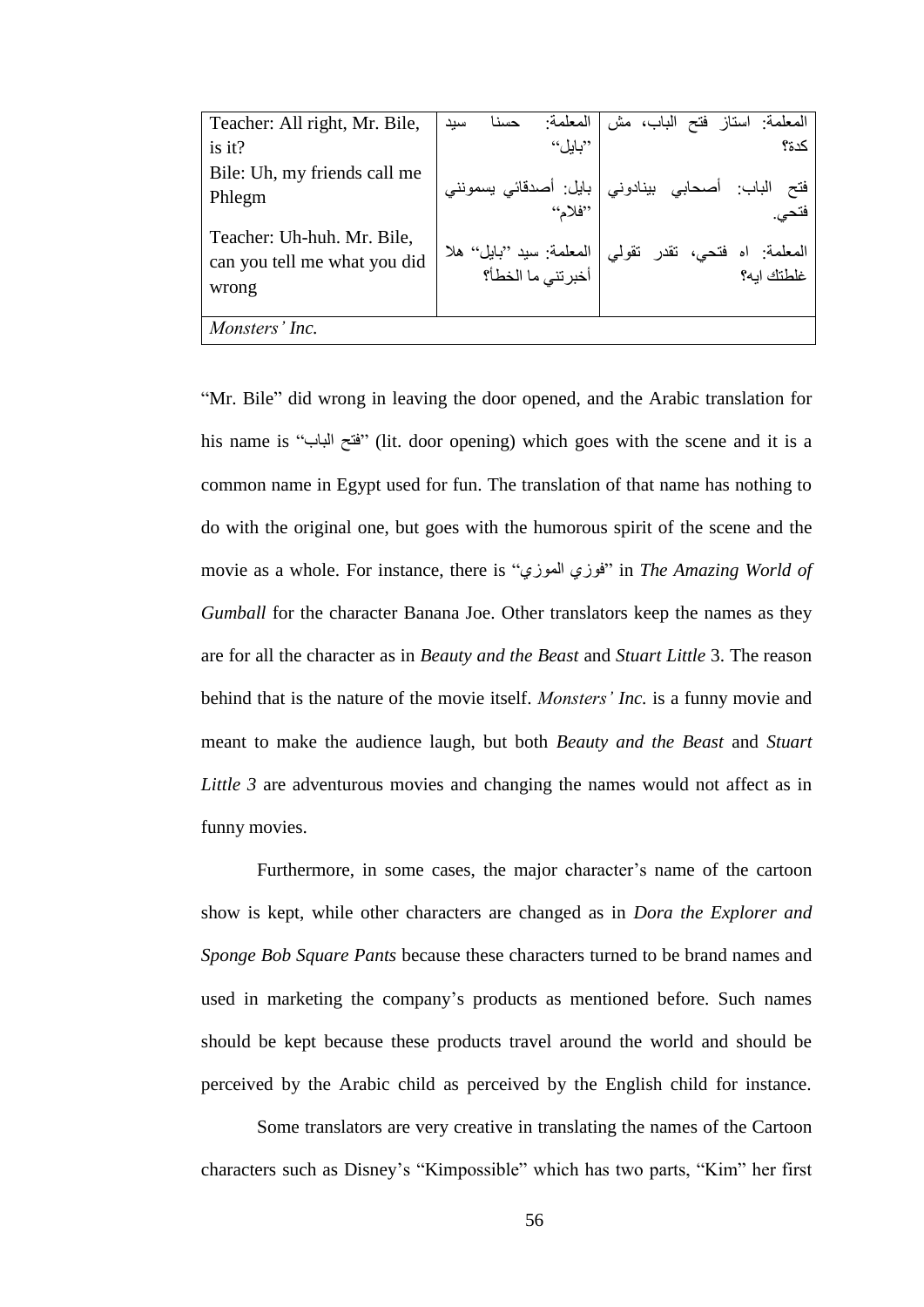| Teacher: All right, Mr. Bile, is it?<br>Bile: Uh, my friends call me Phlegm<br>Teacher: Uh-huh. Mr. Bile, can you tell me what you did wrong | المعلمة: حسنا سيد "بايل"<br>بايل: أصدقائي يسمونني "فلام"<br>المعلمة: سيد "بايل" هلا أخبرتني ما الخطأ؟ | المعلمة: استاذ فتح الباب، مش كدة؟<br>فتح الباب: أصحابي بينادوني فتحي.<br>المعلمة: اه فتحي، تقدر تقولي غلطتك ايه؟ |
|---|---|---|
| *Monsters' Inc.* | | |

"Mr. Bile" did wrong in leaving the door opened, and the Arabic translation for his name is "فتح الباب" (lit. door opening) which goes with the scene and it is a common name in Egypt used for fun. The translation of that name has nothing to do with the original one, but goes with the humorous spirit of the scene and the movie as a whole. For instance, there is "فوزي الموزي" in *The Amazing World of Gumball* for the character Banana Joe. Other translators keep the names as they are for all the character as in *Beauty and the Beast* and *Stuart Little* 3. The reason behind that is the nature of the movie itself. *Monsters' Inc.* is a funny movie and meant to make the audience laugh, but both *Beauty and the Beast* and *Stuart Little 3* are adventurous movies and changing the names would not affect as in funny movies.

Furthermore, in some cases, the major character's name of the cartoon show is kept, while other characters are changed as in *Dora the Explorer and Sponge Bob Square Pants* because these characters turned to be brand names and used in marketing the company's products as mentioned before. Such names should be kept because these products travel around the world and should be perceived by the Arabic child as perceived by the English child for instance.

Some translators are very creative in translating the names of the Cartoon characters such as Disney's "Kimpossible" which has two parts, "Kim" her first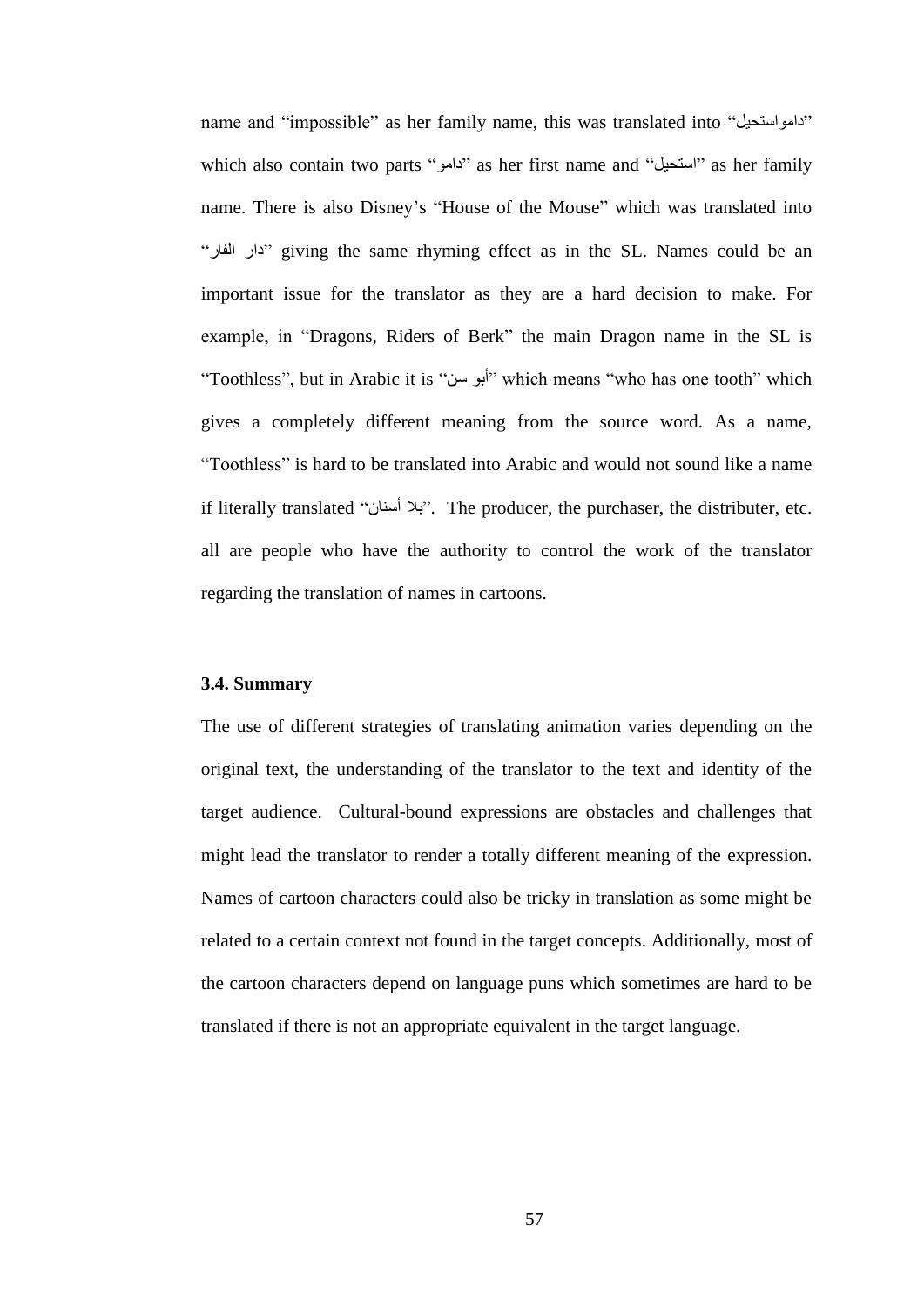name and "impossible" as her family name, this was translated into "داموااستحيل" which also contain two parts "دامو" as her first name and "استحيل" as her family name. There is also Disney's "House of the Mouse" which was translated into "دار الفار" giving the same rhyming effect as in the SL. Names could be an important issue for the translator as they are a hard decision to make. For example, in "Dragons, Riders of Berk" the main Dragon name in the SL is "Toothless", but in Arabic it is "أبو سن" which means "who has one tooth" which gives a completely different meaning from the source word. As a name, "Toothless" is hard to be translated into Arabic and would not sound like a name if literally translated "بلا أسنان". The producer, the purchaser, the distributer, etc. all are people who have the authority to control the work of the translator regarding the translation of names in cartoons.

### 3.4. Summary

The use of different strategies of translating animation varies depending on the original text, the understanding of the translator to the text and identity of the target audience. Cultural-bound expressions are obstacles and challenges that might lead the translator to render a totally different meaning of the expression. Names of cartoon characters could also be tricky in translation as some might be related to a certain context not found in the target concepts. Additionally, most of the cartoon characters depend on language puns which sometimes are hard to be translated if there is not an appropriate equivalent in the target language.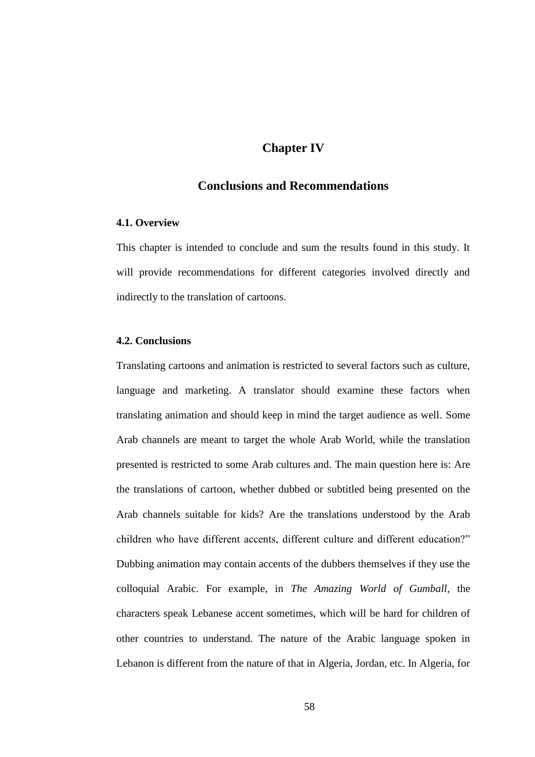# Chapter IV

## Conclusions and Recommendations

### 4.1. Overview

This chapter is intended to conclude and sum the results found in this study. It will provide recommendations for different categories involved directly and indirectly to the translation of cartoons.

### 4.2. Conclusions

Translating cartoons and animation is restricted to several factors such as culture, language and marketing. A translator should examine these factors when translating animation and should keep in mind the target audience as well. Some Arab channels are meant to target the whole Arab World, while the translation presented is restricted to some Arab cultures and. The main question here is: Are the translations of cartoon, whether dubbed or subtitled being presented on the Arab channels suitable for kids? Are the translations understood by the Arab children who have different accents, different culture and different education?" Dubbing animation may contain accents of the dubbers themselves if they use the colloquial Arabic. For example, in *The Amazing World of Gumball*, the characters speak Lebanese accent sometimes, which will be hard for children of other countries to understand. The nature of the Arabic language spoken in Lebanon is different from the nature of that in Algeria, Jordan, etc. In Algeria, for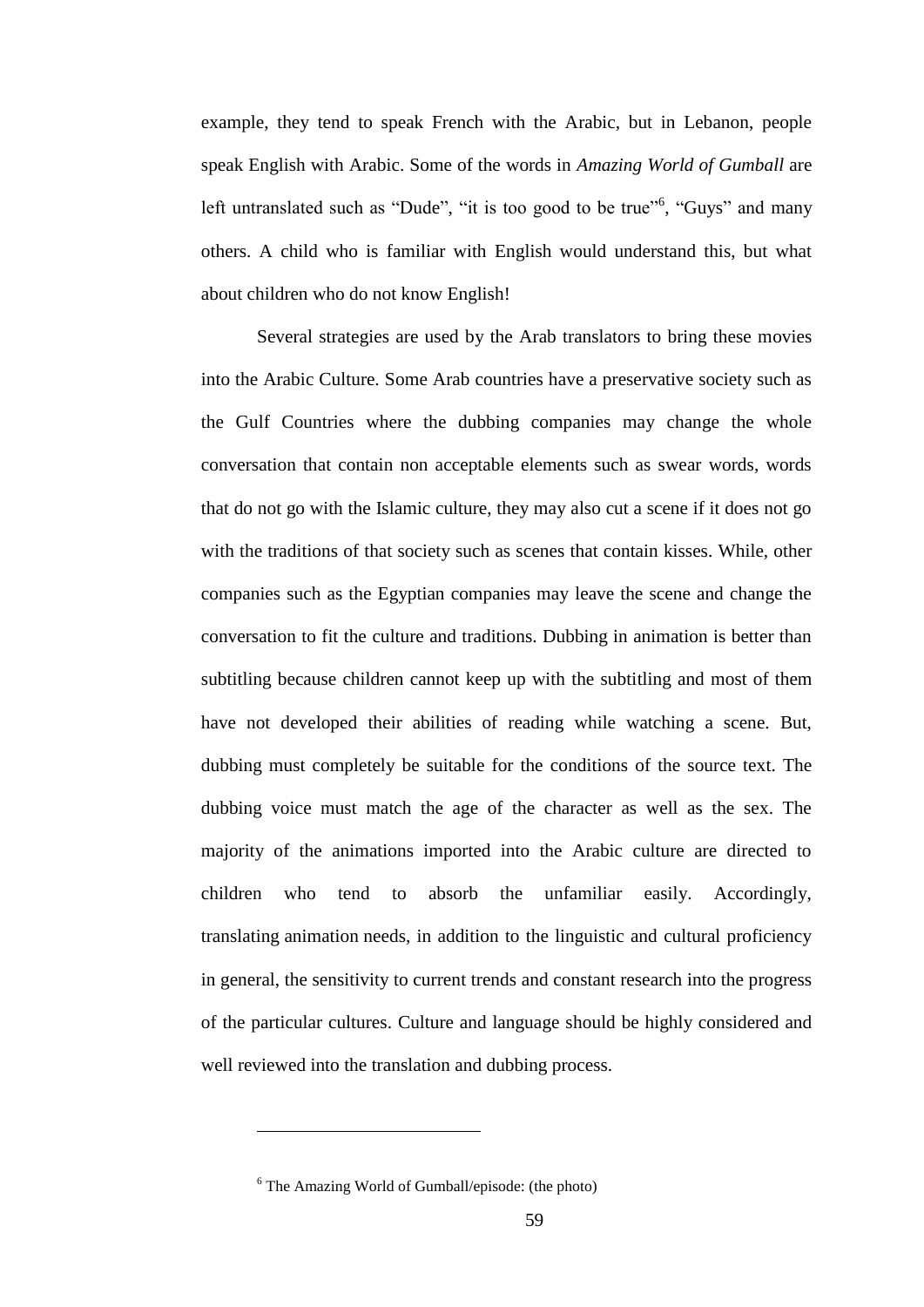example, they tend to speak French with the Arabic, but in Lebanon, people speak English with Arabic. Some of the words in *Amazing World of Gumball* are left untranslated such as "Dude", "it is too good to be true"[6], "Guys" and many others. A child who is familiar with English would understand this, but what about children who do not know English!

Several strategies are used by the Arab translators to bring these movies into the Arabic Culture. Some Arab countries have a preservative society such as the Gulf Countries where the dubbing companies may change the whole conversation that contain non acceptable elements such as swear words, words that do not go with the Islamic culture, they may also cut a scene if it does not go with the traditions of that society such as scenes that contain kisses. While, other companies such as the Egyptian companies may leave the scene and change the conversation to fit the culture and traditions. Dubbing in animation is better than subtitling because children cannot keep up with the subtitling and most of them have not developed their abilities of reading while watching a scene. But, dubbing must completely be suitable for the conditions of the source text. The dubbing voice must match the age of the character as well as the sex. The majority of the animations imported into the Arabic culture are directed to children who tend to absorb the unfamiliar easily. Accordingly, translating animation needs, in addition to the linguistic and cultural proficiency in general, the sensitivity to current trends and constant research into the progress of the particular cultures. Culture and language should be highly considered and well reviewed into the translation and dubbing process.

---

[6] The Amazing World of Gumball/episode: (the photo)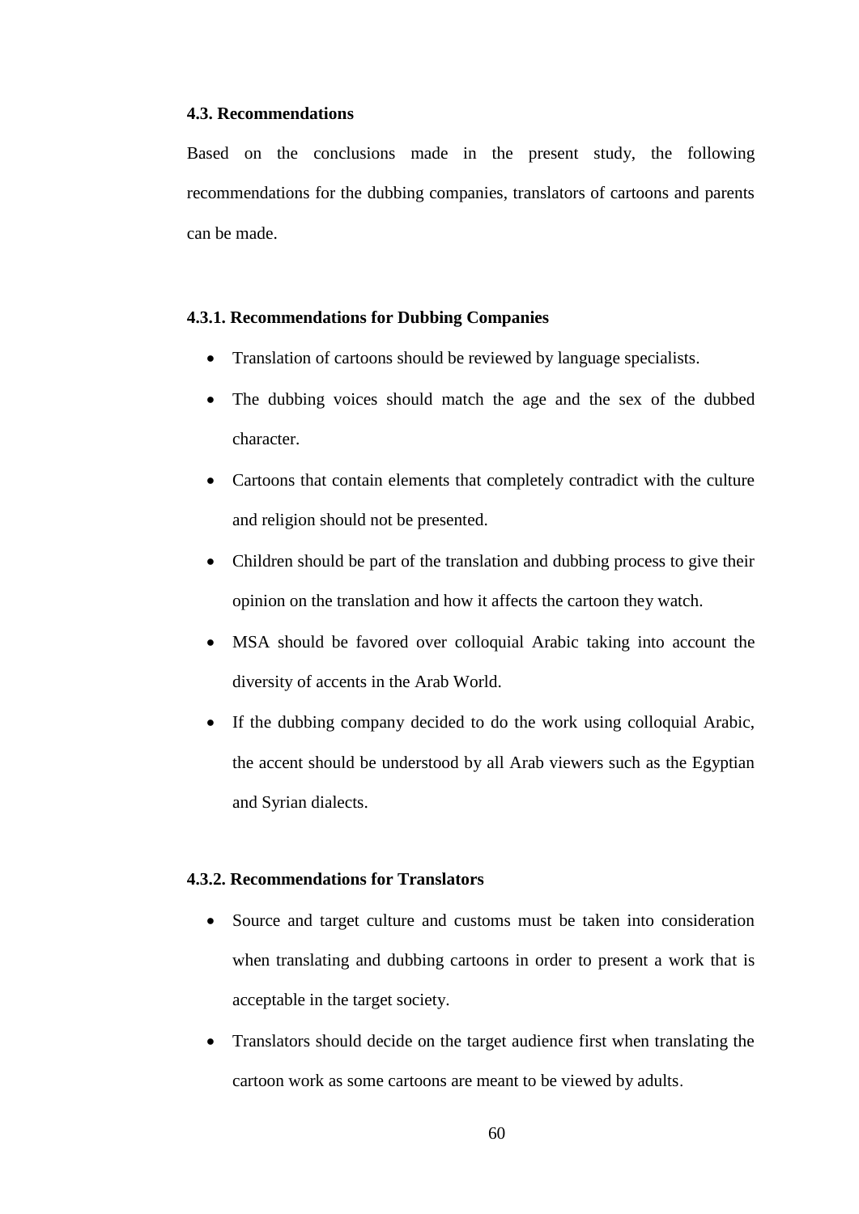### 4.3. Recommendations

Based on the conclusions made in the present study, the following recommendations for the dubbing companies, translators of cartoons and parents can be made.

#### 4.3.1. Recommendations for Dubbing Companies

- Translation of cartoons should be reviewed by language specialists.
- The dubbing voices should match the age and the sex of the dubbed character.
- Cartoons that contain elements that completely contradict with the culture and religion should not be presented.
- Children should be part of the translation and dubbing process to give their opinion on the translation and how it affects the cartoon they watch.
- MSA should be favored over colloquial Arabic taking into account the diversity of accents in the Arab World.
- If the dubbing company decided to do the work using colloquial Arabic, the accent should be understood by all Arab viewers such as the Egyptian and Syrian dialects.

#### 4.3.2. Recommendations for Translators

- Source and target culture and customs must be taken into consideration when translating and dubbing cartoons in order to present a work that is acceptable in the target society.
- Translators should decide on the target audience first when translating the cartoon work as some cartoons are meant to be viewed by adults.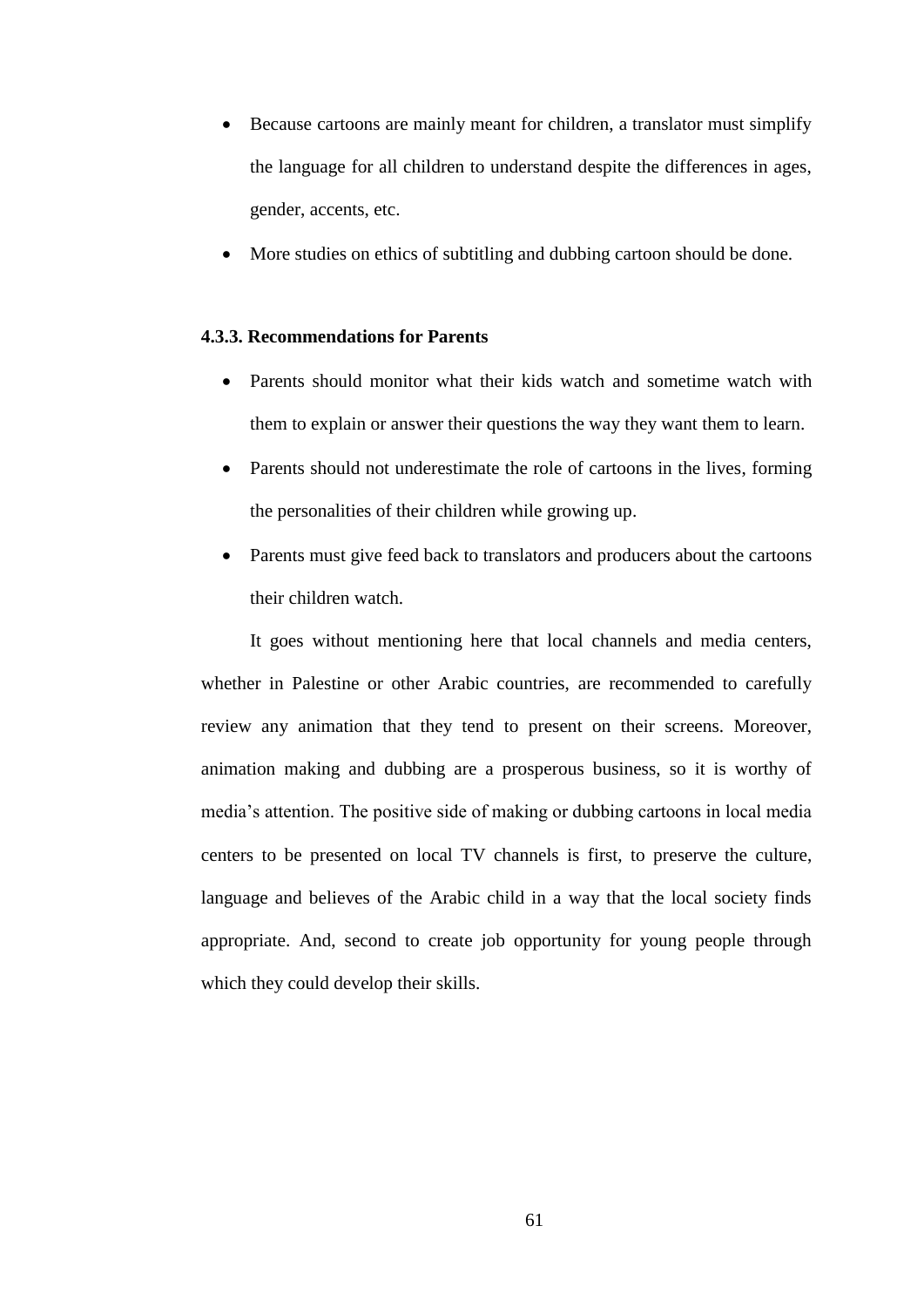- Because cartoons are mainly meant for children, a translator must simplify the language for all children to understand despite the differences in ages, gender, accents, etc.
- More studies on ethics of subtitling and dubbing cartoon should be done.

### 4.3.3. Recommendations for Parents

- Parents should monitor what their kids watch and sometime watch with them to explain or answer their questions the way they want them to learn.
- Parents should not underestimate the role of cartoons in the lives, forming the personalities of their children while growing up.
- Parents must give feed back to translators and producers about the cartoons their children watch.

It goes without mentioning here that local channels and media centers, whether in Palestine or other Arabic countries, are recommended to carefully review any animation that they tend to present on their screens. Moreover, animation making and dubbing are a prosperous business, so it is worthy of media's attention. The positive side of making or dubbing cartoons in local media centers to be presented on local TV channels is first, to preserve the culture, language and believes of the Arabic child in a way that the local society finds appropriate. And, second to create job opportunity for young people through which they could develop their skills.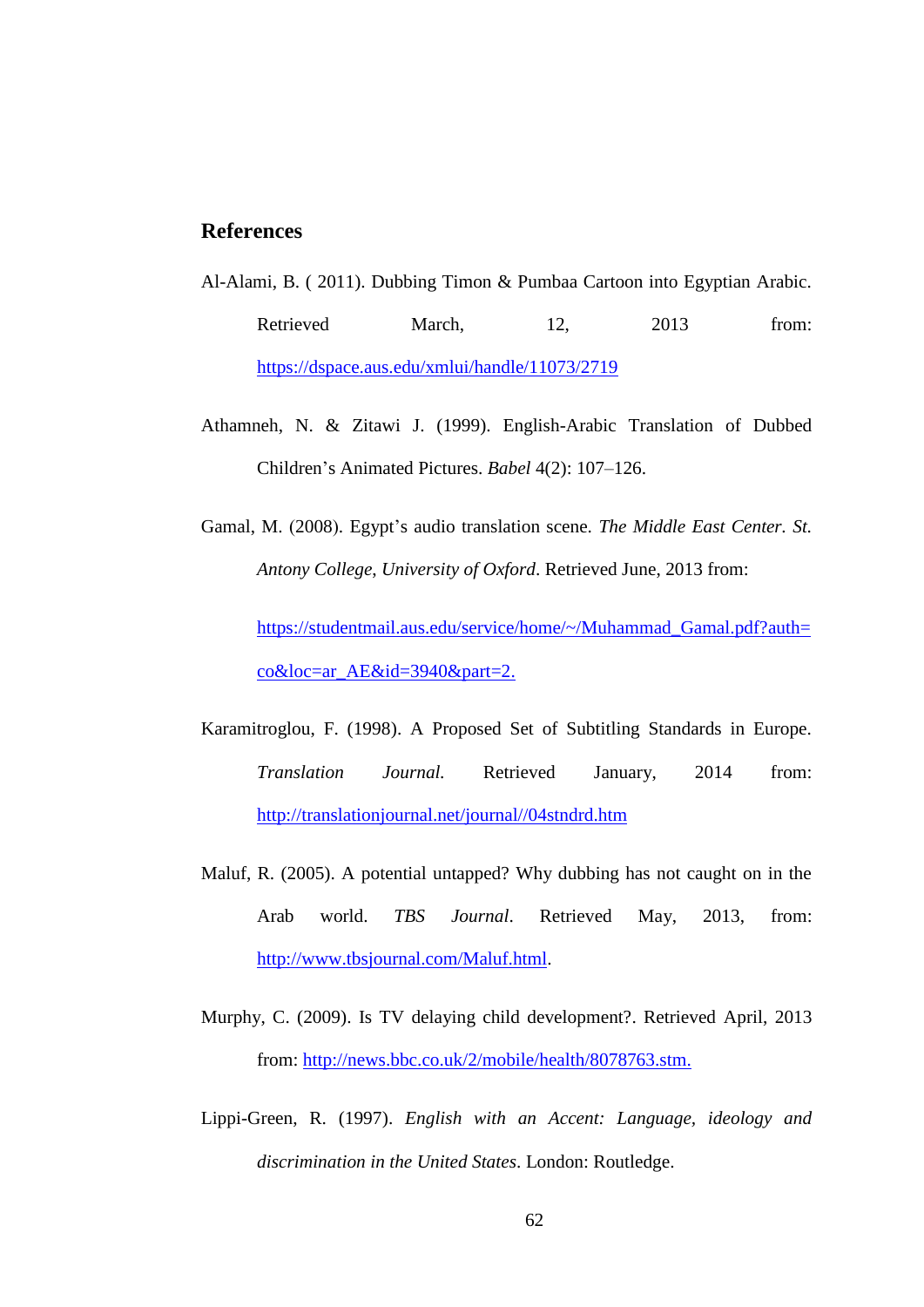## References

Al-Alami, B. ( 2011). Dubbing Timon & Pumbaa Cartoon into Egyptian Arabic. Retrieved March, 12, 2013 from: https://dspace.aus.edu/xmlui/handle/11073/2719

Athamneh, N. & Zitawi J. (1999). English-Arabic Translation of Dubbed Children's Animated Pictures. *Babel* 4(2): 107–126.

Gamal, M. (2008). Egypt's audio translation scene. *The Middle East Center*. *St. Antony College*, *University of Oxford*. Retrieved June, 2013 from:

https://studentmail.aus.edu/service/home/~/Muhammad_Gamal.pdf?auth=co&loc=ar_AE&id=3940&part=2.

Karamitroglou, F. (1998). A Proposed Set of Subtitling Standards in Europe. *Translation Journal.* Retrieved January, 2014 from: http://translationjournal.net/journal//04stndrd.htm

Maluf, R. (2005). A potential untapped? Why dubbing has not caught on in the Arab world. *TBS Journal*. Retrieved May, 2013, from: http://www.tbsjournal.com/Maluf.html.

Murphy, C. (2009). Is TV delaying child development?. Retrieved April, 2013 from: http://news.bbc.co.uk/2/mobile/health/8078763.stm.

Lippi-Green, R. (1997). *English with an Accent: Language, ideology and discrimination in the United States*. London: Routledge.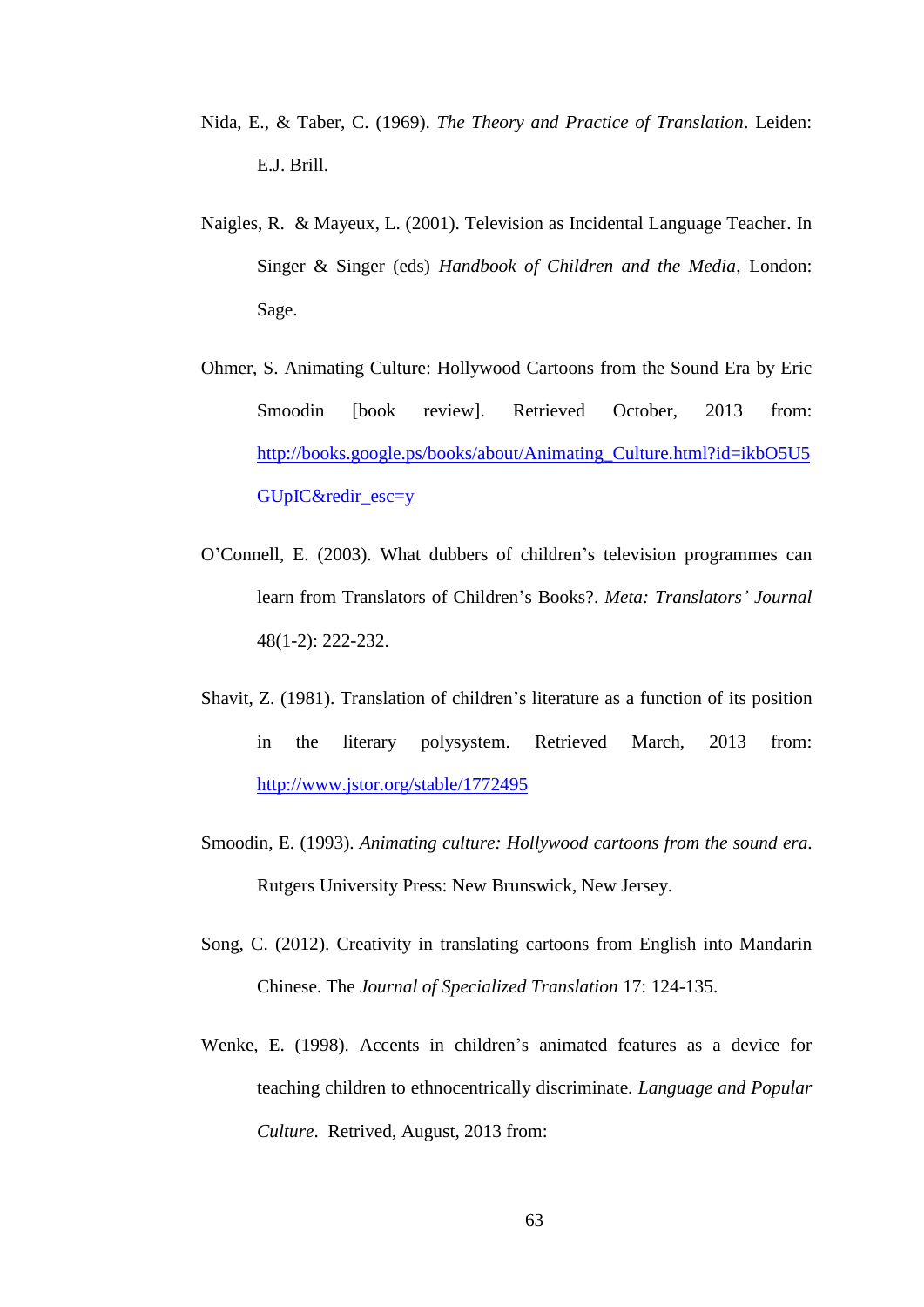Nida, E., & Taber, C. (1969). *The Theory and Practice of Translation*. Leiden: E.J. Brill.

Naigles, R.  & Mayeux, L. (2001). Television as Incidental Language Teacher. In Singer & Singer (eds) *Handbook of Children and the Media*, London: Sage.

Ohmer, S. Animating Culture: Hollywood Cartoons from the Sound Era by Eric Smoodin [book review]. Retrieved October, 2013 from: http://books.google.ps/books/about/Animating_Culture.html?id=ikbO5U5GUpIC&redir_esc=y

O'Connell, E. (2003). What dubbers of children's television programmes can learn from Translators of Children's Books?. *Meta: Translators' Journal* 48(1-2): 222-232.

Shavit, Z. (1981). Translation of children's literature as a function of its position in the literary polysystem. Retrieved March, 2013 from: http://www.jstor.org/stable/1772495

Smoodin, E. (1993). *Animating culture: Hollywood cartoons from the sound era*. Rutgers University Press: New Brunswick, New Jersey.

Song, C. (2012). Creativity in translating cartoons from English into Mandarin Chinese. The *Journal of Specialized Translation* 17: 124-135.

Wenke, E. (1998). Accents in children's animated features as a device for teaching children to ethnocentrically discriminate. *Language and Popular Culture*.  Retrived, August, 2013 from: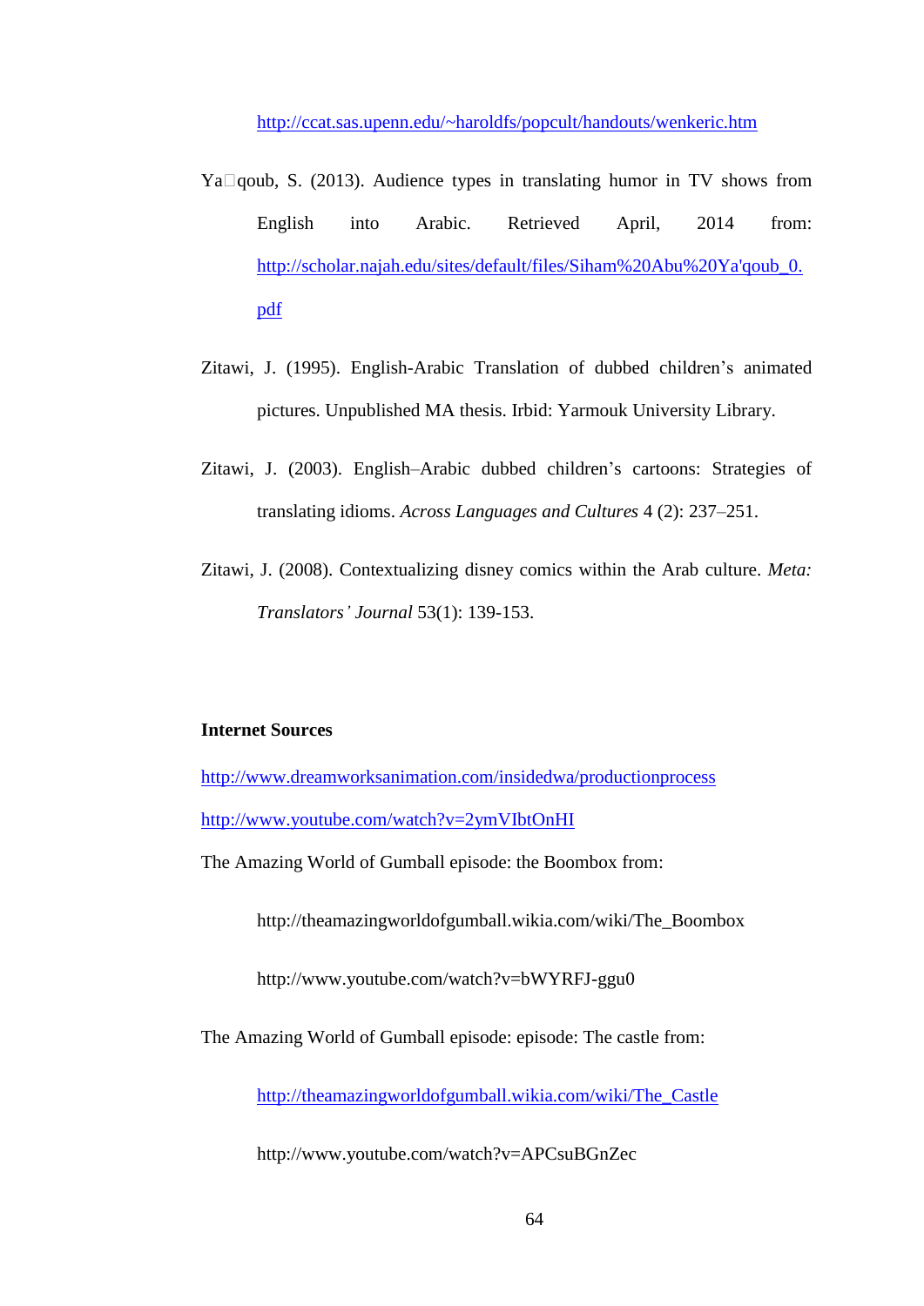http://ccat.sas.upenn.edu/~haroldfs/popcult/handouts/wenkeric.htm

Ya□qoub, S. (2013). Audience types in translating humor in TV shows from English into Arabic. Retrieved April, 2014 from: http://scholar.najah.edu/sites/default/files/Siham%20Abu%20Ya'qoub_0.pdf

Zitawi, J. (1995). English-Arabic Translation of dubbed children's animated pictures. Unpublished MA thesis. Irbid: Yarmouk University Library.

Zitawi, J. (2003). English–Arabic dubbed children's cartoons: Strategies of translating idioms. *Across Languages and Cultures* 4 (2): 237–251.

Zitawi, J. (2008). Contextualizing disney comics within the Arab culture. *Meta: Translators' Journal* 53(1): 139-153.

**Internet Sources**

http://www.dreamworksanimation.com/insidedwa/productionprocess

http://www.youtube.com/watch?v=2ymVIbtOnHI

The Amazing World of Gumball episode: the Boombox from:

http://theamazingworldofgumball.wikia.com/wiki/The_Boombox

http://www.youtube.com/watch?v=bWYRFJ-ggu0

The Amazing World of Gumball episode: episode: The castle from:

http://theamazingworldofgumball.wikia.com/wiki/The_Castle

http://www.youtube.com/watch?v=APCsuBGnZec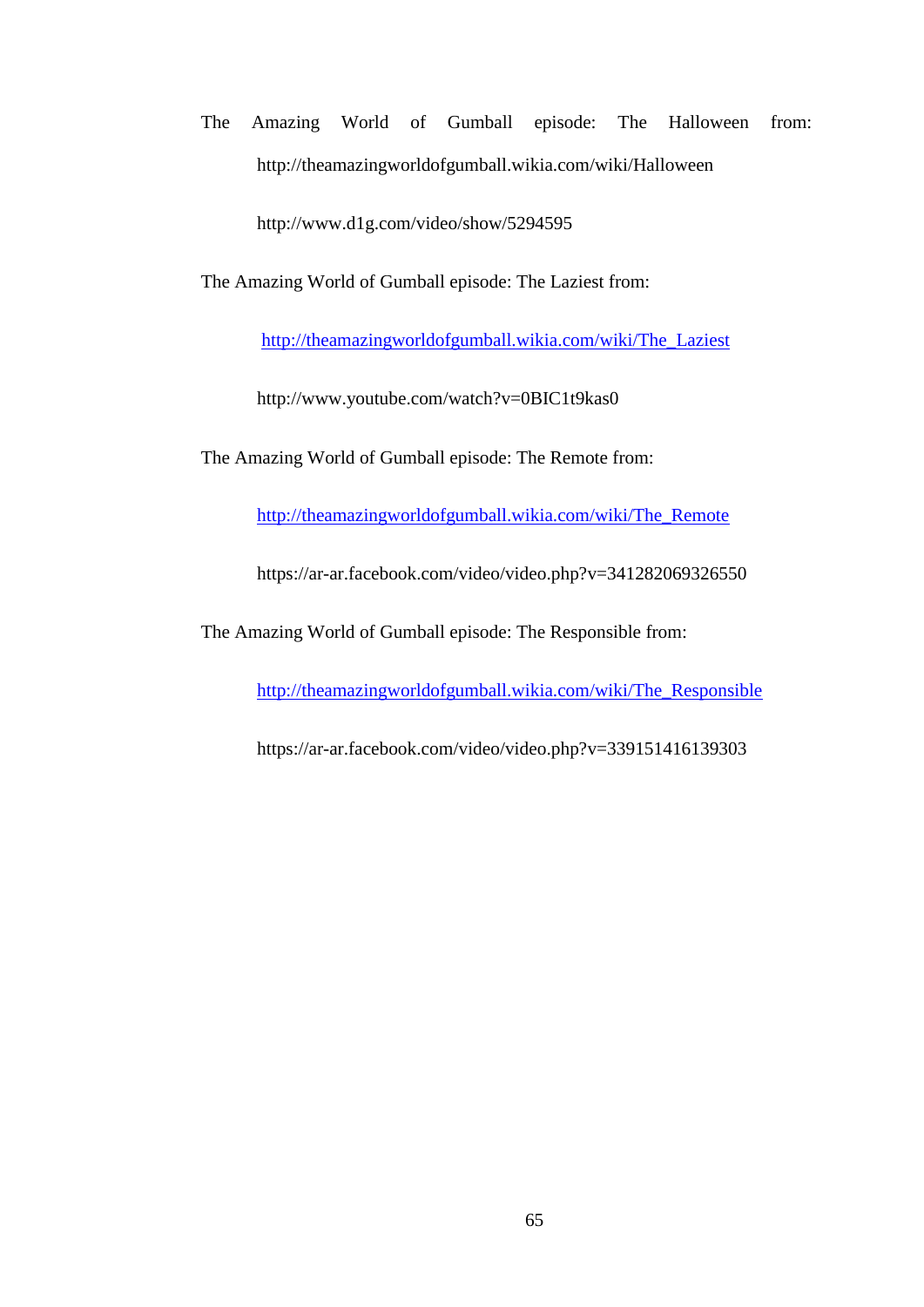The Amazing World of Gumball episode: The Halloween from:

http://theamazingworldofgumball.wikia.com/wiki/Halloween

http://www.d1g.com/video/show/5294595

The Amazing World of Gumball episode: The Laziest from:

http://theamazingworldofgumball.wikia.com/wiki/The_Laziest

http://www.youtube.com/watch?v=0BIC1t9kas0

The Amazing World of Gumball episode: The Remote from:

http://theamazingworldofgumball.wikia.com/wiki/The_Remote

https://ar-ar.facebook.com/video/video.php?v=341282069326550

The Amazing World of Gumball episode: The Responsible from:

http://theamazingworldofgumball.wikia.com/wiki/The_Responsible

https://ar-ar.facebook.com/video/video.php?v=339151416139303